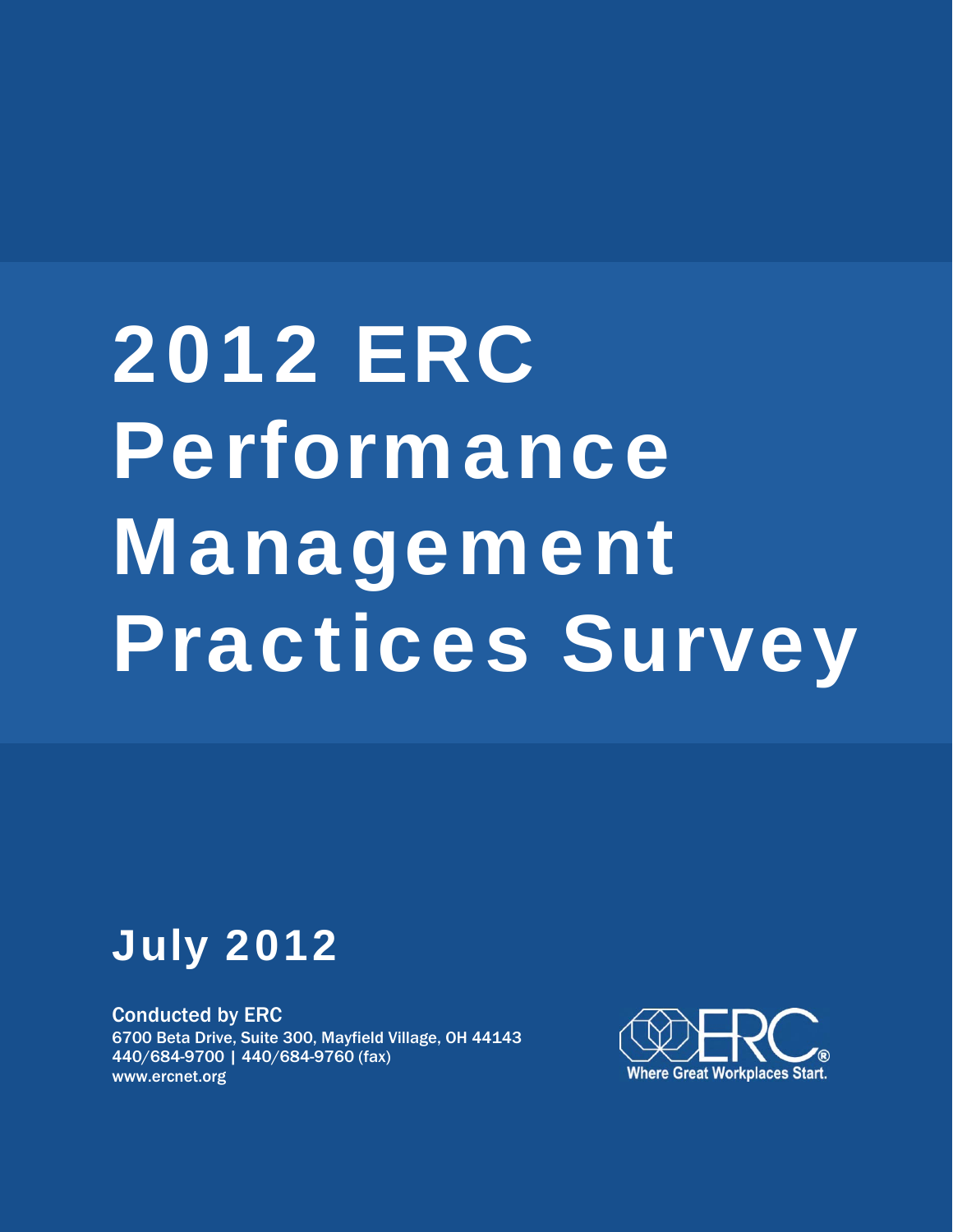# 2012 ERC Performance Management Practices Survey

## July 2012

Conducted by ERC
6700 Beta Drive, Suite 300, Mayfield Village, OH 44143
440/684-9700 | 440/684-9760 (fax)
www.ercnet.org

ERC®
Where Great Workplaces Start.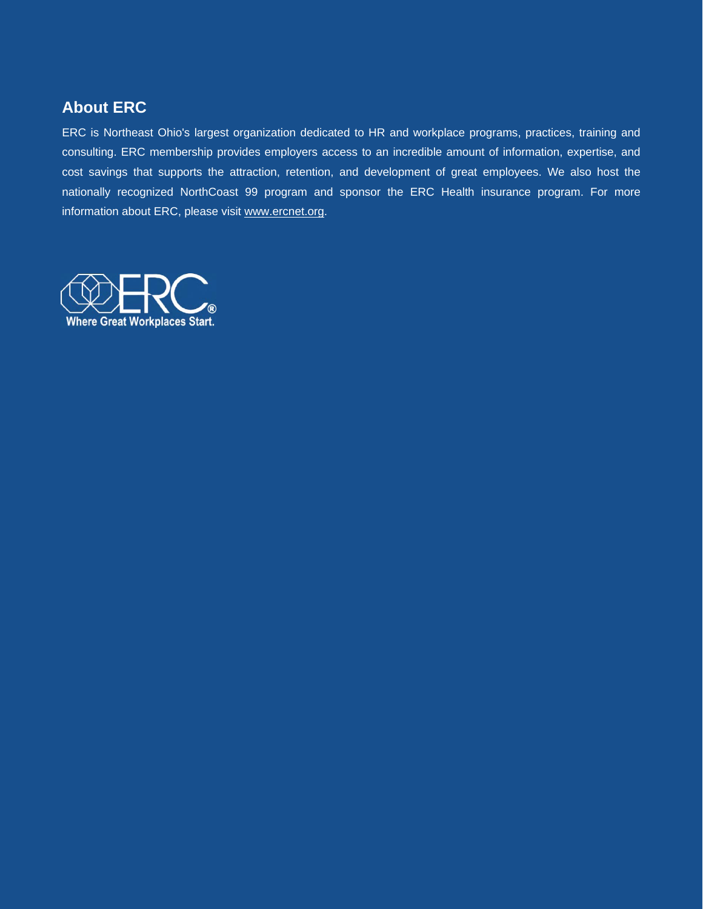## About ERC

ERC is Northeast Ohio's largest organization dedicated to HR and workplace programs, practices, training and consulting. ERC membership provides employers access to an incredible amount of information, expertise, and cost savings that supports the attraction, retention, and development of great employees. We also host the nationally recognized NorthCoast 99 program and sponsor the ERC Health insurance program. For more information about ERC, please visit www.ercnet.org.

ERC®

Where Great Workplaces Start.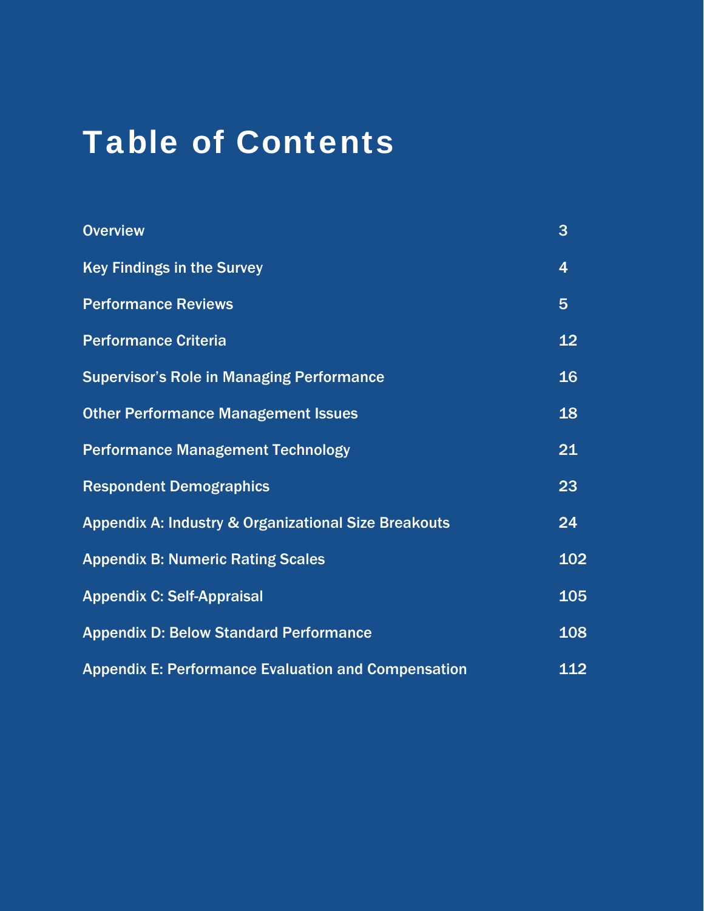# Table of Contents

| | |
|---|---|
| Overview | 3 |
| Key Findings in the Survey | 4 |
| Performance Reviews | 5 |
| Performance Criteria | 12 |
| Supervisor's Role in Managing Performance | 16 |
| Other Performance Management Issues | 18 |
| Performance Management Technology | 21 |
| Respondent Demographics | 23 |
| Appendix A: Industry & Organizational Size Breakouts | 24 |
| Appendix B: Numeric Rating Scales | 102 |
| Appendix C: Self-Appraisal | 105 |
| Appendix D: Below Standard Performance | 108 |
| Appendix E: Performance Evaluation and Compensation | 112 |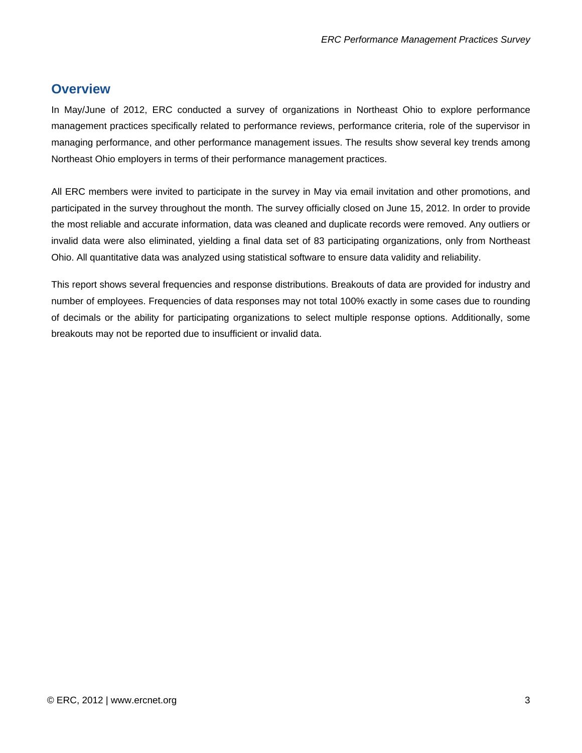## Overview

In May/June of 2012, ERC conducted a survey of organizations in Northeast Ohio to explore performance management practices specifically related to performance reviews, performance criteria, role of the supervisor in managing performance, and other performance management issues. The results show several key trends among Northeast Ohio employers in terms of their performance management practices.

All ERC members were invited to participate in the survey in May via email invitation and other promotions, and participated in the survey throughout the month. The survey officially closed on June 15, 2012. In order to provide the most reliable and accurate information, data was cleaned and duplicate records were removed. Any outliers or invalid data were also eliminated, yielding a final data set of 83 participating organizations, only from Northeast Ohio. All quantitative data was analyzed using statistical software to ensure data validity and reliability.

This report shows several frequencies and response distributions. Breakouts of data are provided for industry and number of employees. Frequencies of data responses may not total 100% exactly in some cases due to rounding of decimals or the ability for participating organizations to select multiple response options. Additionally, some breakouts may not be reported due to insufficient or invalid data.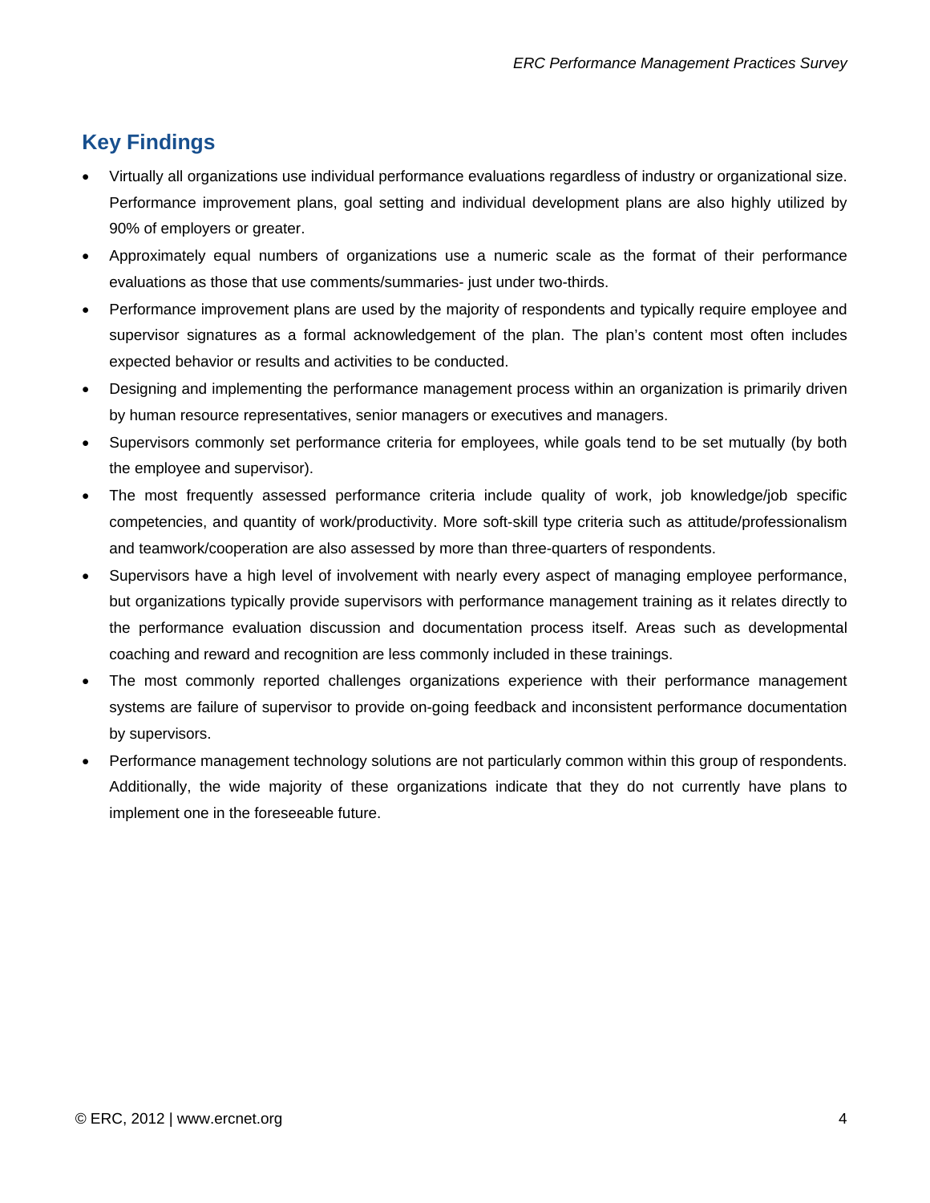## Key Findings

- Virtually all organizations use individual performance evaluations regardless of industry or organizational size. Performance improvement plans, goal setting and individual development plans are also highly utilized by 90% of employers or greater.
- Approximately equal numbers of organizations use a numeric scale as the format of their performance evaluations as those that use comments/summaries- just under two-thirds.
- Performance improvement plans are used by the majority of respondents and typically require employee and supervisor signatures as a formal acknowledgement of the plan. The plan's content most often includes expected behavior or results and activities to be conducted.
- Designing and implementing the performance management process within an organization is primarily driven by human resource representatives, senior managers or executives and managers.
- Supervisors commonly set performance criteria for employees, while goals tend to be set mutually (by both the employee and supervisor).
- The most frequently assessed performance criteria include quality of work, job knowledge/job specific competencies, and quantity of work/productivity. More soft-skill type criteria such as attitude/professionalism and teamwork/cooperation are also assessed by more than three-quarters of respondents.
- Supervisors have a high level of involvement with nearly every aspect of managing employee performance, but organizations typically provide supervisors with performance management training as it relates directly to the performance evaluation discussion and documentation process itself. Areas such as developmental coaching and reward and recognition are less commonly included in these trainings.
- The most commonly reported challenges organizations experience with their performance management systems are failure of supervisor to provide on-going feedback and inconsistent performance documentation by supervisors.
- Performance management technology solutions are not particularly common within this group of respondents. Additionally, the wide majority of these organizations indicate that they do not currently have plans to implement one in the foreseeable future.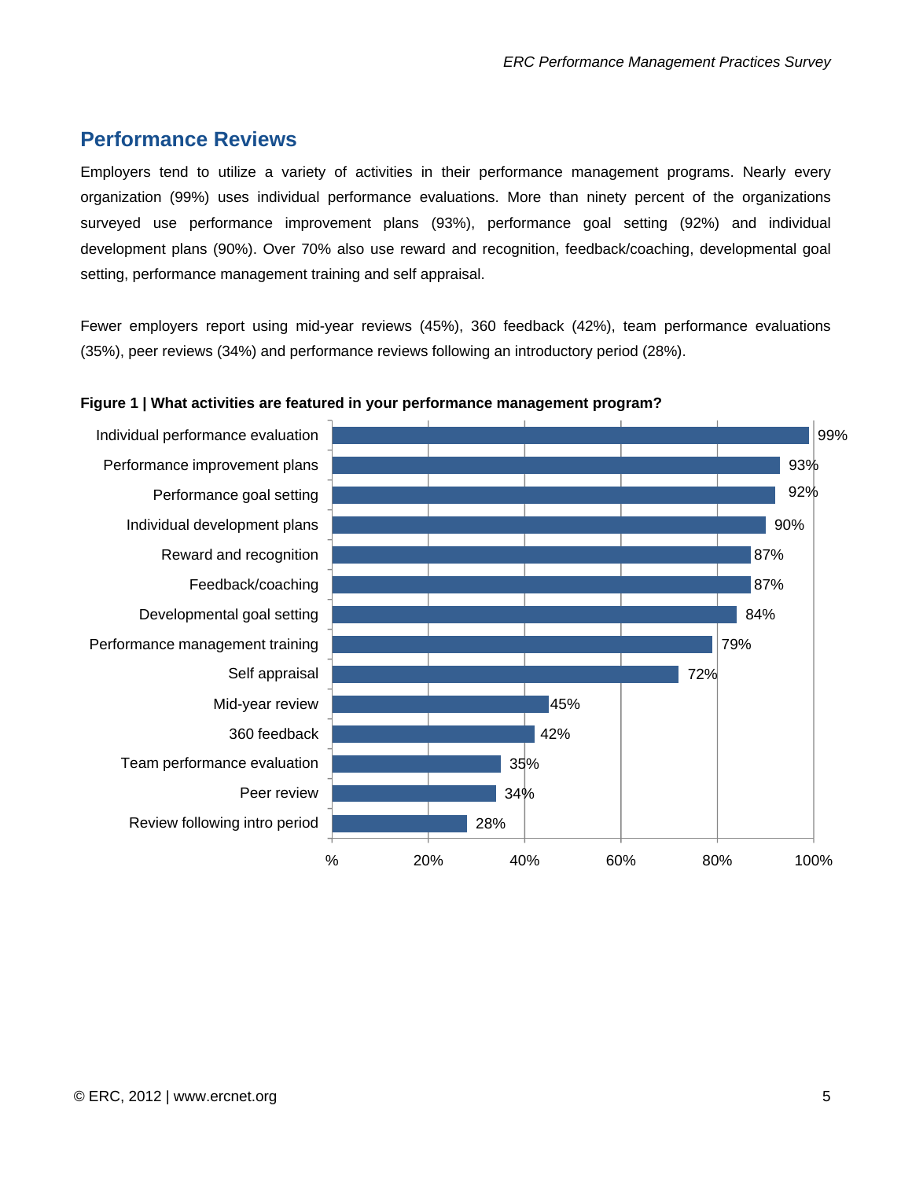## Performance Reviews

Employers tend to utilize a variety of activities in their performance management programs. Nearly every organization (99%) uses individual performance evaluations. More than ninety percent of the organizations surveyed use performance improvement plans (93%), performance goal setting (92%) and individual development plans (90%). Over 70% also use reward and recognition, feedback/coaching, developmental goal setting, performance management training and self appraisal.

Fewer employers report using mid-year reviews (45%), 360 feedback (42%), team performance evaluations (35%), peer reviews (34%) and performance reviews following an introductory period (28%).

**Figure 1 | What activities are featured in your performance management program?**

| Activity | Percentage |
|---|---|
| Individual performance evaluation | 99% |
| Performance improvement plans | 93% |
| Performance goal setting | 92% |
| Individual development plans | 90% |
| Reward and recognition | 87% |
| Feedback/coaching | 87% |
| Developmental goal setting | 84% |
| Performance management training | 79% |
| Self appraisal | 72% |
| Mid-year review | 45% |
| 360 feedback | 42% |
| Team performance evaluation | 35% |
| Peer review | 34% |
| Review following intro period | 28% |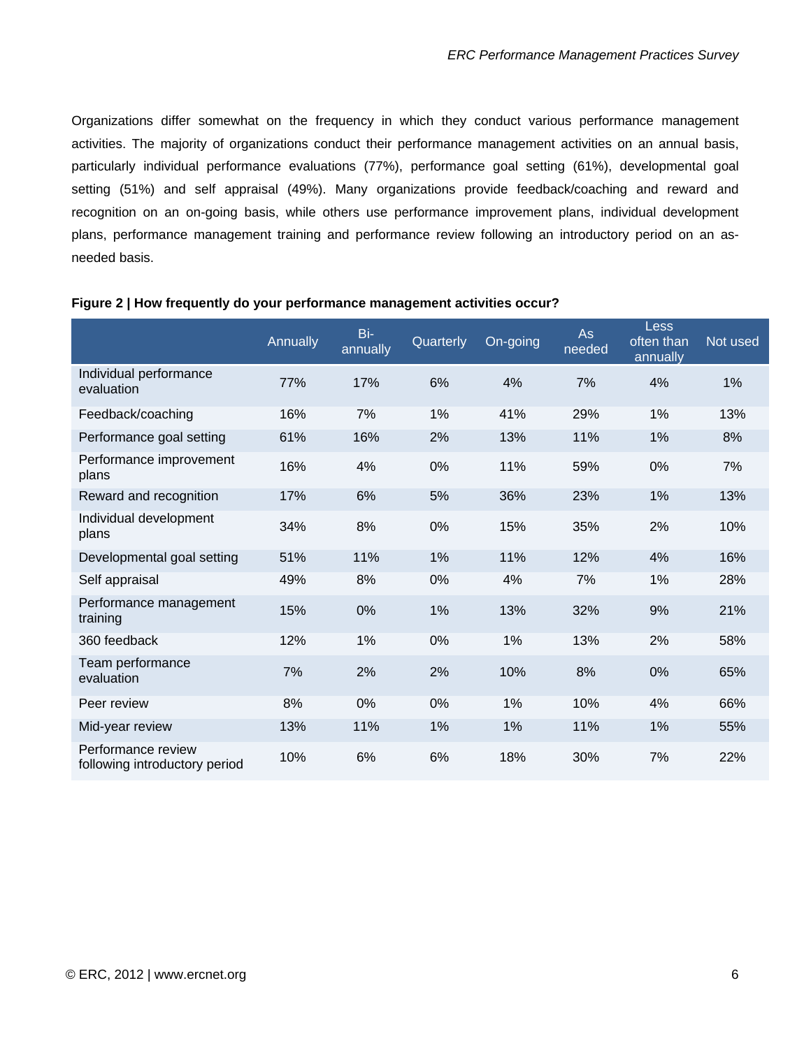Organizations differ somewhat on the frequency in which they conduct various performance management activities. The majority of organizations conduct their performance management activities on an annual basis, particularly individual performance evaluations (77%), performance goal setting (61%), developmental goal setting (51%) and self appraisal (49%). Many organizations provide feedback/coaching and reward and recognition on an on-going basis, while others use performance improvement plans, individual development plans, performance management training and performance review following an introductory period on an as-needed basis.

**Figure 2 | How frequently do your performance management activities occur?**

| | Annually | Bi-annually | Quarterly | On-going | As needed | Less often than annually | Not used |
|---|---|---|---|---|---|---|---|
| Individual performance evaluation | 77% | 17% | 6% | 4% | 7% | 4% | 1% |
| Feedback/coaching | 16% | 7% | 1% | 41% | 29% | 1% | 13% |
| Performance goal setting | 61% | 16% | 2% | 13% | 11% | 1% | 8% |
| Performance improvement plans | 16% | 4% | 0% | 11% | 59% | 0% | 7% |
| Reward and recognition | 17% | 6% | 5% | 36% | 23% | 1% | 13% |
| Individual development plans | 34% | 8% | 0% | 15% | 35% | 2% | 10% |
| Developmental goal setting | 51% | 11% | 1% | 11% | 12% | 4% | 16% |
| Self appraisal | 49% | 8% | 0% | 4% | 7% | 1% | 28% |
| Performance management training | 15% | 0% | 1% | 13% | 32% | 9% | 21% |
| 360 feedback | 12% | 1% | 0% | 1% | 13% | 2% | 58% |
| Team performance evaluation | 7% | 2% | 2% | 10% | 8% | 0% | 65% |
| Peer review | 8% | 0% | 0% | 1% | 10% | 4% | 66% |
| Mid-year review | 13% | 11% | 1% | 1% | 11% | 1% | 55% |
| Performance review following introductory period | 10% | 6% | 6% | 18% | 30% | 7% | 22% |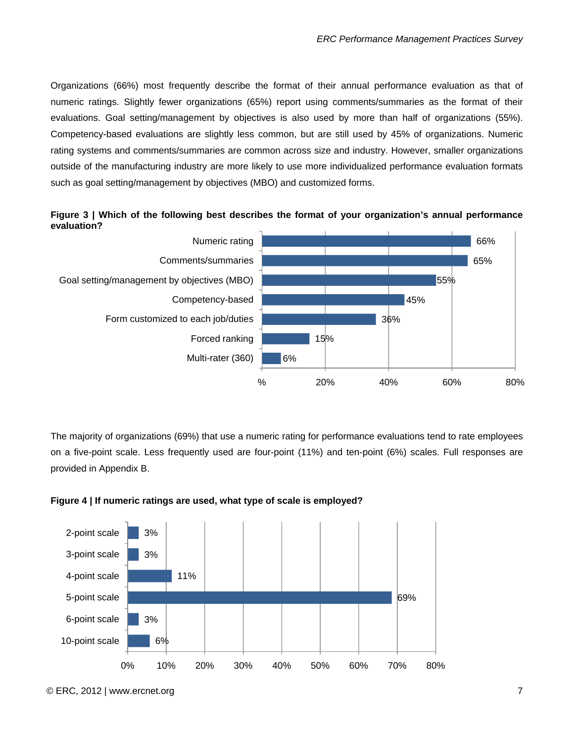Organizations (66%) most frequently describe the format of their annual performance evaluation as that of numeric ratings. Slightly fewer organizations (65%) report using comments/summaries as the format of their evaluations. Goal setting/management by objectives is also used by more than half of organizations (55%). Competency-based evaluations are slightly less common, but are still used by 45% of organizations. Numeric rating systems and comments/summaries are common across size and industry. However, smaller organizations outside of the manufacturing industry are more likely to use more individualized performance evaluation formats such as goal setting/management by objectives (MBO) and customized forms.

**Figure 3 | Which of the following best describes the format of your organization's annual performance evaluation?**

| Format | % |
|---|---|
| Numeric rating | 66% |
| Comments/summaries | 65% |
| Goal setting/management by objectives (MBO) | 55% |
| Competency-based | 45% |
| Form customized to each job/duties | 36% |
| Forced ranking | 15% |
| Multi-rater (360) | 6% |

The majority of organizations (69%) that use a numeric rating for performance evaluations tend to rate employees on a five-point scale. Less frequently used are four-point (11%) and ten-point (6%) scales. Full responses are provided in Appendix B.

**Figure 4 | If numeric ratings are used, what type of scale is employed?**

| Scale | % |
|---|---|
| 2-point scale | 3% |
| 3-point scale | 3% |
| 4-point scale | 11% |
| 5-point scale | 69% |
| 6-point scale | 3% |
| 10-point scale | 6% |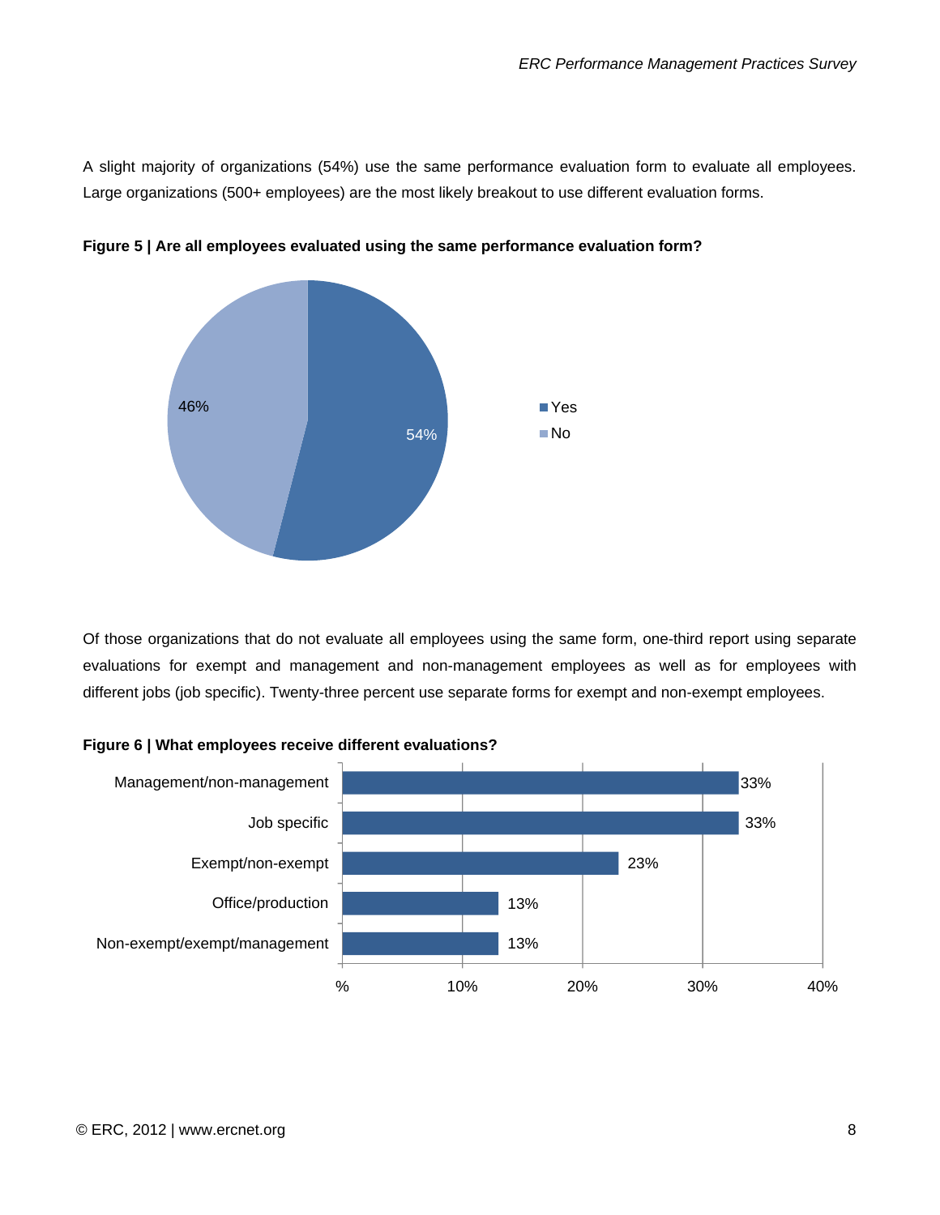A slight majority of organizations (54%) use the same performance evaluation form to evaluate all employees. Large organizations (500+ employees) are the most likely breakout to use different evaluation forms.

**Figure 5 | Are all employees evaluated using the same performance evaluation form?**

| Response | % |
|---|---|
| Yes | 54% |
| No | 46% |

Of those organizations that do not evaluate all employees using the same form, one-third report using separate evaluations for exempt and management and non-management employees as well as for employees with different jobs (job specific). Twenty-three percent use separate forms for exempt and non-exempt employees.

**Figure 6 | What employees receive different evaluations?**

| Employees | % |
|---|---|
| Management/non-management | 33% |
| Job specific | 33% |
| Exempt/non-exempt | 23% |
| Office/production | 13% |
| Non-exempt/exempt/management | 13% |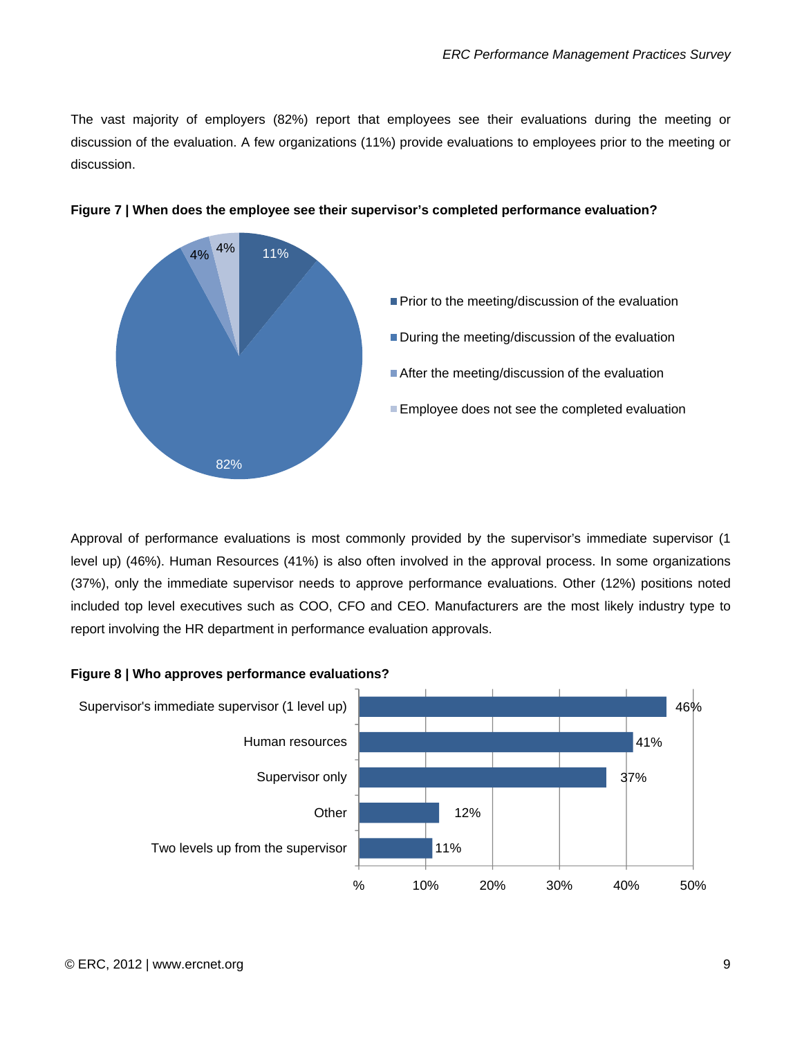The vast majority of employers (82%) report that employees see their evaluations during the meeting or discussion of the evaluation. A few organizations (11%) provide evaluations to employees prior to the meeting or discussion.

**Figure 7 | When does the employee see their supervisor's completed performance evaluation?**

| Response | Percent |
|---|---|
| Prior to the meeting/discussion of the evaluation | 11% |
| During the meeting/discussion of the evaluation | 82% |
| After the meeting/discussion of the evaluation | 4% |
| Employee does not see the completed evaluation | 4% |

Approval of performance evaluations is most commonly provided by the supervisor's immediate supervisor (1 level up) (46%). Human Resources (41%) is also often involved in the approval process. In some organizations (37%), only the immediate supervisor needs to approve performance evaluations. Other (12%) positions noted included top level executives such as COO, CFO and CEO. Manufacturers are the most likely industry type to report involving the HR department in performance evaluation approvals.

**Figure 8 | Who approves performance evaluations?**

| Approver | Percent |
|---|---|
| Supervisor's immediate supervisor (1 level up) | 46% |
| Human resources | 41% |
| Supervisor only | 37% |
| Other | 12% |
| Two levels up from the supervisor | 11% |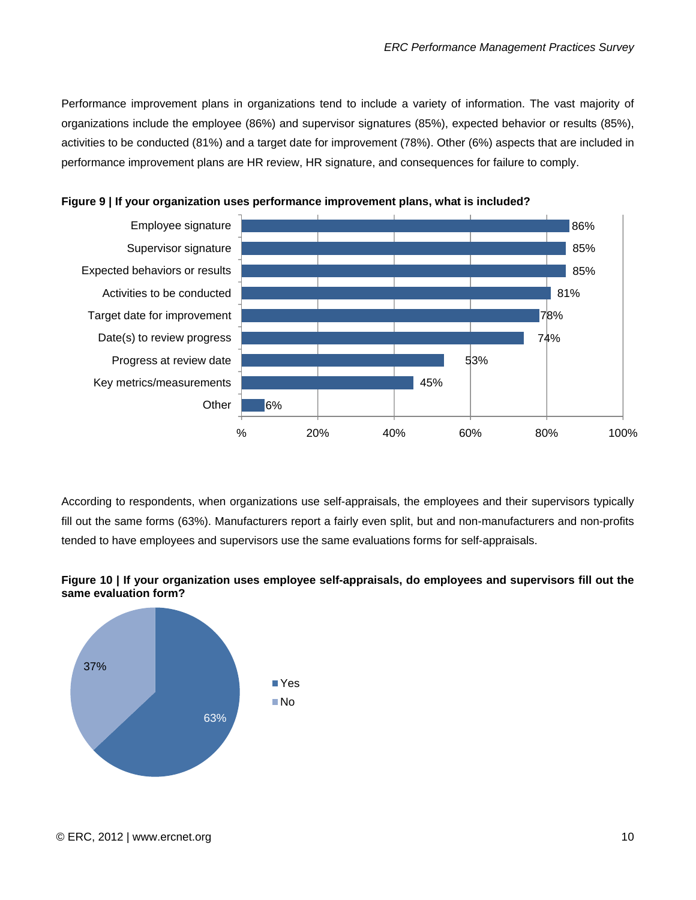Performance improvement plans in organizations tend to include a variety of information. The vast majority of organizations include the employee (86%) and supervisor signatures (85%), expected behavior or results (85%), activities to be conducted (81%) and a target date for improvement (78%). Other (6%) aspects that are included in performance improvement plans are HR review, HR signature, and consequences for failure to comply.

**Figure 9 | If your organization uses performance improvement plans, what is included?**

| Item | Percentage |
|---|---|
| Employee signature | 86% |
| Supervisor signature | 85% |
| Expected behaviors or results | 85% |
| Activities to be conducted | 81% |
| Target date for improvement | 78% |
| Date(s) to review progress | 74% |
| Progress at review date | 53% |
| Key metrics/measurements | 45% |
| Other | 6% |

According to respondents, when organizations use self-appraisals, the employees and their supervisors typically fill out the same forms (63%). Manufacturers report a fairly even split, but and non-manufacturers and non-profits tended to have employees and supervisors use the same evaluations forms for self-appraisals.

**Figure 10 | If your organization uses employee self-appraisals, do employees and supervisors fill out the same evaluation form?**

| Response | Percentage |
|---|---|
| Yes | 63% |
| No | 37% |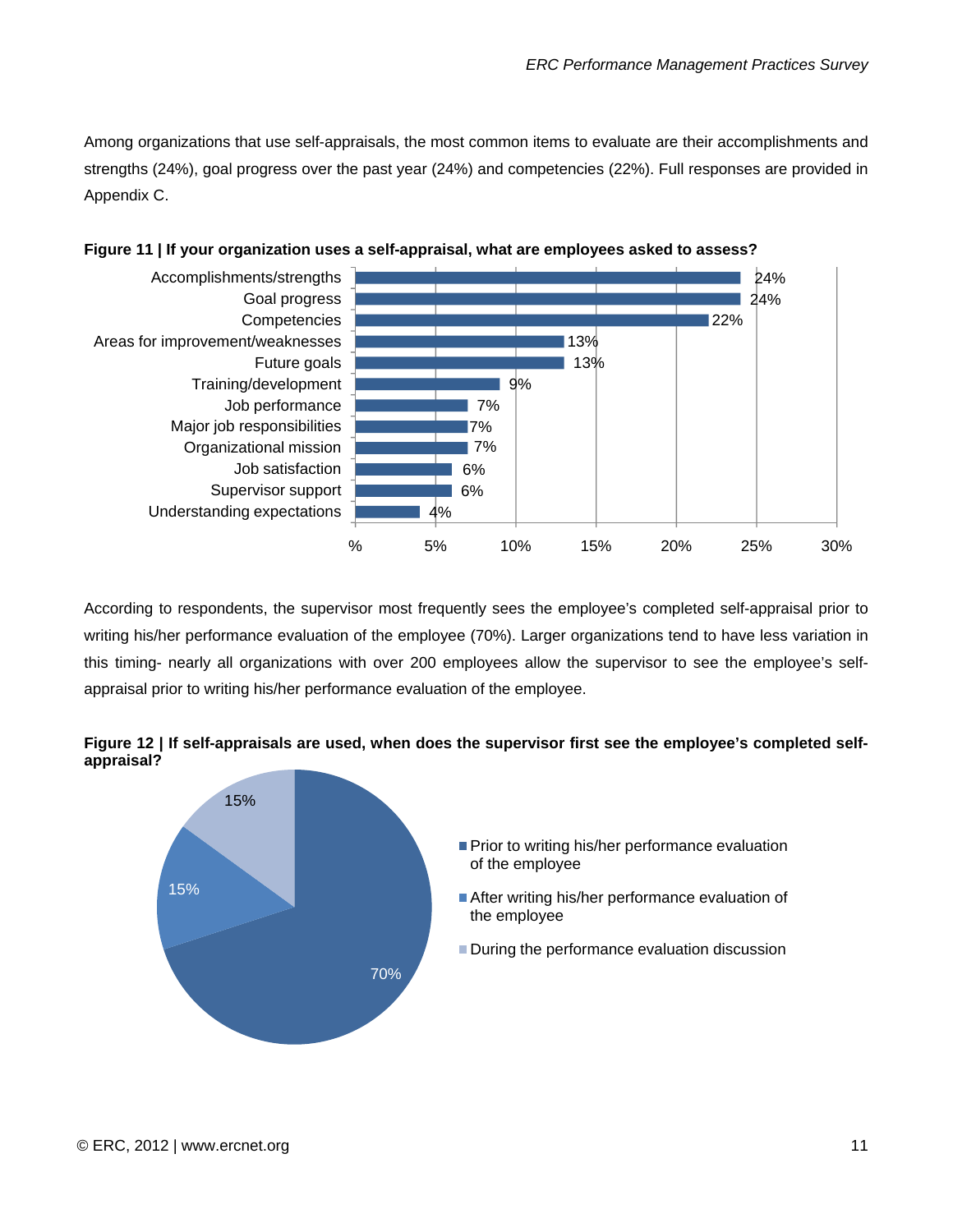Among organizations that use self-appraisals, the most common items to evaluate are their accomplishments and strengths (24%), goal progress over the past year (24%) and competencies (22%). Full responses are provided in Appendix C.

**Figure 11 | If your organization uses a self-appraisal, what are employees asked to assess?**

| Item | Percent |
|---|---|
| Accomplishments/strengths | 24% |
| Goal progress | 24% |
| Competencies | 22% |
| Areas for improvement/weaknesses | 13% |
| Future goals | 13% |
| Training/development | 9% |
| Job performance | 7% |
| Major job responsibilities | 7% |
| Organizational mission | 7% |
| Job satisfaction | 6% |
| Supervisor support | 6% |
| Understanding expectations | 4% |

According to respondents, the supervisor most frequently sees the employee's completed self-appraisal prior to writing his/her performance evaluation of the employee (70%). Larger organizations tend to have less variation in this timing- nearly all organizations with over 200 employees allow the supervisor to see the employee's self-appraisal prior to writing his/her performance evaluation of the employee.

**Figure 12 | If self-appraisals are used, when does the supervisor first see the employee's completed self-appraisal?**

| Timing | Percent |
|---|---|
| Prior to writing his/her performance evaluation of the employee | 70% |
| After writing his/her performance evaluation of the employee | 15% |
| During the performance evaluation discussion | 15% |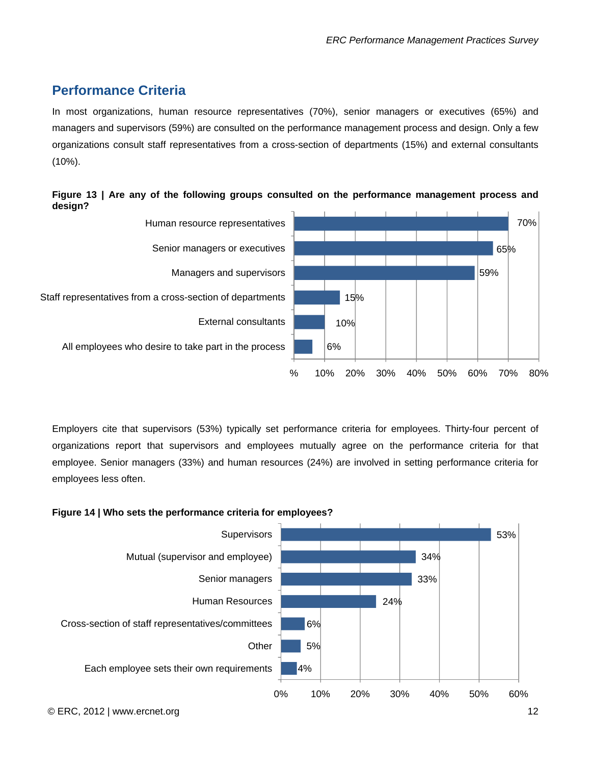## Performance Criteria

In most organizations, human resource representatives (70%), senior managers or executives (65%) and managers and supervisors (59%) are consulted on the performance management process and design. Only a few organizations consult staff representatives from a cross-section of departments (15%) and external consultants (10%).

**Figure 13 | Are any of the following groups consulted on the performance management process and design?**

| Group | Percent |
|---|---|
| Human resource representatives | 70% |
| Senior managers or executives | 65% |
| Managers and supervisors | 59% |
| Staff representatives from a cross-section of departments | 15% |
| External consultants | 10% |
| All employees who desire to take part in the process | 6% |

Employers cite that supervisors (53%) typically set performance criteria for employees. Thirty-four percent of organizations report that supervisors and employees mutually agree on the performance criteria for that employee. Senior managers (33%) and human resources (24%) are involved in setting performance criteria for employees less often.

**Figure 14 | Who sets the performance criteria for employees?**

| Who sets criteria | Percent |
|---|---|
| Supervisors | 53% |
| Mutual (supervisor and employee) | 34% |
| Senior managers | 33% |
| Human Resources | 24% |
| Cross-section of staff representatives/committees | 6% |
| Other | 5% |
| Each employee sets their own requirements | 4% |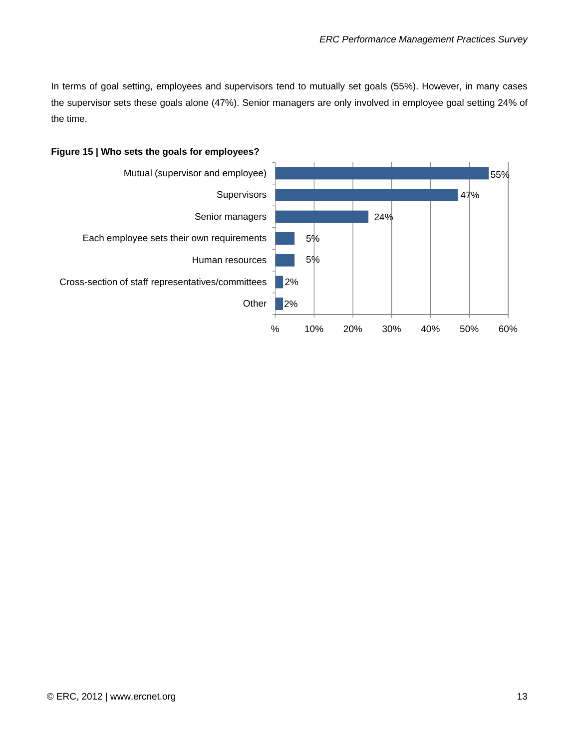In terms of goal setting, employees and supervisors tend to mutually set goals (55%). However, in many cases the supervisor sets these goals alone (47%). Senior managers are only involved in employee goal setting 24% of the time.

**Figure 15 | Who sets the goals for employees?**

| Who sets goals | % |
|---|---|
| Mutual (supervisor and employee) | 55% |
| Supervisors | 47% |
| Senior managers | 24% |
| Each employee sets their own requirements | 5% |
| Human resources | 5% |
| Cross-section of staff representatives/committees | 2% |
| Other | 2% |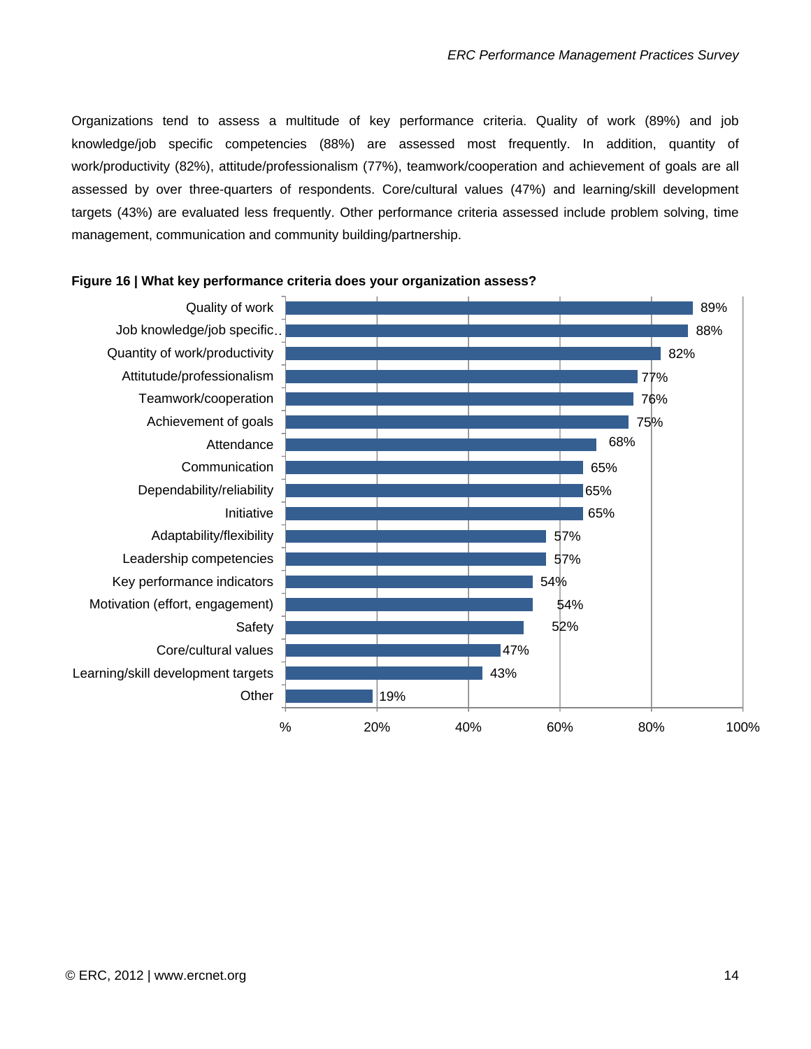Organizations tend to assess a multitude of key performance criteria. Quality of work (89%) and job knowledge/job specific competencies (88%) are assessed most frequently. In addition, quantity of work/productivity (82%), attitude/professionalism (77%), teamwork/cooperation and achievement of goals are all assessed by over three-quarters of respondents. Core/cultural values (47%) and learning/skill development targets (43%) are evaluated less frequently. Other performance criteria assessed include problem solving, time management, communication and community building/partnership.

**Figure 16 | What key performance criteria does your organization assess?**

| Criteria | % |
| --- | --- |
| Quality of work | 89% |
| Job knowledge/job specific.. | 88% |
| Quantity of work/productivity | 82% |
| Attitutde/professionalism | 77% |
| Teamwork/cooperation | 76% |
| Achievement of goals | 75% |
| Attendance | 68% |
| Communication | 65% |
| Dependability/reliability | 65% |
| Initiative | 65% |
| Adaptability/flexibility | 57% |
| Leadership competencies | 57% |
| Key performance indicators | 54% |
| Motivation (effort, engagement) | 54% |
| Safety | 52% |
| Core/cultural values | 47% |
| Learning/skill development targets | 43% |
| Other | 19% |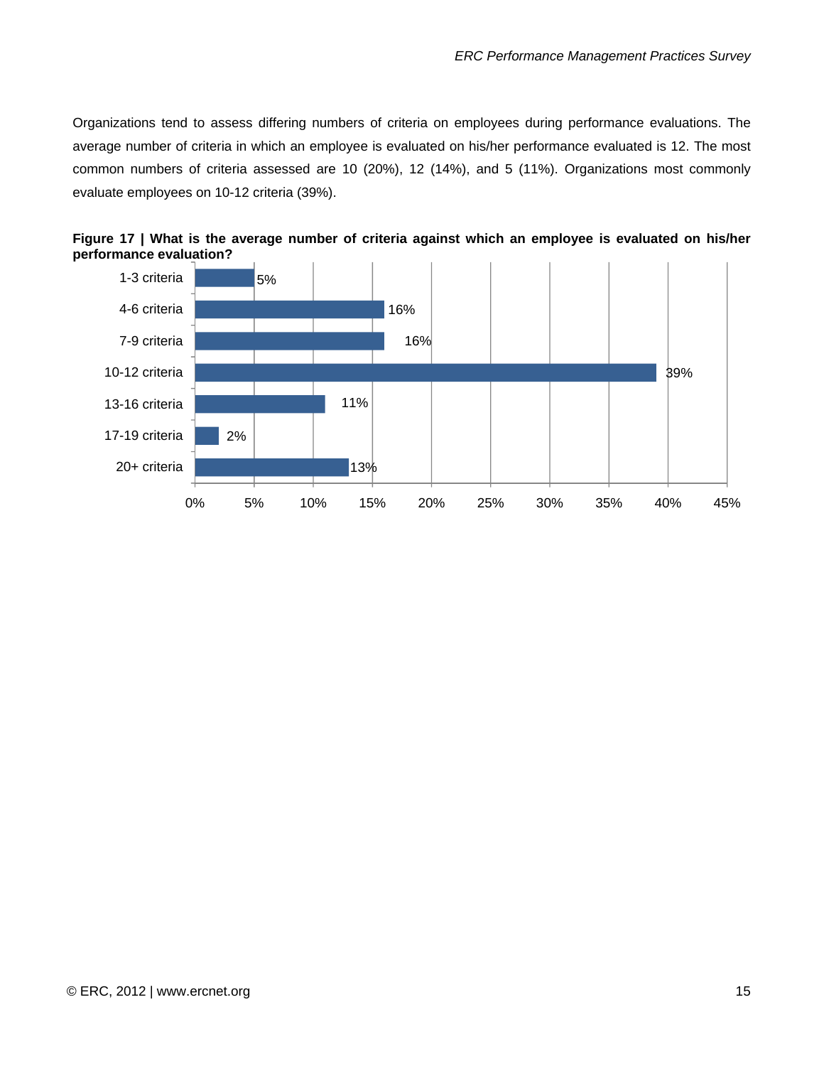Organizations tend to assess differing numbers of criteria on employees during performance evaluations. The average number of criteria in which an employee is evaluated on his/her performance evaluated is 12. The most common numbers of criteria assessed are 10 (20%), 12 (14%), and 5 (11%). Organizations most commonly evaluate employees on 10-12 criteria (39%).

**Figure 17 | What is the average number of criteria against which an employee is evaluated on his/her performance evaluation?**

| Criteria | Percentage |
|---|---|
| 1-3 criteria | 5% |
| 4-6 criteria | 16% |
| 7-9 criteria | 16% |
| 10-12 criteria | 39% |
| 13-16 criteria | 11% |
| 17-19 criteria | 2% |
| 20+ criteria | 13% |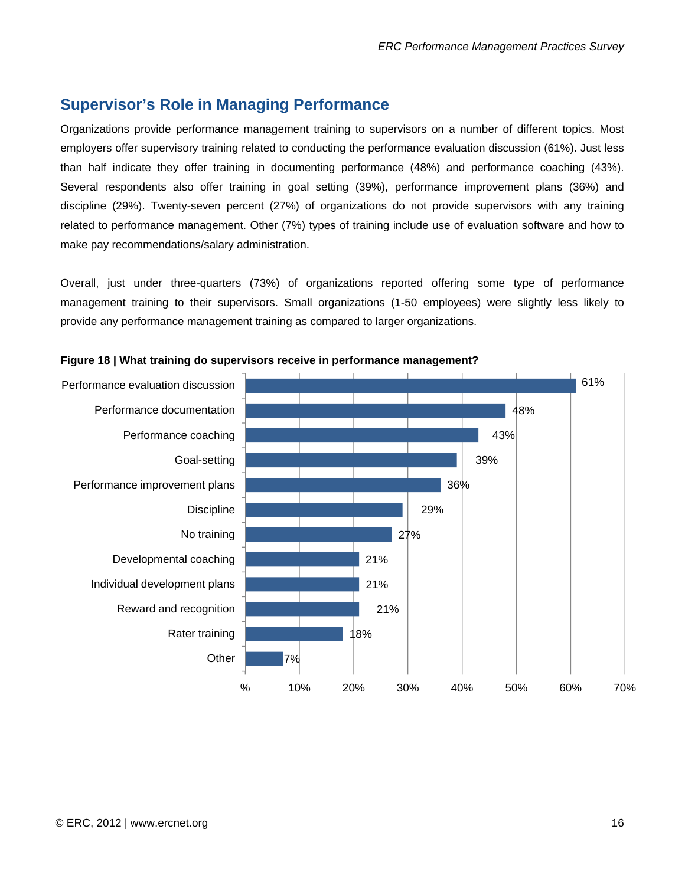## Supervisor's Role in Managing Performance

Organizations provide performance management training to supervisors on a number of different topics. Most employers offer supervisory training related to conducting the performance evaluation discussion (61%). Just less than half indicate they offer training in documenting performance (48%) and performance coaching (43%). Several respondents also offer training in goal setting (39%), performance improvement plans (36%) and discipline (29%). Twenty-seven percent (27%) of organizations do not provide supervisors with any training related to performance management. Other (7%) types of training include use of evaluation software and how to make pay recommendations/salary administration.

Overall, just under three-quarters (73%) of organizations reported offering some type of performance management training to their supervisors. Small organizations (1-50 employees) were slightly less likely to provide any performance management training as compared to larger organizations.

**Figure 18 | What training do supervisors receive in performance management?**

| Training | % |
|---|---|
| Performance evaluation discussion | 61% |
| Performance documentation | 48% |
| Performance coaching | 43% |
| Goal-setting | 39% |
| Performance improvement plans | 36% |
| Discipline | 29% |
| No training | 27% |
| Developmental coaching | 21% |
| Individual development plans | 21% |
| Reward and recognition | 21% |
| Rater training | 18% |
| Other | 7% |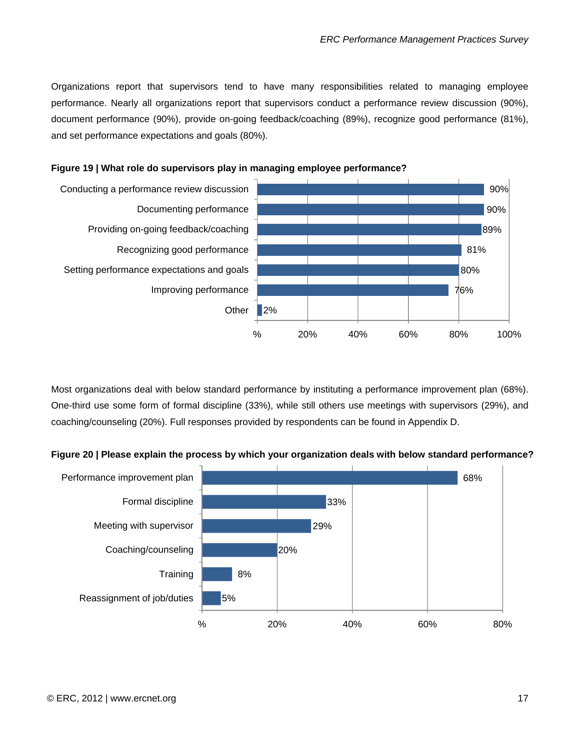Organizations report that supervisors tend to have many responsibilities related to managing employee performance. Nearly all organizations report that supervisors conduct a performance review discussion (90%), document performance (90%), provide on-going feedback/coaching (89%), recognize good performance (81%), and set performance expectations and goals (80%).

**Figure 19 | What role do supervisors play in managing employee performance?**

| Role | % |
|---|---|
| Conducting a performance review discussion | 90% |
| Documenting performance | 90% |
| Providing on-going feedback/coaching | 89% |
| Recognizing good performance | 81% |
| Setting performance expectations and goals | 80% |
| Improving performance | 76% |
| Other | 2% |

Most organizations deal with below standard performance by instituting a performance improvement plan (68%). One-third use some form of formal discipline (33%), while still others use meetings with supervisors (29%), and coaching/counseling (20%). Full responses provided by respondents can be found in Appendix D.

**Figure 20 | Please explain the process by which your organization deals with below standard performance?**

| Process | % |
|---|---|
| Performance improvement plan | 68% |
| Formal discipline | 33% |
| Meeting with supervisor | 29% |
| Coaching/counseling | 20% |
| Training | 8% |
| Reassignment of job/duties | 5% |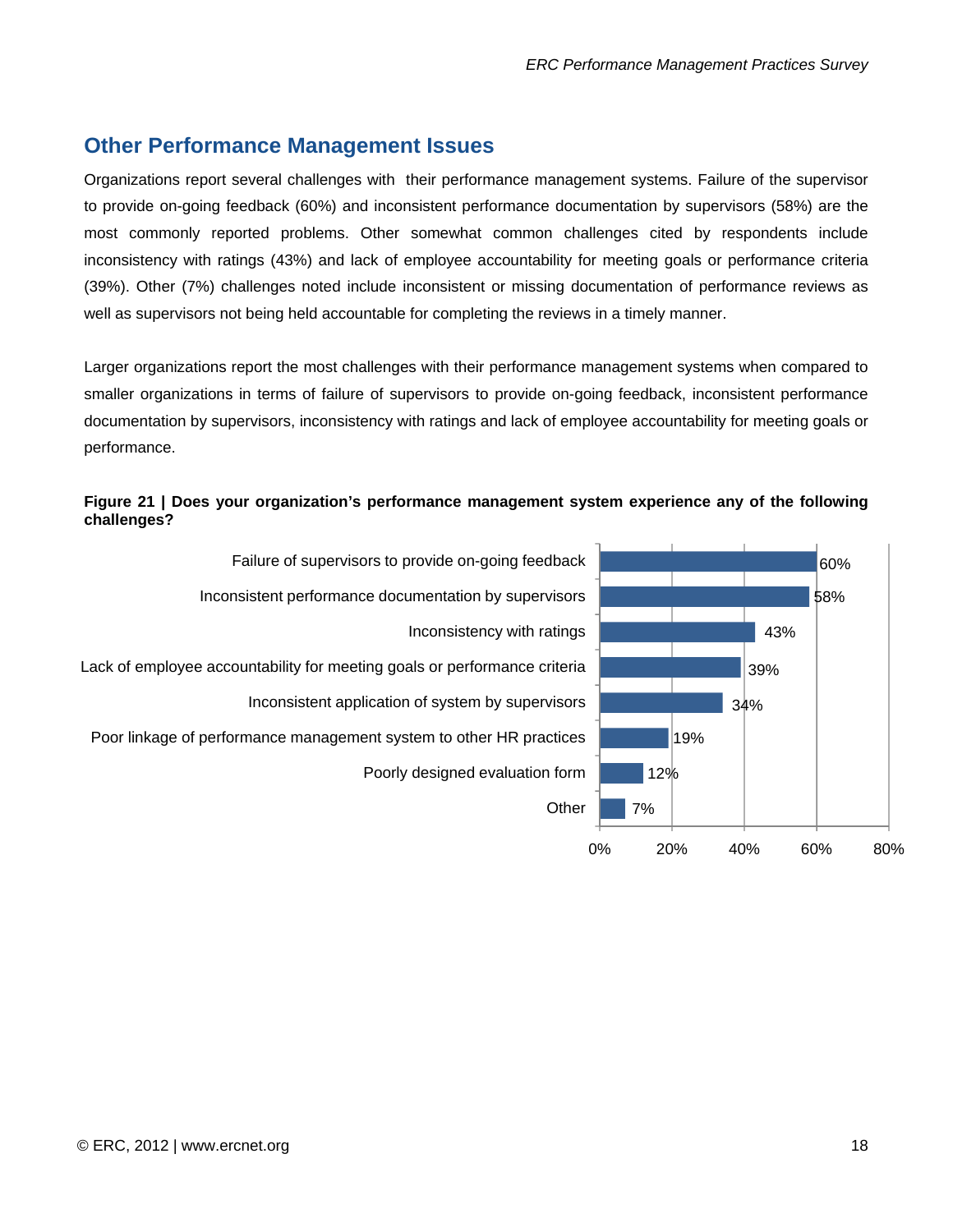## Other Performance Management Issues

Organizations report several challenges with their performance management systems. Failure of the supervisor to provide on-going feedback (60%) and inconsistent performance documentation by supervisors (58%) are the most commonly reported problems. Other somewhat common challenges cited by respondents include inconsistency with ratings (43%) and lack of employee accountability for meeting goals or performance criteria (39%). Other (7%) challenges noted include inconsistent or missing documentation of performance reviews as well as supervisors not being held accountable for completing the reviews in a timely manner.

Larger organizations report the most challenges with their performance management systems when compared to smaller organizations in terms of failure of supervisors to provide on-going feedback, inconsistent performance documentation by supervisors, inconsistency with ratings and lack of employee accountability for meeting goals or performance.

**Figure 21 | Does your organization's performance management system experience any of the following challenges?**

| Challenge | Percent |
|---|---|
| Failure of supervisors to provide on-going feedback | 60% |
| Inconsistent performance documentation by supervisors | 58% |
| Inconsistency with ratings | 43% |
| Lack of employee accountability for meeting goals or performance criteria | 39% |
| Inconsistent application of system by supervisors | 34% |
| Poor linkage of performance management system to other HR practices | 19% |
| Poorly designed evaluation form | 12% |
| Other | 7% |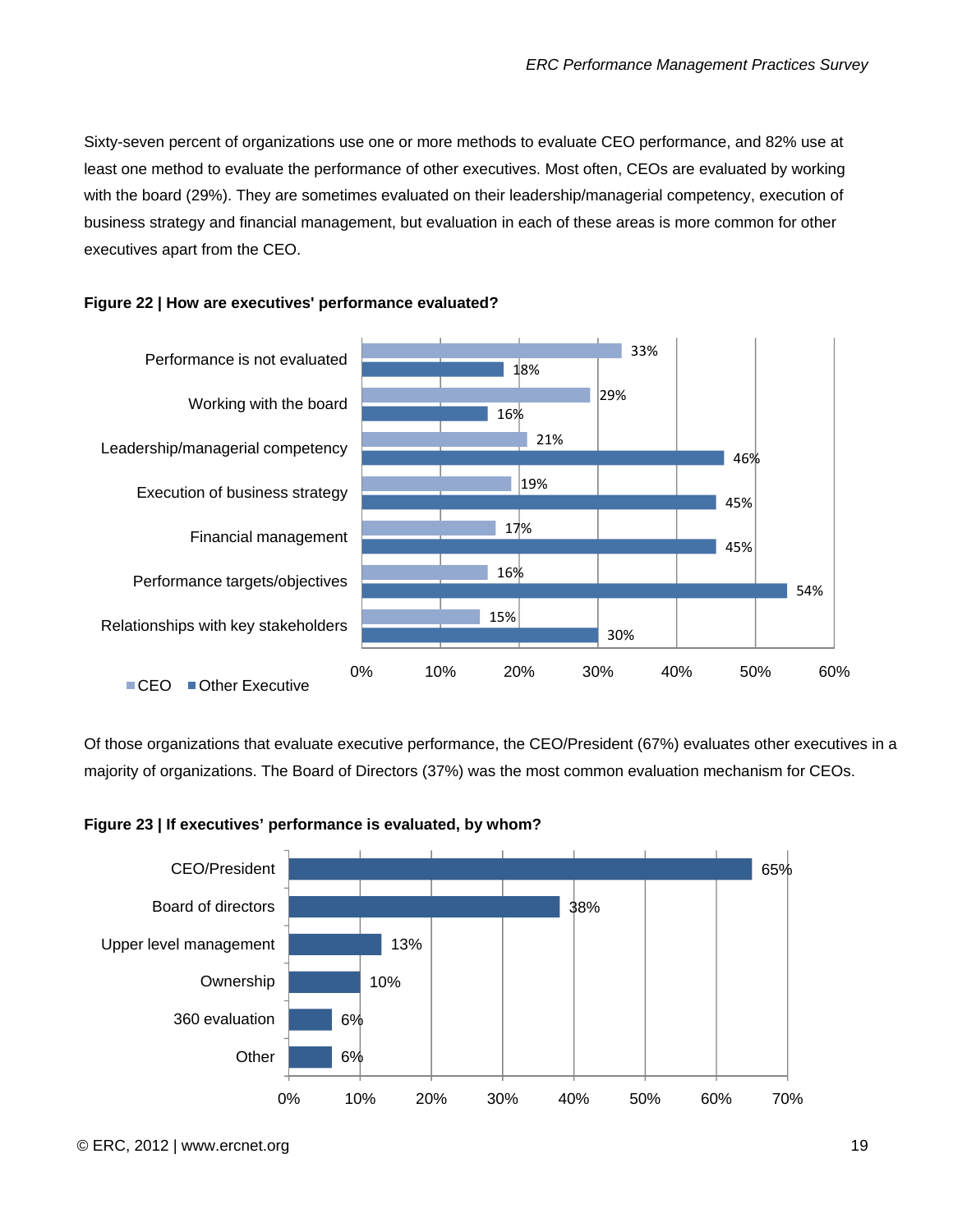Sixty-seven percent of organizations use one or more methods to evaluate CEO performance, and 82% use at least one method to evaluate the performance of other executives. Most often, CEOs are evaluated by working with the board (29%). They are sometimes evaluated on their leadership/managerial competency, execution of business strategy and financial management, but evaluation in each of these areas is more common for other executives apart from the CEO.

**Figure 22 | How are executives' performance evaluated?**

| | CEO | Other Executive |
|---|---|---|
| Performance is not evaluated | 33% | 18% |
| Working with the board | 29% | 16% |
| Leadership/managerial competency | 21% | 46% |
| Execution of business strategy | 19% | 45% |
| Financial management | 17% | 45% |
| Performance targets/objectives | 16% | 54% |
| Relationships with key stakeholders | 15% | 30% |

Of those organizations that evaluate executive performance, the CEO/President (67%) evaluates other executives in a majority of organizations. The Board of Directors (37%) was the most common evaluation mechanism for CEOs.

**Figure 23 | If executives' performance is evaluated, by whom?**

| | |
|---|---|
| CEO/President | 65% |
| Board of directors | 38% |
| Upper level management | 13% |
| Ownership | 10% |
| 360 evaluation | 6% |
| Other | 6% |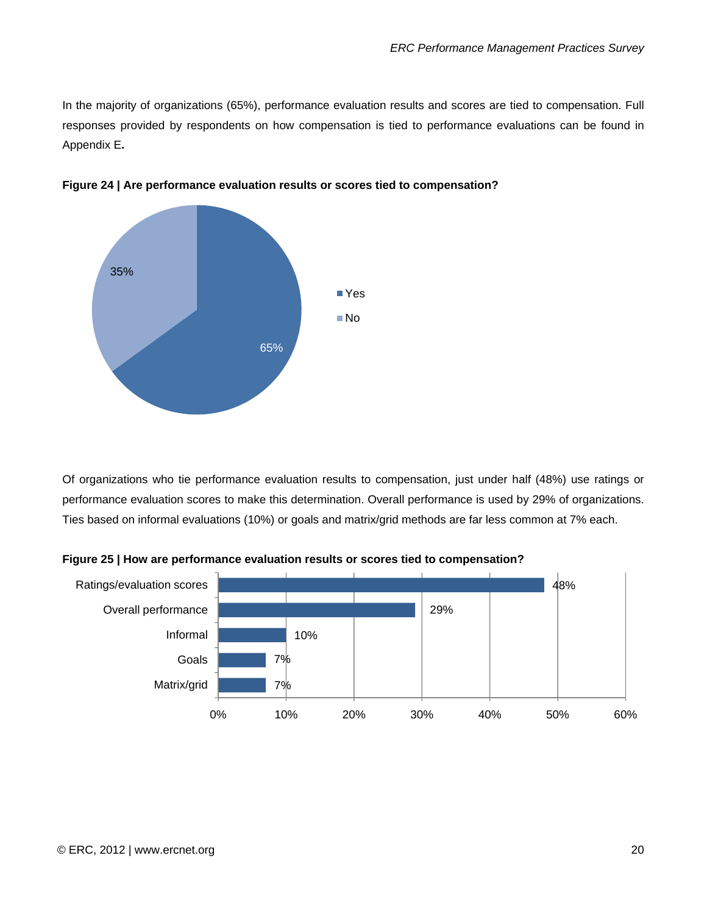In the majority of organizations (65%), performance evaluation results and scores are tied to compensation. Full responses provided by respondents on how compensation is tied to performance evaluations can be found in Appendix E**.**

**Figure 24 | Are performance evaluation results or scores tied to compensation?**

| Response | Percentage |
|---|---|
| Yes | 65% |
| No | 35% |

Of organizations who tie performance evaluation results to compensation, just under half (48%) use ratings or performance evaluation scores to make this determination. Overall performance is used by 29% of organizations. Ties based on informal evaluations (10%) or goals and matrix/grid methods are far less common at 7% each.

**Figure 25 | How are performance evaluation results or scores tied to compensation?**

| Method | Percentage |
|---|---|
| Ratings/evaluation scores | 48% |
| Overall performance | 29% |
| Informal | 10% |
| Goals | 7% |
| Matrix/grid | 7% |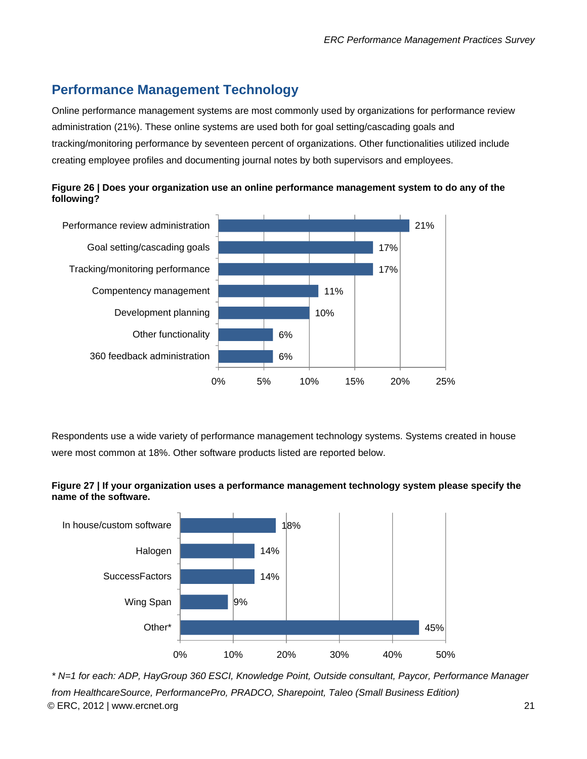## Performance Management Technology

Online performance management systems are most commonly used by organizations for performance review administration (21%). These online systems are used both for goal setting/cascading goals and tracking/monitoring performance by seventeen percent of organizations. Other functionalities utilized include creating employee profiles and documenting journal notes by both supervisors and employees.

**Figure 26 | Does your organization use an online performance management system to do any of the following?**

| Function | Percent |
| --- | --- |
| Performance review administration | 21% |
| Goal setting/cascading goals | 17% |
| Tracking/monitoring performance | 17% |
| Compentency management | 11% |
| Development planning | 10% |
| Other functionality | 6% |
| 360 feedback administration | 6% |

Respondents use a wide variety of performance management technology systems. Systems created in house were most common at 18%. Other software products listed are reported below.

**Figure 27 | If your organization uses a performance management technology system please specify the name of the software.**

| Software | Percent |
| --- | --- |
| In house/custom software | 18% |
| Halogen | 14% |
| SuccessFactors | 14% |
| Wing Span | 9% |
| Other* | 45% |

*\* N=1 for each: ADP, HayGroup 360 ESCI, Knowledge Point, Outside consultant, Paycor, Performance Manager from HealthcareSource, PerformancePro, PRADCO, Sharepoint, Taleo (Small Business Edition)*

© ERC, 2012 | www.ercnet.org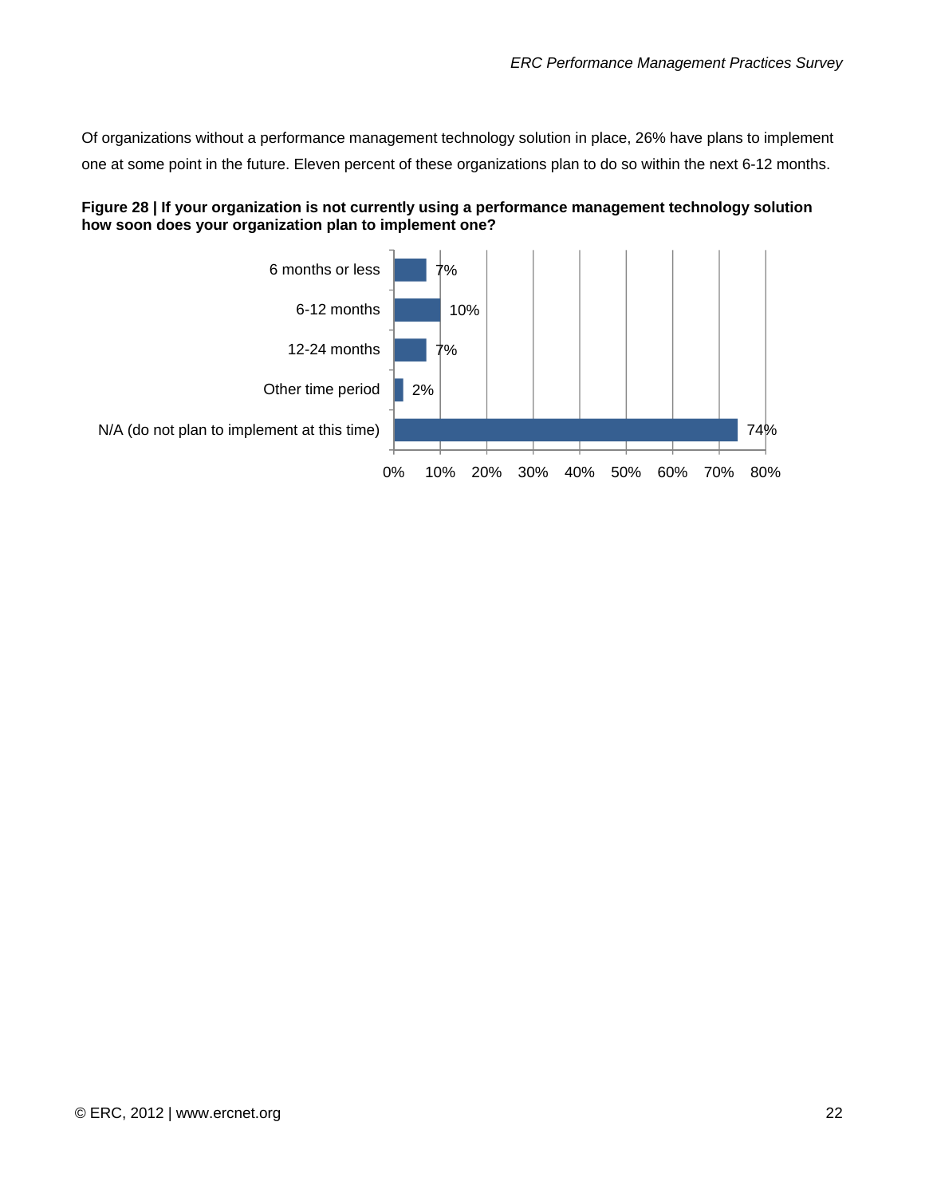Of organizations without a performance management technology solution in place, 26% have plans to implement one at some point in the future. Eleven percent of these organizations plan to do so within the next 6-12 months.

**Figure 28 | If your organization is not currently using a performance management technology solution how soon does your organization plan to implement one?**

| Response | Percentage |
|---|---|
| 6 months or less | 7% |
| 6-12 months | 10% |
| 12-24 months | 7% |
| Other time period | 2% |
| N/A (do not plan to implement at this time) | 74% |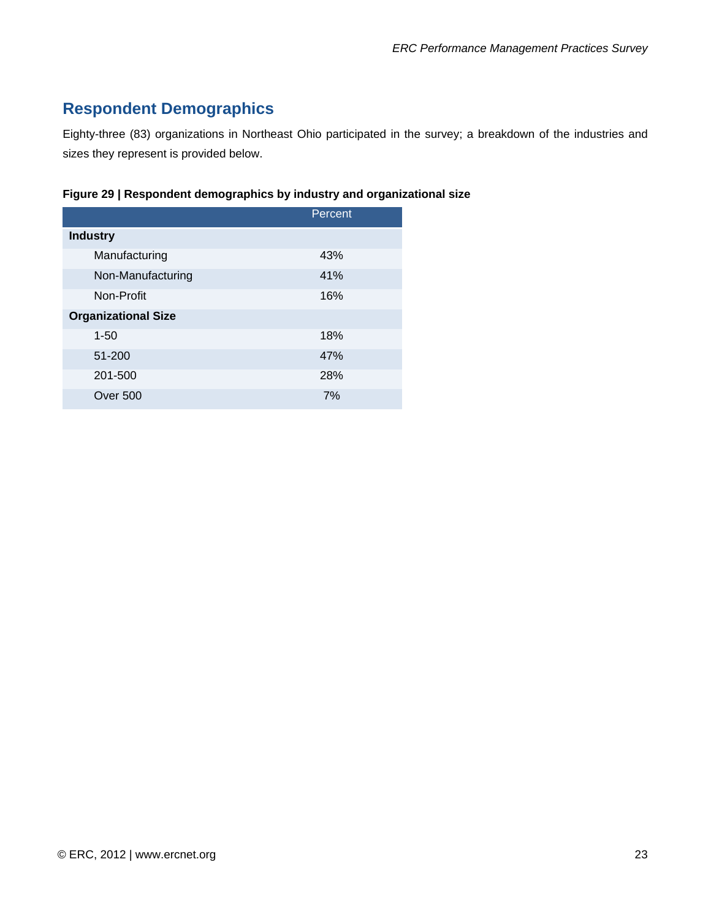## Respondent Demographics

Eighty-three (83) organizations in Northeast Ohio participated in the survey; a breakdown of the industries and sizes they represent is provided below.

**Figure 29 | Respondent demographics by industry and organizational size**

| | Percent |
|---|---|
| **Industry** | |
| Manufacturing | 43% |
| Non-Manufacturing | 41% |
| Non-Profit | 16% |
| **Organizational Size** | |
| 1-50 | 18% |
| 51-200 | 47% |
| 201-500 | 28% |
| Over 500 | 7% |

© ERC, 2012 | www.ercnet.org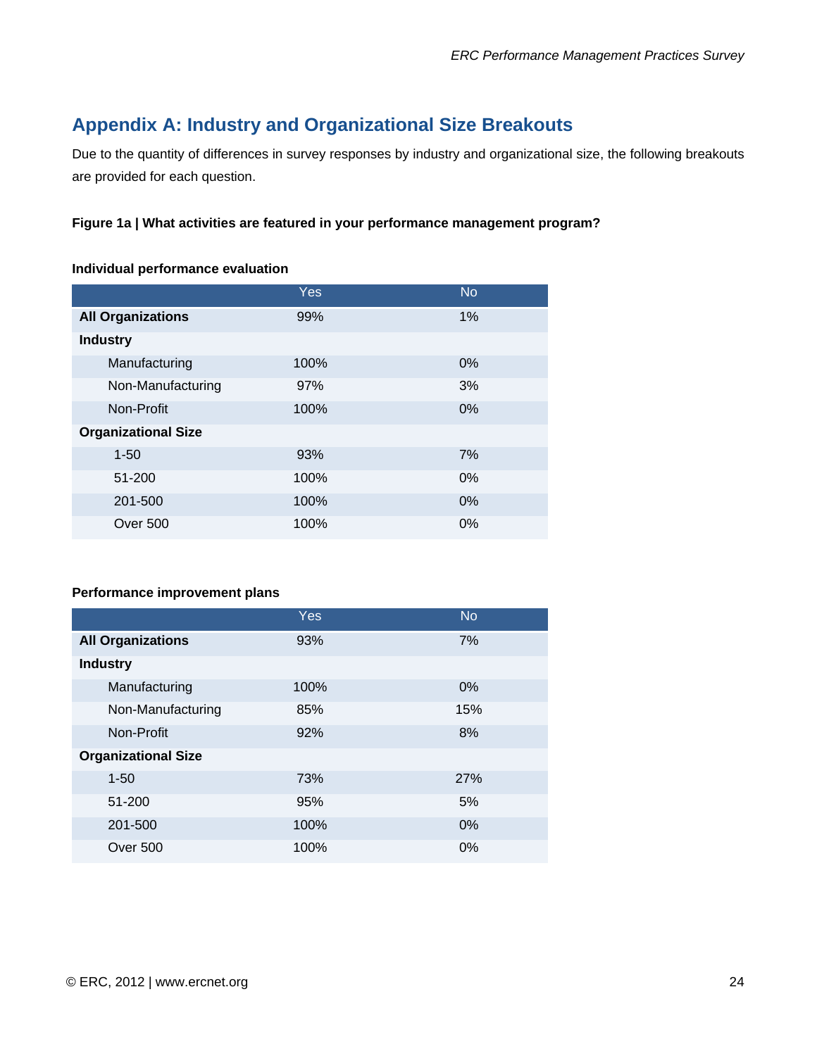## Appendix A: Industry and Organizational Size Breakouts

Due to the quantity of differences in survey responses by industry and organizational size, the following breakouts are provided for each question.

**Figure 1a | What activities are featured in your performance management program?**

**Individual performance evaluation**

| | Yes | No |
|---|---|---|
| **All Organizations** | 99% | 1% |
| **Industry** | | |
| Manufacturing | 100% | 0% |
| Non-Manufacturing | 97% | 3% |
| Non-Profit | 100% | 0% |
| **Organizational Size** | | |
| 1-50 | 93% | 7% |
| 51-200 | 100% | 0% |
| 201-500 | 100% | 0% |
| Over 500 | 100% | 0% |

**Performance improvement plans**

| | Yes | No |
|---|---|---|
| **All Organizations** | 93% | 7% |
| **Industry** | | |
| Manufacturing | 100% | 0% |
| Non-Manufacturing | 85% | 15% |
| Non-Profit | 92% | 8% |
| **Organizational Size** | | |
| 1-50 | 73% | 27% |
| 51-200 | 95% | 5% |
| 201-500 | 100% | 0% |
| Over 500 | 100% | 0% |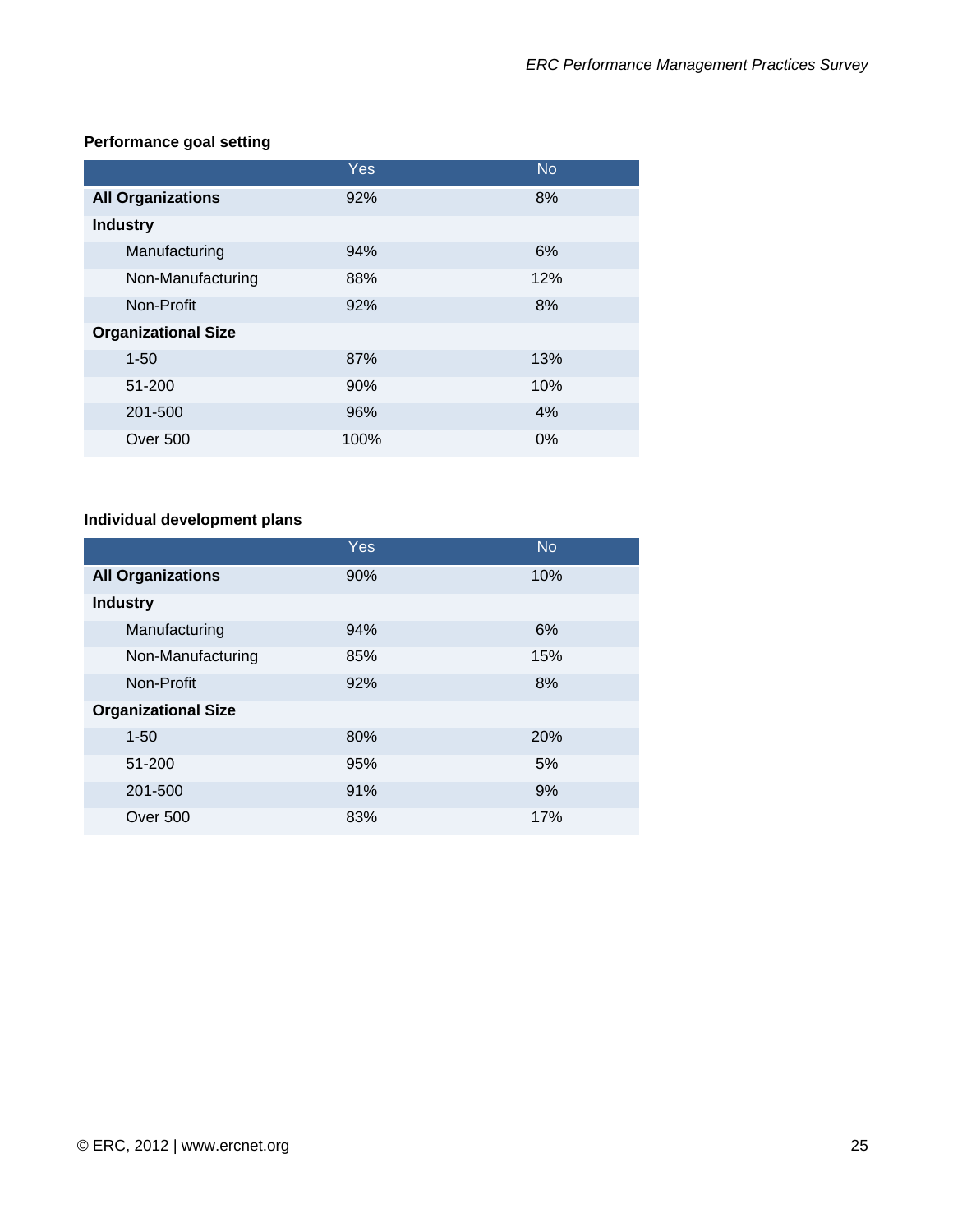**Performance goal setting**

| | Yes | No |
| --- | --- | --- |
| **All Organizations** | 92% | 8% |
| **Industry** | | |
| Manufacturing | 94% | 6% |
| Non-Manufacturing | 88% | 12% |
| Non-Profit | 92% | 8% |
| **Organizational Size** | | |
| 1-50 | 87% | 13% |
| 51-200 | 90% | 10% |
| 201-500 | 96% | 4% |
| Over 500 | 100% | 0% |

**Individual development plans**

| | Yes | No |
| --- | --- | --- |
| **All Organizations** | 90% | 10% |
| **Industry** | | |
| Manufacturing | 94% | 6% |
| Non-Manufacturing | 85% | 15% |
| Non-Profit | 92% | 8% |
| **Organizational Size** | | |
| 1-50 | 80% | 20% |
| 51-200 | 95% | 5% |
| 201-500 | 91% | 9% |
| Over 500 | 83% | 17% |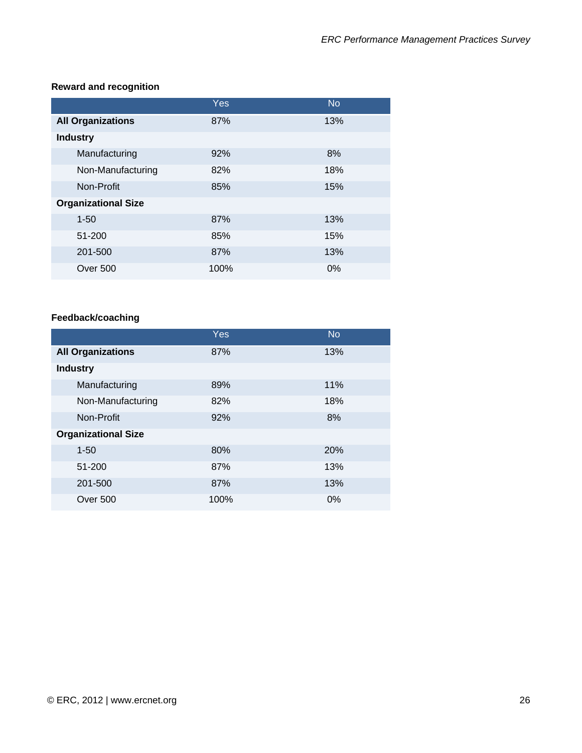**Reward and recognition**

| | Yes | No |
|---|---|---|
| **All Organizations** | 87% | 13% |
| **Industry** | | |
| Manufacturing | 92% | 8% |
| Non-Manufacturing | 82% | 18% |
| Non-Profit | 85% | 15% |
| **Organizational Size** | | |
| 1-50 | 87% | 13% |
| 51-200 | 85% | 15% |
| 201-500 | 87% | 13% |
| Over 500 | 100% | 0% |

**Feedback/coaching**

| | Yes | No |
|---|---|---|
| **All Organizations** | 87% | 13% |
| **Industry** | | |
| Manufacturing | 89% | 11% |
| Non-Manufacturing | 82% | 18% |
| Non-Profit | 92% | 8% |
| **Organizational Size** | | |
| 1-50 | 80% | 20% |
| 51-200 | 87% | 13% |
| 201-500 | 87% | 13% |
| Over 500 | 100% | 0% |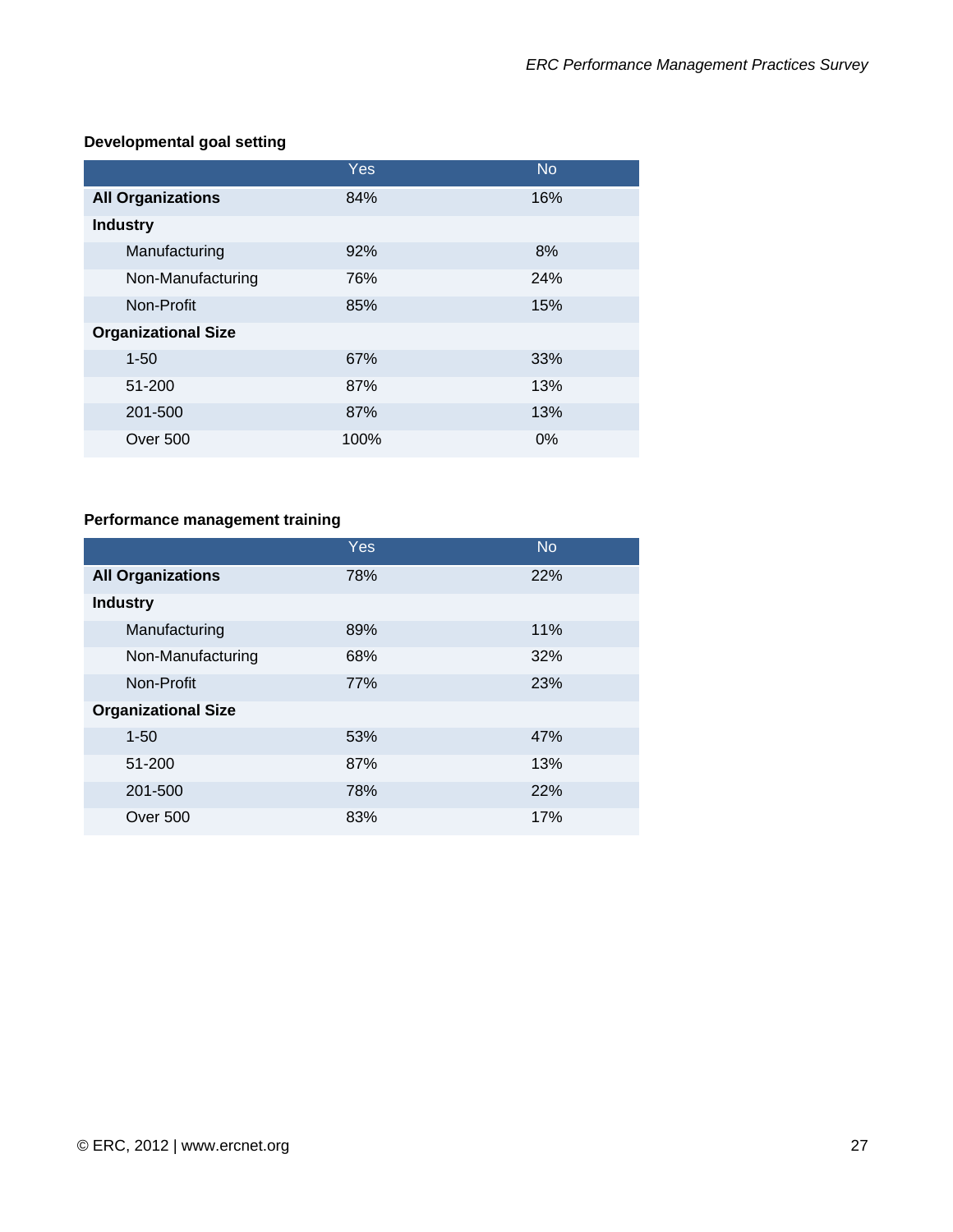**Developmental goal setting**

| | Yes | No |
|---|---|---|
| **All Organizations** | 84% | 16% |
| **Industry** | | |
| Manufacturing | 92% | 8% |
| Non-Manufacturing | 76% | 24% |
| Non-Profit | 85% | 15% |
| **Organizational Size** | | |
| 1-50 | 67% | 33% |
| 51-200 | 87% | 13% |
| 201-500 | 87% | 13% |
| Over 500 | 100% | 0% |

**Performance management training**

| | Yes | No |
|---|---|---|
| **All Organizations** | 78% | 22% |
| **Industry** | | |
| Manufacturing | 89% | 11% |
| Non-Manufacturing | 68% | 32% |
| Non-Profit | 77% | 23% |
| **Organizational Size** | | |
| 1-50 | 53% | 47% |
| 51-200 | 87% | 13% |
| 201-500 | 78% | 22% |
| Over 500 | 83% | 17% |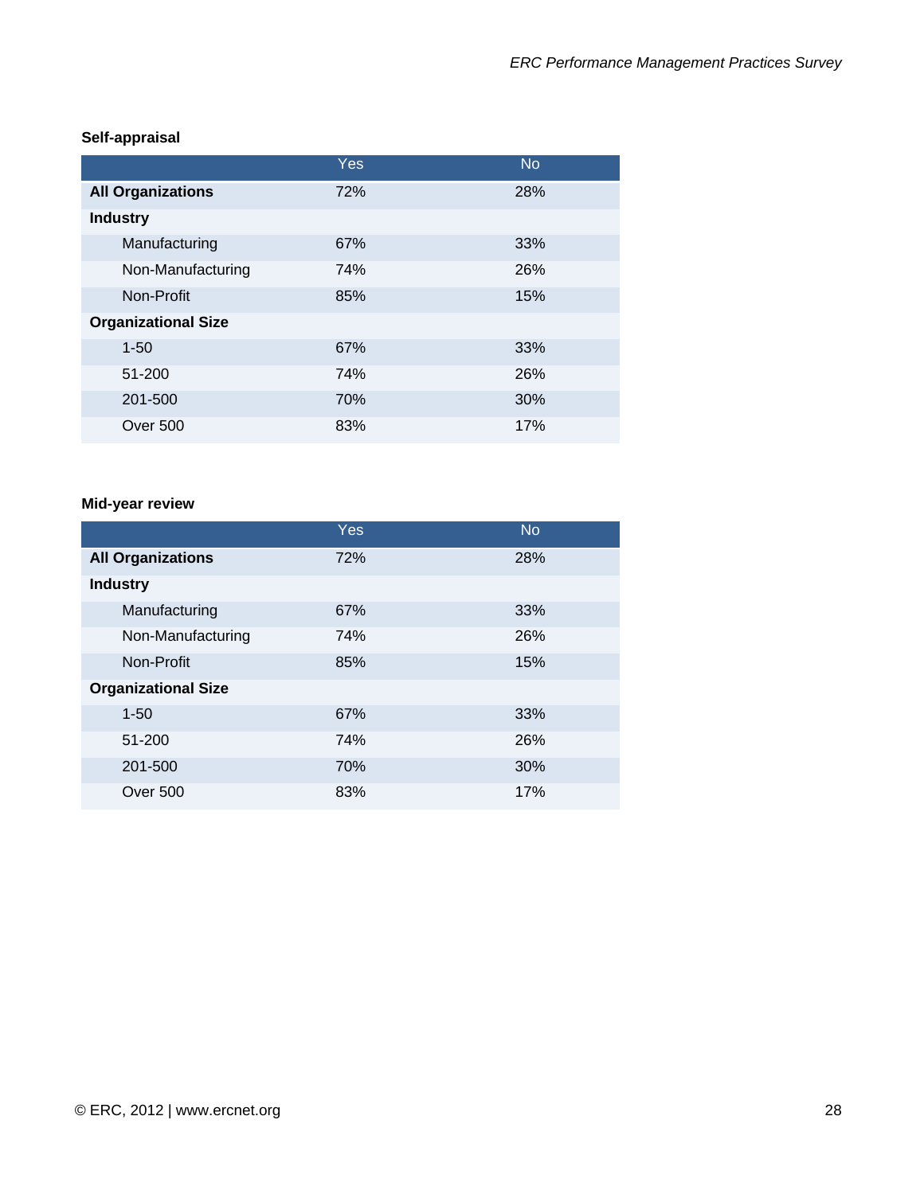**Self-appraisal**

| | Yes | No |
|---|---|---|
| **All Organizations** | 72% | 28% |
| **Industry** | | |
| Manufacturing | 67% | 33% |
| Non-Manufacturing | 74% | 26% |
| Non-Profit | 85% | 15% |
| **Organizational Size** | | |
| 1-50 | 67% | 33% |
| 51-200 | 74% | 26% |
| 201-500 | 70% | 30% |
| Over 500 | 83% | 17% |

**Mid-year review**

| | Yes | No |
|---|---|---|
| **All Organizations** | 72% | 28% |
| **Industry** | | |
| Manufacturing | 67% | 33% |
| Non-Manufacturing | 74% | 26% |
| Non-Profit | 85% | 15% |
| **Organizational Size** | | |
| 1-50 | 67% | 33% |
| 51-200 | 74% | 26% |
| 201-500 | 70% | 30% |
| Over 500 | 83% | 17% |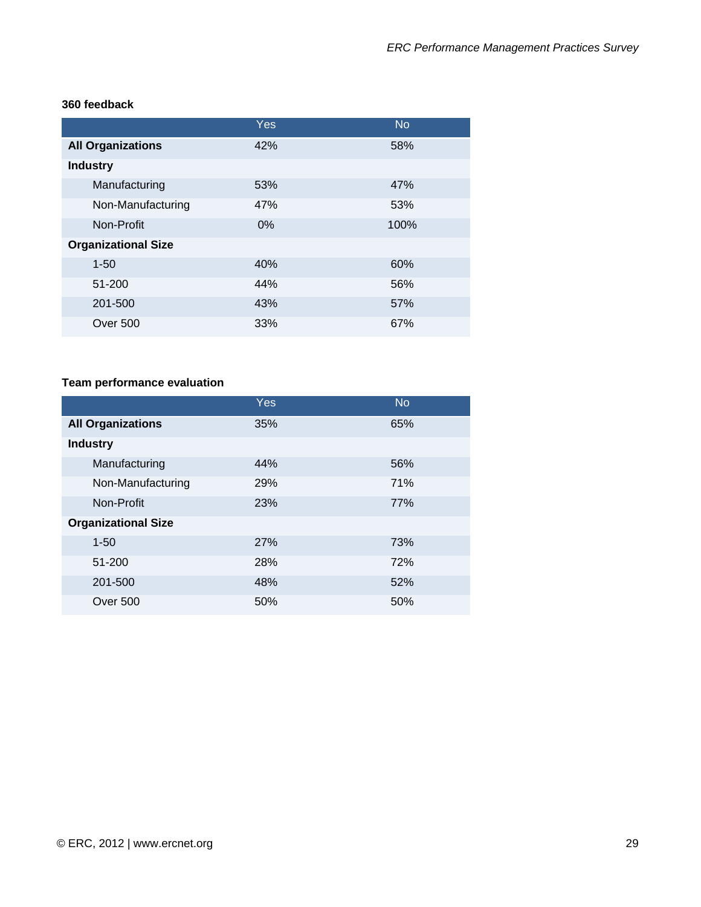**360 feedback**

| | Yes | No |
|---|---|---|
| **All Organizations** | 42% | 58% |
| **Industry** | | |
| Manufacturing | 53% | 47% |
| Non-Manufacturing | 47% | 53% |
| Non-Profit | 0% | 100% |
| **Organizational Size** | | |
| 1-50 | 40% | 60% |
| 51-200 | 44% | 56% |
| 201-500 | 43% | 57% |
| Over 500 | 33% | 67% |

**Team performance evaluation**

| | Yes | No |
|---|---|---|
| **All Organizations** | 35% | 65% |
| **Industry** | | |
| Manufacturing | 44% | 56% |
| Non-Manufacturing | 29% | 71% |
| Non-Profit | 23% | 77% |
| **Organizational Size** | | |
| 1-50 | 27% | 73% |
| 51-200 | 28% | 72% |
| 201-500 | 48% | 52% |
| Over 500 | 50% | 50% |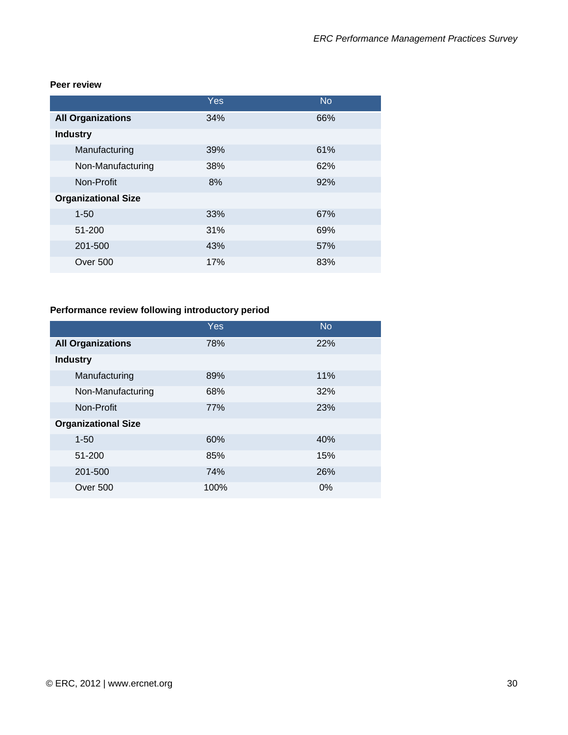**Peer review**

| | Yes | No |
|---|---|---|
| **All Organizations** | 34% | 66% |
| **Industry** | | |
| Manufacturing | 39% | 61% |
| Non-Manufacturing | 38% | 62% |
| Non-Profit | 8% | 92% |
| **Organizational Size** | | |
| 1-50 | 33% | 67% |
| 51-200 | 31% | 69% |
| 201-500 | 43% | 57% |
| Over 500 | 17% | 83% |

**Performance review following introductory period**

| | Yes | No |
|---|---|---|
| **All Organizations** | 78% | 22% |
| **Industry** | | |
| Manufacturing | 89% | 11% |
| Non-Manufacturing | 68% | 32% |
| Non-Profit | 77% | 23% |
| **Organizational Size** | | |
| 1-50 | 60% | 40% |
| 51-200 | 85% | 15% |
| 201-500 | 74% | 26% |
| Over 500 | 100% | 0% |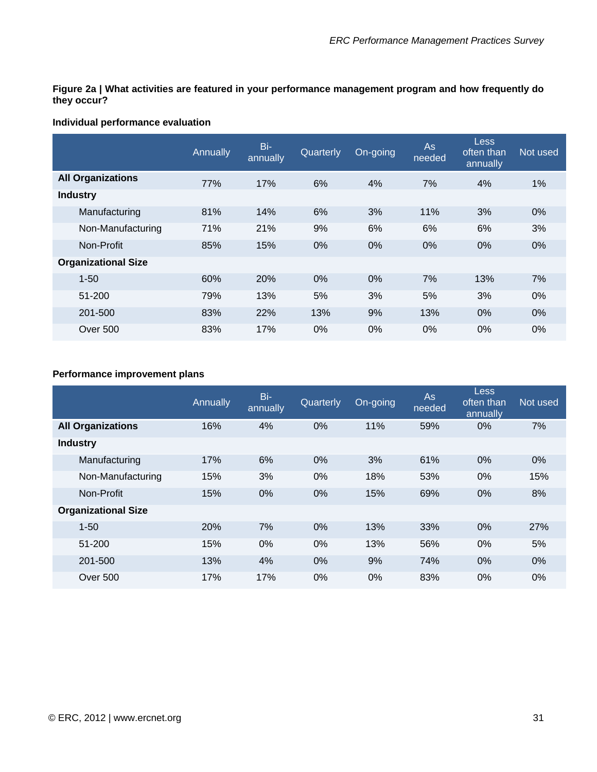**Figure 2a | What activities are featured in your performance management program and how frequently do they occur?**

**Individual performance evaluation**

| | Annually | Bi-annually | Quarterly | On-going | As needed | Less often than annually | Not used |
|---|---|---|---|---|---|---|---|
| **All Organizations** | 77% | 17% | 6% | 4% | 7% | 4% | 1% |
| **Industry** | | | | | | | |
| Manufacturing | 81% | 14% | 6% | 3% | 11% | 3% | 0% |
| Non-Manufacturing | 71% | 21% | 9% | 6% | 6% | 6% | 3% |
| Non-Profit | 85% | 15% | 0% | 0% | 0% | 0% | 0% |
| **Organizational Size** | | | | | | | |
| 1-50 | 60% | 20% | 0% | 0% | 7% | 13% | 7% |
| 51-200 | 79% | 13% | 5% | 3% | 5% | 3% | 0% |
| 201-500 | 83% | 22% | 13% | 9% | 13% | 0% | 0% |
| Over 500 | 83% | 17% | 0% | 0% | 0% | 0% | 0% |

**Performance improvement plans**

| | Annually | Bi-annually | Quarterly | On-going | As needed | Less often than annually | Not used |
|---|---|---|---|---|---|---|---|
| **All Organizations** | 16% | 4% | 0% | 11% | 59% | 0% | 7% |
| **Industry** | | | | | | | |
| Manufacturing | 17% | 6% | 0% | 3% | 61% | 0% | 0% |
| Non-Manufacturing | 15% | 3% | 0% | 18% | 53% | 0% | 15% |
| Non-Profit | 15% | 0% | 0% | 15% | 69% | 0% | 8% |
| **Organizational Size** | | | | | | | |
| 1-50 | 20% | 7% | 0% | 13% | 33% | 0% | 27% |
| 51-200 | 15% | 0% | 0% | 13% | 56% | 0% | 5% |
| 201-500 | 13% | 4% | 0% | 9% | 74% | 0% | 0% |
| Over 500 | 17% | 17% | 0% | 0% | 83% | 0% | 0% |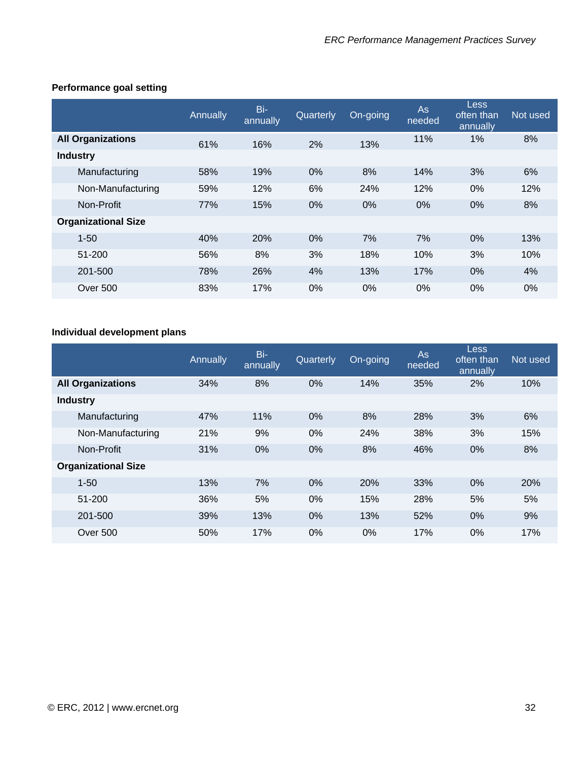**Performance goal setting**

| | Annually | Bi-annually | Quarterly | On-going | As needed | Less often than annually | Not used |
|---|---|---|---|---|---|---|---|
| **All Organizations** | 61% | 16% | 2% | 13% | 11% | 1% | 8% |
| **Industry** | | | | | | | |
| Manufacturing | 58% | 19% | 0% | 8% | 14% | 3% | 6% |
| Non-Manufacturing | 59% | 12% | 6% | 24% | 12% | 0% | 12% |
| Non-Profit | 77% | 15% | 0% | 0% | 0% | 0% | 8% |
| **Organizational Size** | | | | | | | |
| 1-50 | 40% | 20% | 0% | 7% | 7% | 0% | 13% |
| 51-200 | 56% | 8% | 3% | 18% | 10% | 3% | 10% |
| 201-500 | 78% | 26% | 4% | 13% | 17% | 0% | 4% |
| Over 500 | 83% | 17% | 0% | 0% | 0% | 0% | 0% |

**Individual development plans**

| | Annually | Bi-annually | Quarterly | On-going | As needed | Less often than annually | Not used |
|---|---|---|---|---|---|---|---|
| **All Organizations** | 34% | 8% | 0% | 14% | 35% | 2% | 10% |
| **Industry** | | | | | | | |
| Manufacturing | 47% | 11% | 0% | 8% | 28% | 3% | 6% |
| Non-Manufacturing | 21% | 9% | 0% | 24% | 38% | 3% | 15% |
| Non-Profit | 31% | 0% | 0% | 8% | 46% | 0% | 8% |
| **Organizational Size** | | | | | | | |
| 1-50 | 13% | 7% | 0% | 20% | 33% | 0% | 20% |
| 51-200 | 36% | 5% | 0% | 15% | 28% | 5% | 5% |
| 201-500 | 39% | 13% | 0% | 13% | 52% | 0% | 9% |
| Over 500 | 50% | 17% | 0% | 0% | 17% | 0% | 17% |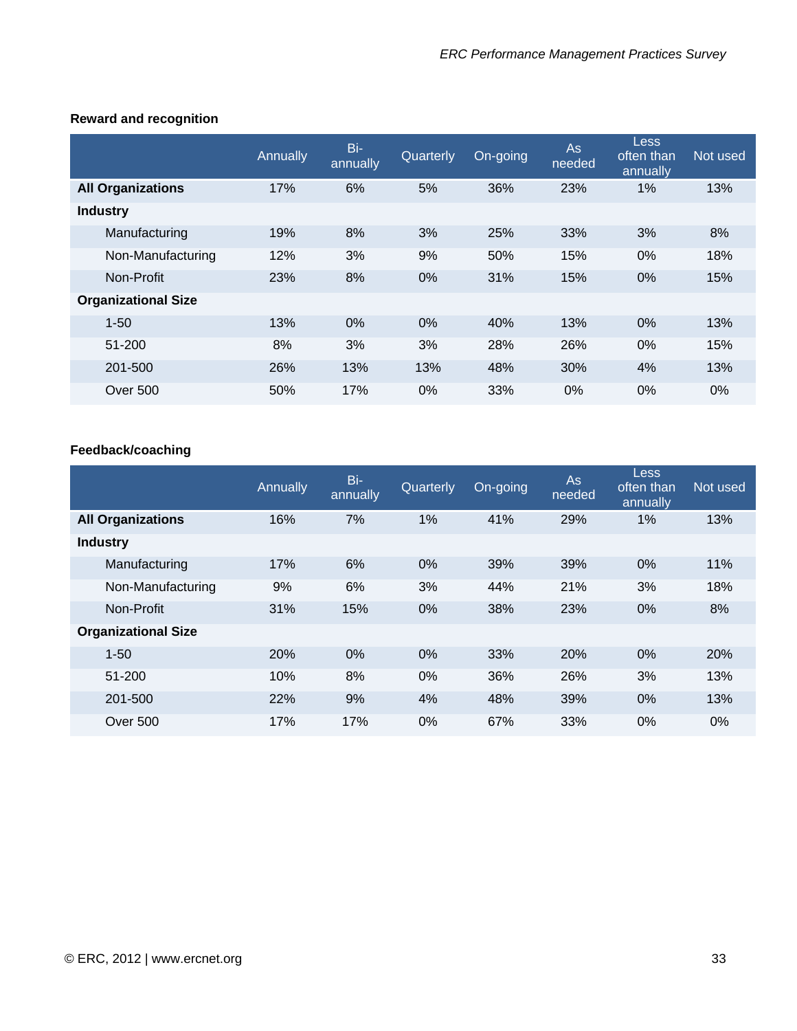### Reward and recognition

| | Annually | Bi-annually | Quarterly | On-going | As needed | Less often than annually | Not used |
|---|---|---|---|---|---|---|---|
| **All Organizations** | 17% | 6% | 5% | 36% | 23% | 1% | 13% |
| **Industry** | | | | | | | |
| Manufacturing | 19% | 8% | 3% | 25% | 33% | 3% | 8% |
| Non-Manufacturing | 12% | 3% | 9% | 50% | 15% | 0% | 18% |
| Non-Profit | 23% | 8% | 0% | 31% | 15% | 0% | 15% |
| **Organizational Size** | | | | | | | |
| 1-50 | 13% | 0% | 0% | 40% | 13% | 0% | 13% |
| 51-200 | 8% | 3% | 3% | 28% | 26% | 0% | 15% |
| 201-500 | 26% | 13% | 13% | 48% | 30% | 4% | 13% |
| Over 500 | 50% | 17% | 0% | 33% | 0% | 0% | 0% |

### Feedback/coaching

| | Annually | Bi-annually | Quarterly | On-going | As needed | Less often than annually | Not used |
|---|---|---|---|---|---|---|---|
| **All Organizations** | 16% | 7% | 1% | 41% | 29% | 1% | 13% |
| **Industry** | | | | | | | |
| Manufacturing | 17% | 6% | 0% | 39% | 39% | 0% | 11% |
| Non-Manufacturing | 9% | 6% | 3% | 44% | 21% | 3% | 18% |
| Non-Profit | 31% | 15% | 0% | 38% | 23% | 0% | 8% |
| **Organizational Size** | | | | | | | |
| 1-50 | 20% | 0% | 0% | 33% | 20% | 0% | 20% |
| 51-200 | 10% | 8% | 0% | 36% | 26% | 3% | 13% |
| 201-500 | 22% | 9% | 4% | 48% | 39% | 0% | 13% |
| Over 500 | 17% | 17% | 0% | 67% | 33% | 0% | 0% |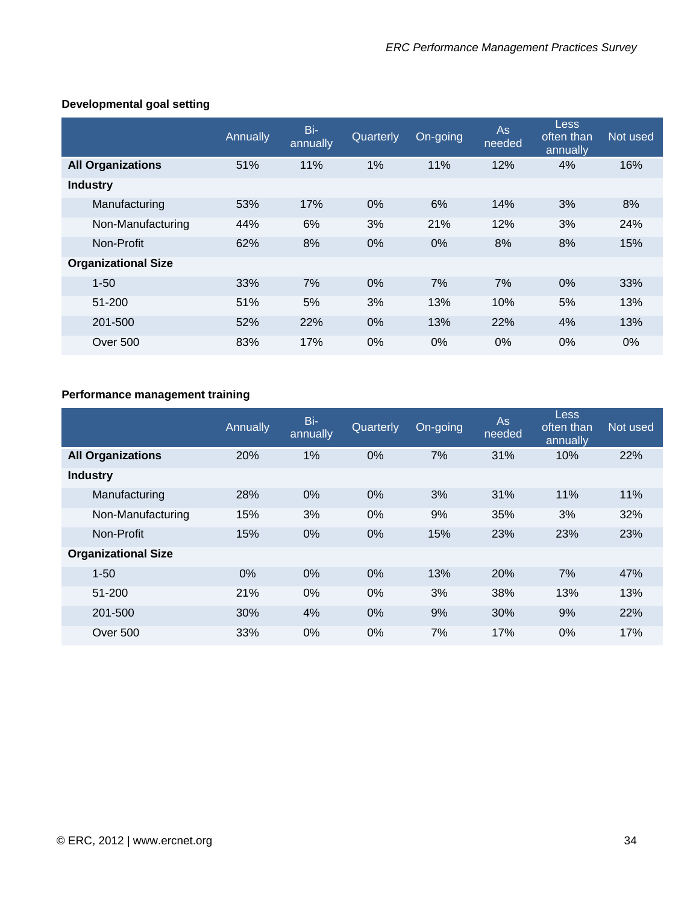**Developmental goal setting**

| | Annually | Bi-annually | Quarterly | On-going | As needed | Less often than annually | Not used |
|---|---|---|---|---|---|---|---|
| **All Organizations** | 51% | 11% | 1% | 11% | 12% | 4% | 16% |
| **Industry** | | | | | | | |
| Manufacturing | 53% | 17% | 0% | 6% | 14% | 3% | 8% |
| Non-Manufacturing | 44% | 6% | 3% | 21% | 12% | 3% | 24% |
| Non-Profit | 62% | 8% | 0% | 0% | 8% | 8% | 15% |
| **Organizational Size** | | | | | | | |
| 1-50 | 33% | 7% | 0% | 7% | 7% | 0% | 33% |
| 51-200 | 51% | 5% | 3% | 13% | 10% | 5% | 13% |
| 201-500 | 52% | 22% | 0% | 13% | 22% | 4% | 13% |
| Over 500 | 83% | 17% | 0% | 0% | 0% | 0% | 0% |

**Performance management training**

| | Annually | Bi-annually | Quarterly | On-going | As needed | Less often than annually | Not used |
|---|---|---|---|---|---|---|---|
| **All Organizations** | 20% | 1% | 0% | 7% | 31% | 10% | 22% |
| **Industry** | | | | | | | |
| Manufacturing | 28% | 0% | 0% | 3% | 31% | 11% | 11% |
| Non-Manufacturing | 15% | 3% | 0% | 9% | 35% | 3% | 32% |
| Non-Profit | 15% | 0% | 0% | 15% | 23% | 23% | 23% |
| **Organizational Size** | | | | | | | |
| 1-50 | 0% | 0% | 0% | 13% | 20% | 7% | 47% |
| 51-200 | 21% | 0% | 0% | 3% | 38% | 13% | 13% |
| 201-500 | 30% | 4% | 0% | 9% | 30% | 9% | 22% |
| Over 500 | 33% | 0% | 0% | 7% | 17% | 0% | 17% |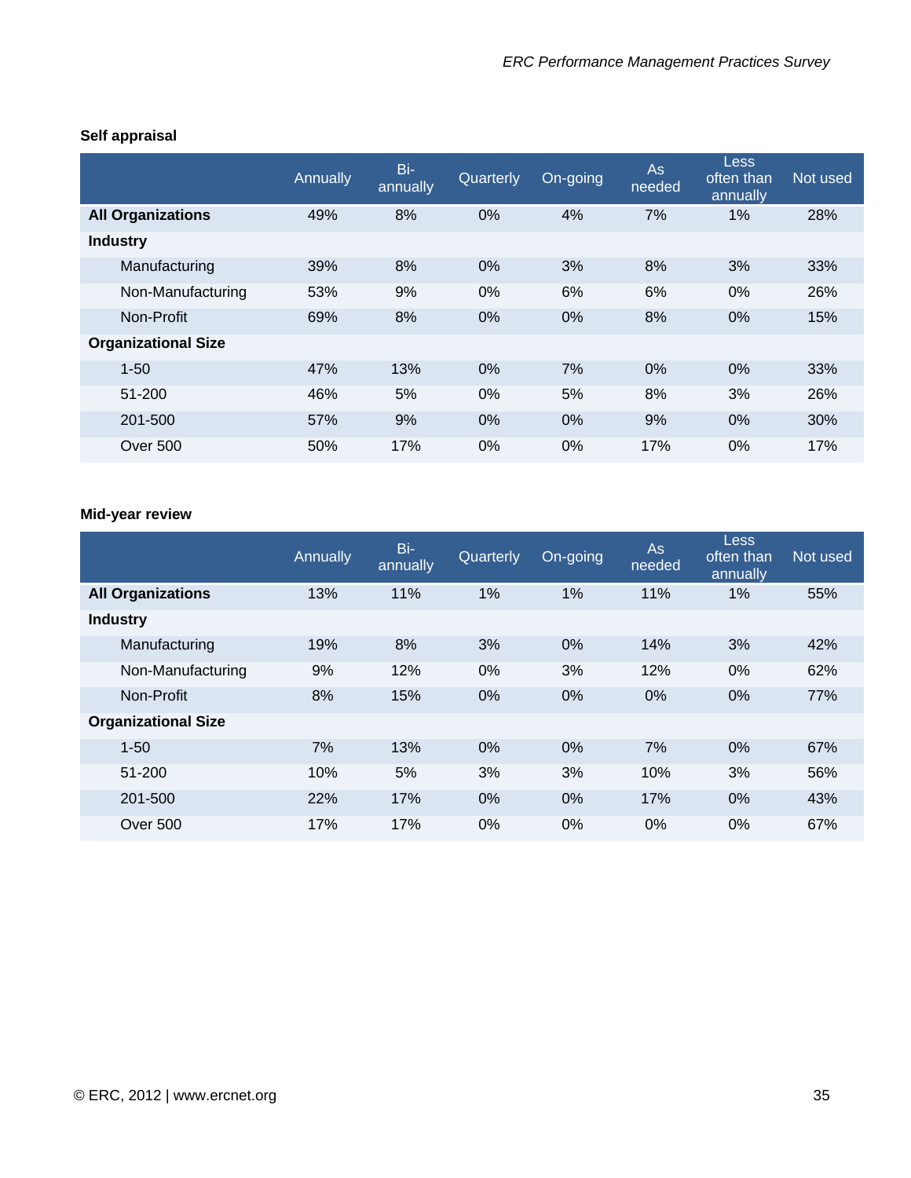**Self appraisal**

| | Annually | Bi-annually | Quarterly | On-going | As needed | Less often than annually | Not used |
|---|---|---|---|---|---|---|---|
| **All Organizations** | 49% | 8% | 0% | 4% | 7% | 1% | 28% |
| **Industry** | | | | | | | |
| Manufacturing | 39% | 8% | 0% | 3% | 8% | 3% | 33% |
| Non-Manufacturing | 53% | 9% | 0% | 6% | 6% | 0% | 26% |
| Non-Profit | 69% | 8% | 0% | 0% | 8% | 0% | 15% |
| **Organizational Size** | | | | | | | |
| 1-50 | 47% | 13% | 0% | 7% | 0% | 0% | 33% |
| 51-200 | 46% | 5% | 0% | 5% | 8% | 3% | 26% |
| 201-500 | 57% | 9% | 0% | 0% | 9% | 0% | 30% |
| Over 500 | 50% | 17% | 0% | 0% | 17% | 0% | 17% |

**Mid-year review**

| | Annually | Bi-annually | Quarterly | On-going | As needed | Less often than annually | Not used |
|---|---|---|---|---|---|---|---|
| **All Organizations** | 13% | 11% | 1% | 1% | 11% | 1% | 55% |
| **Industry** | | | | | | | |
| Manufacturing | 19% | 8% | 3% | 0% | 14% | 3% | 42% |
| Non-Manufacturing | 9% | 12% | 0% | 3% | 12% | 0% | 62% |
| Non-Profit | 8% | 15% | 0% | 0% | 0% | 0% | 77% |
| **Organizational Size** | | | | | | | |
| 1-50 | 7% | 13% | 0% | 0% | 7% | 0% | 67% |
| 51-200 | 10% | 5% | 3% | 3% | 10% | 3% | 56% |
| 201-500 | 22% | 17% | 0% | 0% | 17% | 0% | 43% |
| Over 500 | 17% | 17% | 0% | 0% | 0% | 0% | 67% |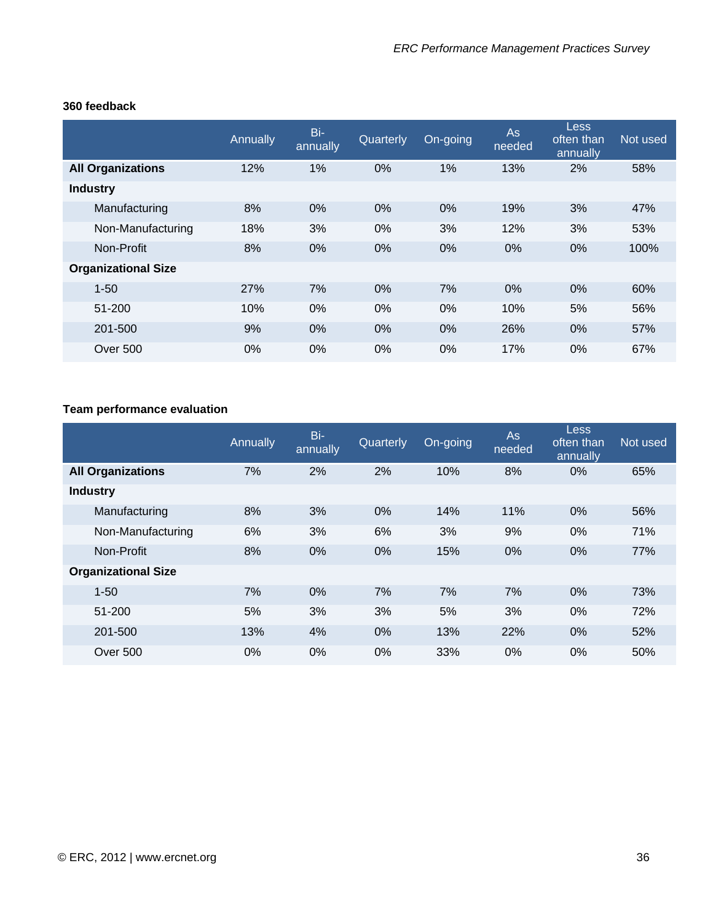**360 feedback**

| | Annually | Bi-annually | Quarterly | On-going | As needed | Less often than annually | Not used |
|---|---|---|---|---|---|---|---|
| **All Organizations** | 12% | 1% | 0% | 1% | 13% | 2% | 58% |
| **Industry** | | | | | | | |
| Manufacturing | 8% | 0% | 0% | 0% | 19% | 3% | 47% |
| Non-Manufacturing | 18% | 3% | 0% | 3% | 12% | 3% | 53% |
| Non-Profit | 8% | 0% | 0% | 0% | 0% | 0% | 100% |
| **Organizational Size** | | | | | | | |
| 1-50 | 27% | 7% | 0% | 7% | 0% | 0% | 60% |
| 51-200 | 10% | 0% | 0% | 0% | 10% | 5% | 56% |
| 201-500 | 9% | 0% | 0% | 0% | 26% | 0% | 57% |
| Over 500 | 0% | 0% | 0% | 0% | 17% | 0% | 67% |

**Team performance evaluation**

| | Annually | Bi-annually | Quarterly | On-going | As needed | Less often than annually | Not used |
|---|---|---|---|---|---|---|---|
| **All Organizations** | 7% | 2% | 2% | 10% | 8% | 0% | 65% |
| **Industry** | | | | | | | |
| Manufacturing | 8% | 3% | 0% | 14% | 11% | 0% | 56% |
| Non-Manufacturing | 6% | 3% | 6% | 3% | 9% | 0% | 71% |
| Non-Profit | 8% | 0% | 0% | 15% | 0% | 0% | 77% |
| **Organizational Size** | | | | | | | |
| 1-50 | 7% | 0% | 7% | 7% | 7% | 0% | 73% |
| 51-200 | 5% | 3% | 3% | 5% | 3% | 0% | 72% |
| 201-500 | 13% | 4% | 0% | 13% | 22% | 0% | 52% |
| Over 500 | 0% | 0% | 0% | 33% | 0% | 0% | 50% |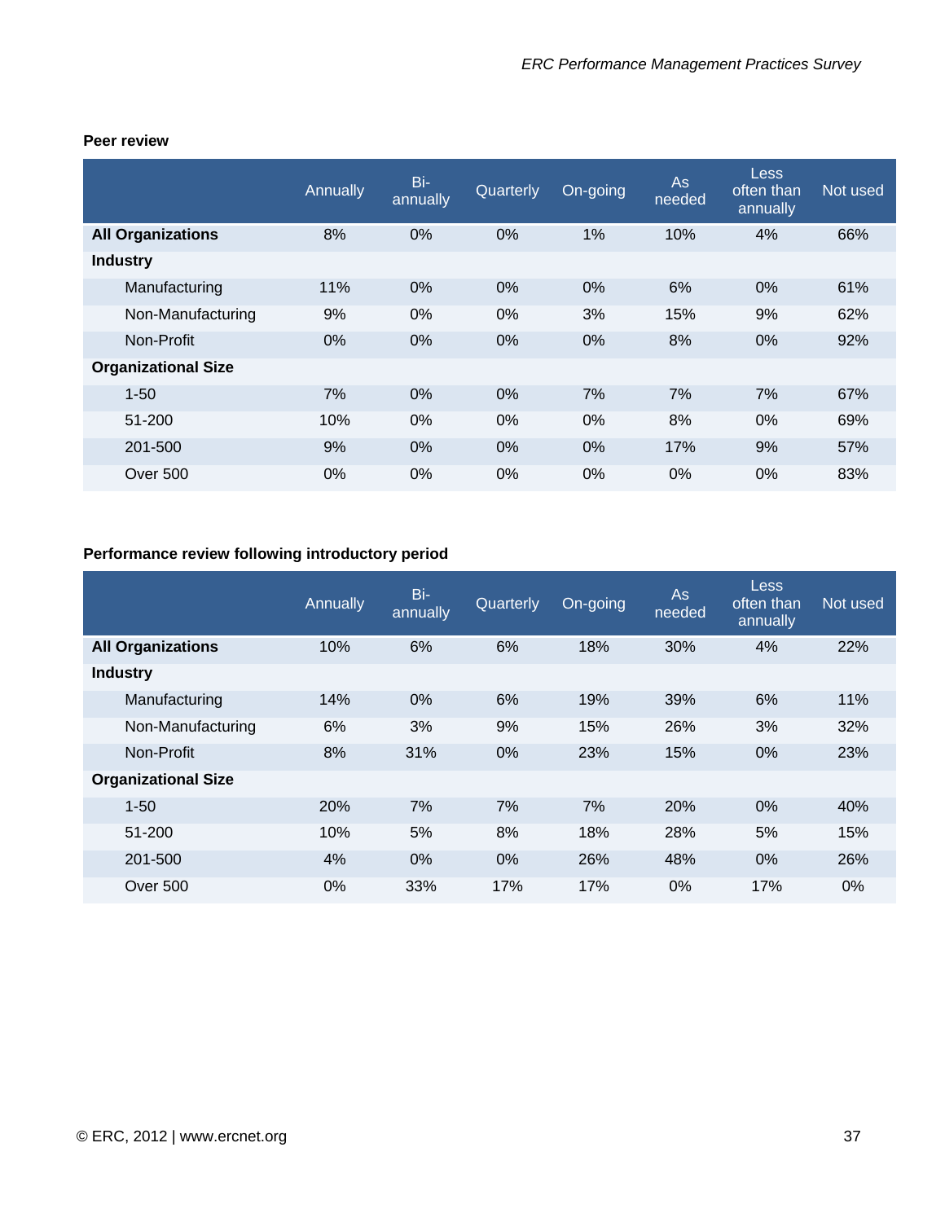**Peer review**

| | Annually | Bi-annually | Quarterly | On-going | As needed | Less often than annually | Not used |
|---|---|---|---|---|---|---|---|
| **All Organizations** | 8% | 0% | 0% | 1% | 10% | 4% | 66% |
| **Industry** | | | | | | | |
| Manufacturing | 11% | 0% | 0% | 0% | 6% | 0% | 61% |
| Non-Manufacturing | 9% | 0% | 0% | 3% | 15% | 9% | 62% |
| Non-Profit | 0% | 0% | 0% | 0% | 8% | 0% | 92% |
| **Organizational Size** | | | | | | | |
| 1-50 | 7% | 0% | 0% | 7% | 7% | 7% | 67% |
| 51-200 | 10% | 0% | 0% | 0% | 8% | 0% | 69% |
| 201-500 | 9% | 0% | 0% | 0% | 17% | 9% | 57% |
| Over 500 | 0% | 0% | 0% | 0% | 0% | 0% | 83% |

**Performance review following introductory period**

| | Annually | Bi-annually | Quarterly | On-going | As needed | Less often than annually | Not used |
|---|---|---|---|---|---|---|---|
| **All Organizations** | 10% | 6% | 6% | 18% | 30% | 4% | 22% |
| **Industry** | | | | | | | |
| Manufacturing | 14% | 0% | 6% | 19% | 39% | 6% | 11% |
| Non-Manufacturing | 6% | 3% | 9% | 15% | 26% | 3% | 32% |
| Non-Profit | 8% | 31% | 0% | 23% | 15% | 0% | 23% |
| **Organizational Size** | | | | | | | |
| 1-50 | 20% | 7% | 7% | 7% | 20% | 0% | 40% |
| 51-200 | 10% | 5% | 8% | 18% | 28% | 5% | 15% |
| 201-500 | 4% | 0% | 0% | 26% | 48% | 0% | 26% |
| Over 500 | 0% | 33% | 17% | 17% | 0% | 17% | 0% |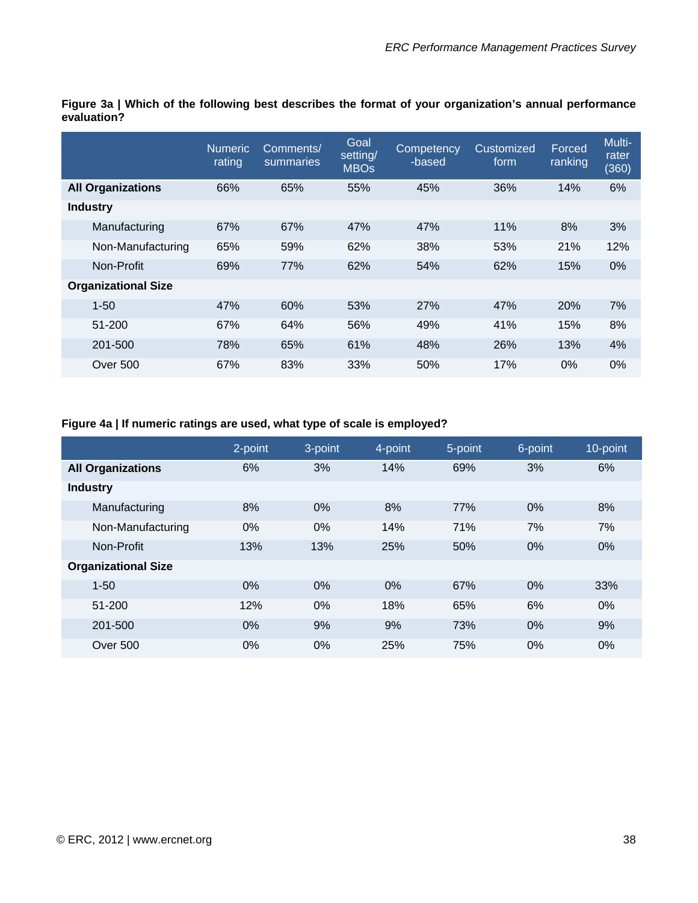**Figure 3a | Which of the following best describes the format of your organization's annual performance evaluation?**

| | Numeric rating | Comments/ summaries | Goal setting/ MBOs | Competency -based | Customized form | Forced ranking | Multi-rater (360) |
|---|---|---|---|---|---|---|---|
| **All Organizations** | 66% | 65% | 55% | 45% | 36% | 14% | 6% |
| **Industry** | | | | | | | |
| Manufacturing | 67% | 67% | 47% | 47% | 11% | 8% | 3% |
| Non-Manufacturing | 65% | 59% | 62% | 38% | 53% | 21% | 12% |
| Non-Profit | 69% | 77% | 62% | 54% | 62% | 15% | 0% |
| **Organizational Size** | | | | | | | |
| 1-50 | 47% | 60% | 53% | 27% | 47% | 20% | 7% |
| 51-200 | 67% | 64% | 56% | 49% | 41% | 15% | 8% |
| 201-500 | 78% | 65% | 61% | 48% | 26% | 13% | 4% |
| Over 500 | 67% | 83% | 33% | 50% | 17% | 0% | 0% |

**Figure 4a | If numeric ratings are used, what type of scale is employed?**

| | 2-point | 3-point | 4-point | 5-point | 6-point | 10-point |
|---|---|---|---|---|---|---|
| **All Organizations** | 6% | 3% | 14% | 69% | 3% | 6% |
| **Industry** | | | | | | |
| Manufacturing | 8% | 0% | 8% | 77% | 0% | 8% |
| Non-Manufacturing | 0% | 0% | 14% | 71% | 7% | 7% |
| Non-Profit | 13% | 13% | 25% | 50% | 0% | 0% |
| **Organizational Size** | | | | | | |
| 1-50 | 0% | 0% | 0% | 67% | 0% | 33% |
| 51-200 | 12% | 0% | 18% | 65% | 6% | 0% |
| 201-500 | 0% | 9% | 9% | 73% | 0% | 9% |
| Over 500 | 0% | 0% | 25% | 75% | 0% | 0% |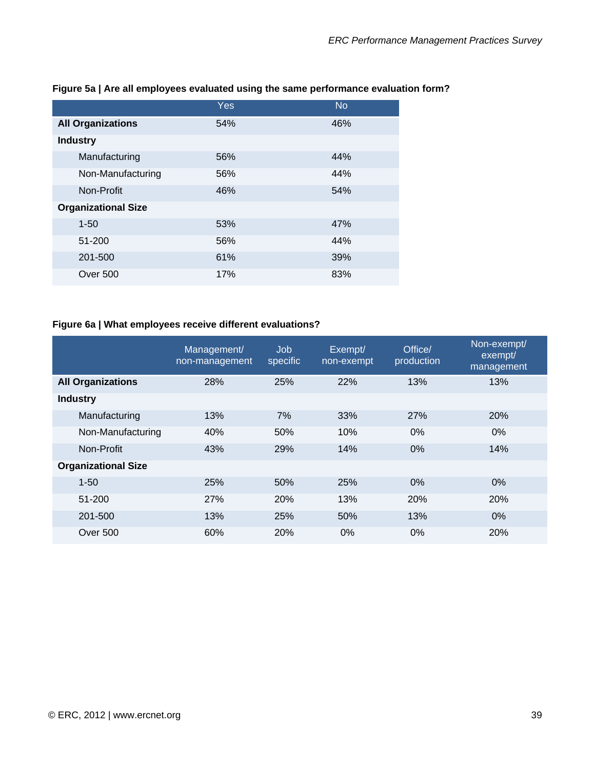**Figure 5a | Are all employees evaluated using the same performance evaluation form?**

| | Yes | No |
|---|---|---|
| **All Organizations** | 54% | 46% |
| **Industry** | | |
| Manufacturing | 56% | 44% |
| Non-Manufacturing | 56% | 44% |
| Non-Profit | 46% | 54% |
| **Organizational Size** | | |
| 1-50 | 53% | 47% |
| 51-200 | 56% | 44% |
| 201-500 | 61% | 39% |
| Over 500 | 17% | 83% |

**Figure 6a | What employees receive different evaluations?**

| | Management/ non-management | Job specific | Exempt/ non-exempt | Office/ production | Non-exempt/ exempt/ management |
|---|---|---|---|---|---|
| **All Organizations** | 28% | 25% | 22% | 13% | 13% |
| **Industry** | | | | | |
| Manufacturing | 13% | 7% | 33% | 27% | 20% |
| Non-Manufacturing | 40% | 50% | 10% | 0% | 0% |
| Non-Profit | 43% | 29% | 14% | 0% | 14% |
| **Organizational Size** | | | | | |
| 1-50 | 25% | 50% | 25% | 0% | 0% |
| 51-200 | 27% | 20% | 13% | 20% | 20% |
| 201-500 | 13% | 25% | 50% | 13% | 0% |
| Over 500 | 60% | 20% | 0% | 0% | 20% |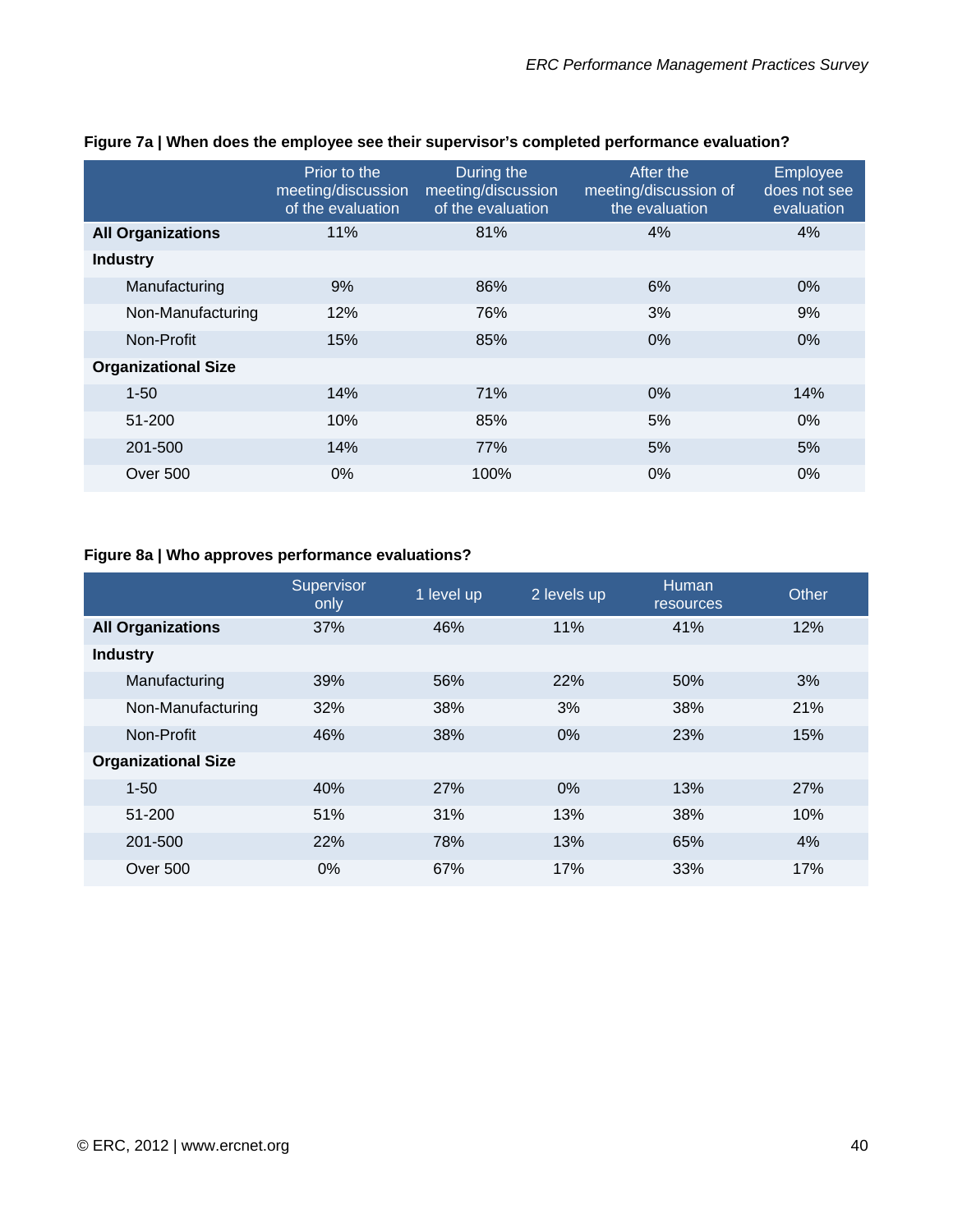**Figure 7a | When does the employee see their supervisor's completed performance evaluation?**

| | Prior to the meeting/discussion of the evaluation | During the meeting/discussion of the evaluation | After the meeting/discussion of the evaluation | Employee does not see evaluation |
|---|---|---|---|---|
| **All Organizations** | 11% | 81% | 4% | 4% |
| **Industry** | | | | |
| Manufacturing | 9% | 86% | 6% | 0% |
| Non-Manufacturing | 12% | 76% | 3% | 9% |
| Non-Profit | 15% | 85% | 0% | 0% |
| **Organizational Size** | | | | |
| 1-50 | 14% | 71% | 0% | 14% |
| 51-200 | 10% | 85% | 5% | 0% |
| 201-500 | 14% | 77% | 5% | 5% |
| Over 500 | 0% | 100% | 0% | 0% |

**Figure 8a | Who approves performance evaluations?**

| | Supervisor only | 1 level up | 2 levels up | Human resources | Other |
|---|---|---|---|---|---|
| **All Organizations** | 37% | 46% | 11% | 41% | 12% |
| **Industry** | | | | | |
| Manufacturing | 39% | 56% | 22% | 50% | 3% |
| Non-Manufacturing | 32% | 38% | 3% | 38% | 21% |
| Non-Profit | 46% | 38% | 0% | 23% | 15% |
| **Organizational Size** | | | | | |
| 1-50 | 40% | 27% | 0% | 13% | 27% |
| 51-200 | 51% | 31% | 13% | 38% | 10% |
| 201-500 | 22% | 78% | 13% | 65% | 4% |
| Over 500 | 0% | 67% | 17% | 33% | 17% |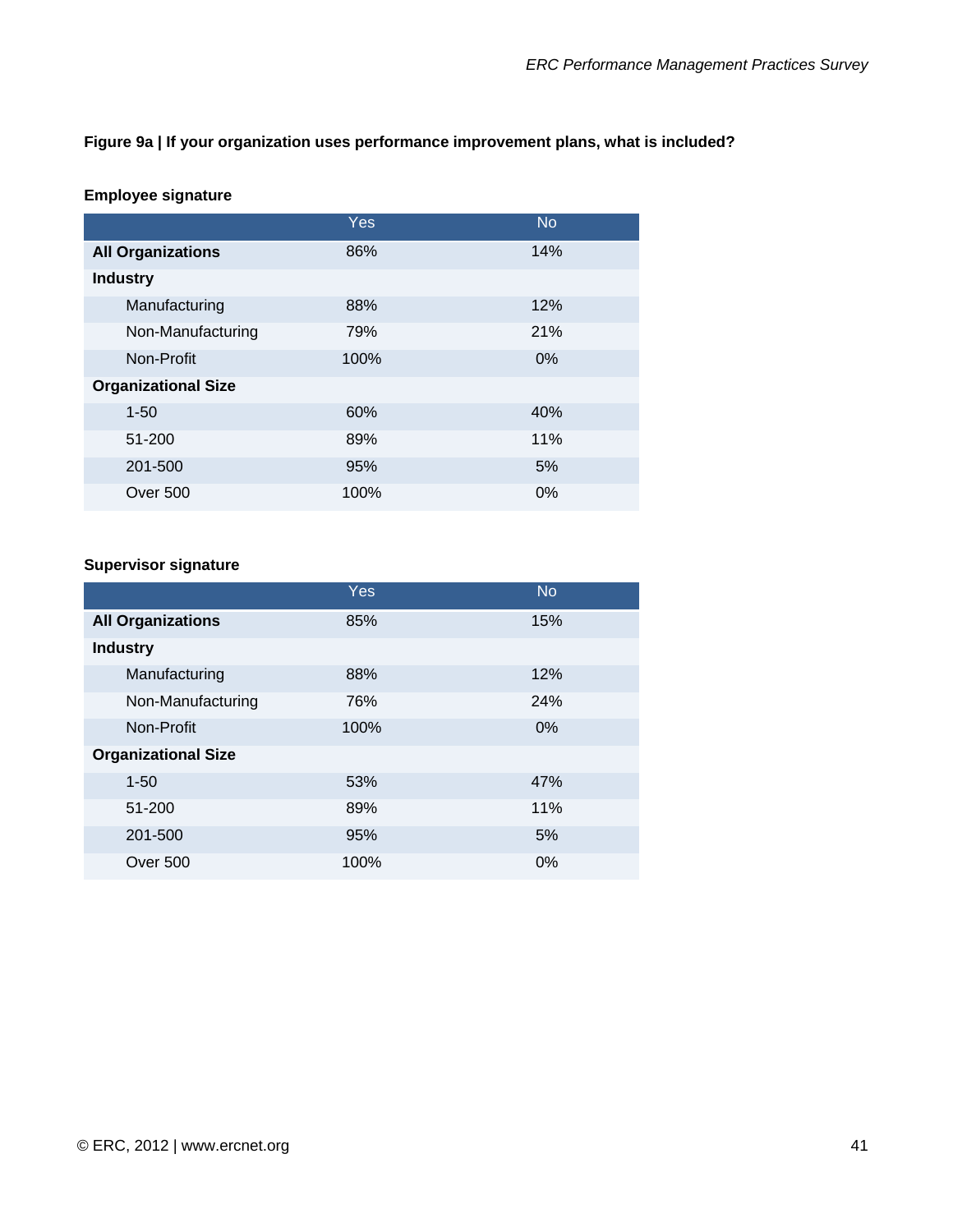**Figure 9a | If your organization uses performance improvement plans, what is included?**

**Employee signature**

| | Yes | No |
|---|---|---|
| **All Organizations** | 86% | 14% |
| **Industry** | | |
| Manufacturing | 88% | 12% |
| Non-Manufacturing | 79% | 21% |
| Non-Profit | 100% | 0% |
| **Organizational Size** | | |
| 1-50 | 60% | 40% |
| 51-200 | 89% | 11% |
| 201-500 | 95% | 5% |
| Over 500 | 100% | 0% |

**Supervisor signature**

| | Yes | No |
|---|---|---|
| **All Organizations** | 85% | 15% |
| **Industry** | | |
| Manufacturing | 88% | 12% |
| Non-Manufacturing | 76% | 24% |
| Non-Profit | 100% | 0% |
| **Organizational Size** | | |
| 1-50 | 53% | 47% |
| 51-200 | 89% | 11% |
| 201-500 | 95% | 5% |
| Over 500 | 100% | 0% |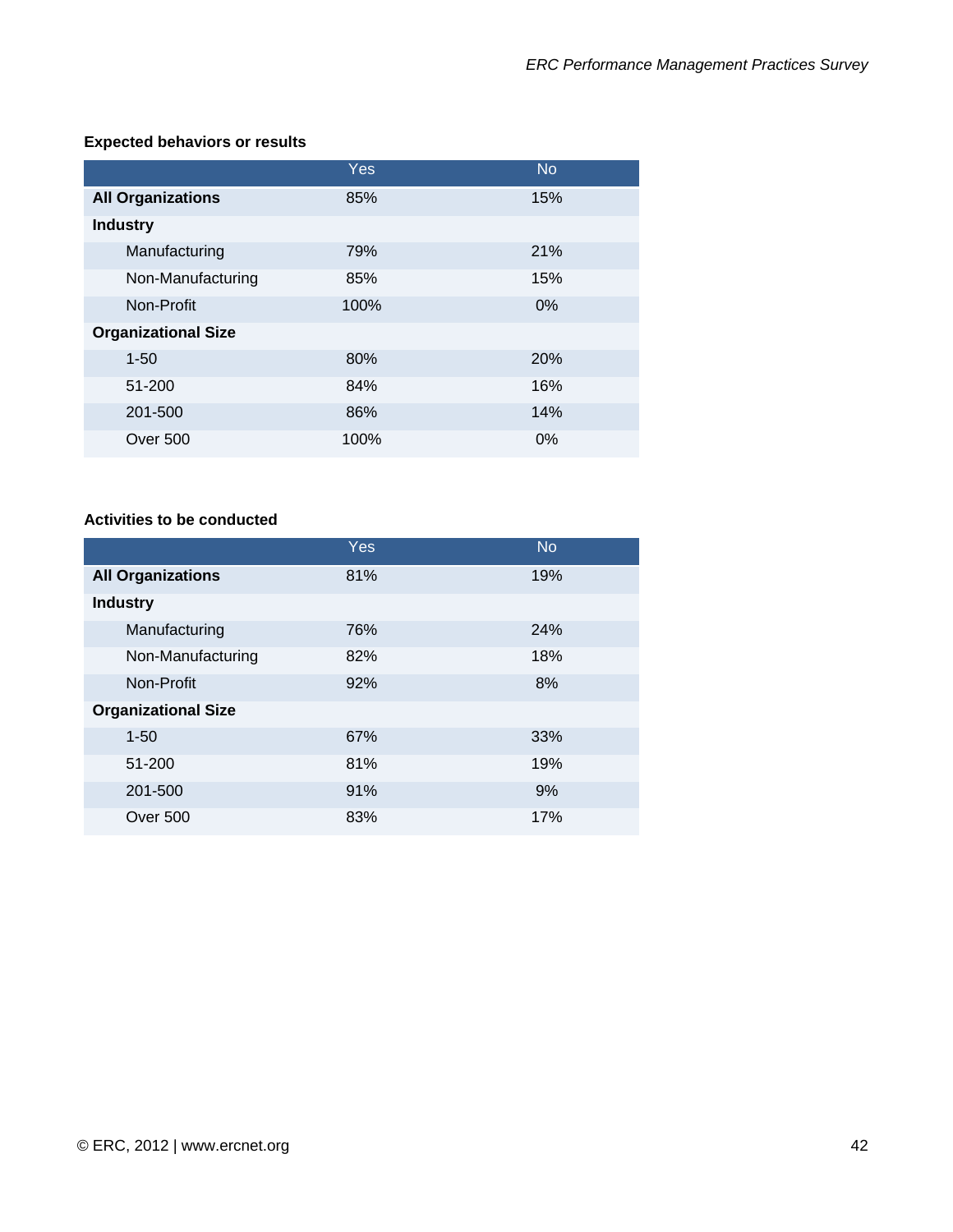**Expected behaviors or results**

| | Yes | No |
|---|---|---|
| **All Organizations** | 85% | 15% |
| **Industry** | | |
| Manufacturing | 79% | 21% |
| Non-Manufacturing | 85% | 15% |
| Non-Profit | 100% | 0% |
| **Organizational Size** | | |
| 1-50 | 80% | 20% |
| 51-200 | 84% | 16% |
| 201-500 | 86% | 14% |
| Over 500 | 100% | 0% |

**Activities to be conducted**

| | Yes | No |
|---|---|---|
| **All Organizations** | 81% | 19% |
| **Industry** | | |
| Manufacturing | 76% | 24% |
| Non-Manufacturing | 82% | 18% |
| Non-Profit | 92% | 8% |
| **Organizational Size** | | |
| 1-50 | 67% | 33% |
| 51-200 | 81% | 19% |
| 201-500 | 91% | 9% |
| Over 500 | 83% | 17% |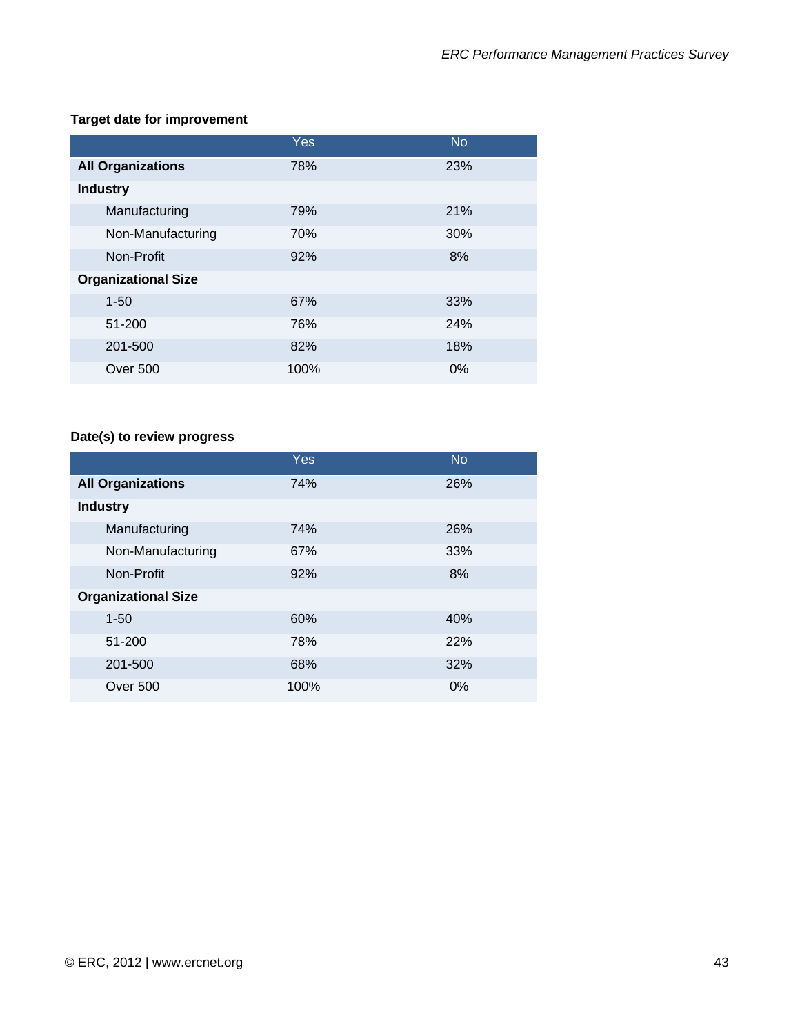**Target date for improvement**

| | Yes | No |
|---|---|---|
| **All Organizations** | 78% | 23% |
| **Industry** | | |
| Manufacturing | 79% | 21% |
| Non-Manufacturing | 70% | 30% |
| Non-Profit | 92% | 8% |
| **Organizational Size** | | |
| 1-50 | 67% | 33% |
| 51-200 | 76% | 24% |
| 201-500 | 82% | 18% |
| Over 500 | 100% | 0% |

**Date(s) to review progress**

| | Yes | No |
|---|---|---|
| **All Organizations** | 74% | 26% |
| **Industry** | | |
| Manufacturing | 74% | 26% |
| Non-Manufacturing | 67% | 33% |
| Non-Profit | 92% | 8% |
| **Organizational Size** | | |
| 1-50 | 60% | 40% |
| 51-200 | 78% | 22% |
| 201-500 | 68% | 32% |
| Over 500 | 100% | 0% |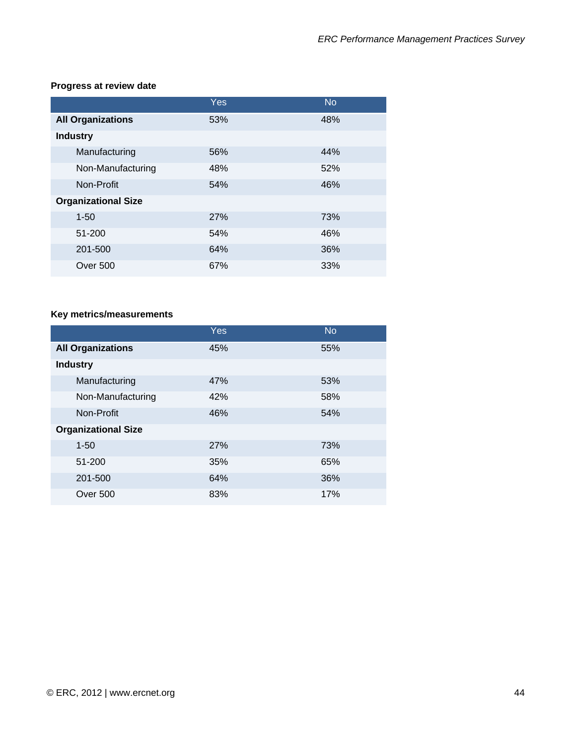**Progress at review date**

| | Yes | No |
|---|---|---|
| **All Organizations** | 53% | 48% |
| **Industry** | | |
| Manufacturing | 56% | 44% |
| Non-Manufacturing | 48% | 52% |
| Non-Profit | 54% | 46% |
| **Organizational Size** | | |
| 1-50 | 27% | 73% |
| 51-200 | 54% | 46% |
| 201-500 | 64% | 36% |
| Over 500 | 67% | 33% |

**Key metrics/measurements**

| | Yes | No |
|---|---|---|
| **All Organizations** | 45% | 55% |
| **Industry** | | |
| Manufacturing | 47% | 53% |
| Non-Manufacturing | 42% | 58% |
| Non-Profit | 46% | 54% |
| **Organizational Size** | | |
| 1-50 | 27% | 73% |
| 51-200 | 35% | 65% |
| 201-500 | 64% | 36% |
| Over 500 | 83% | 17% |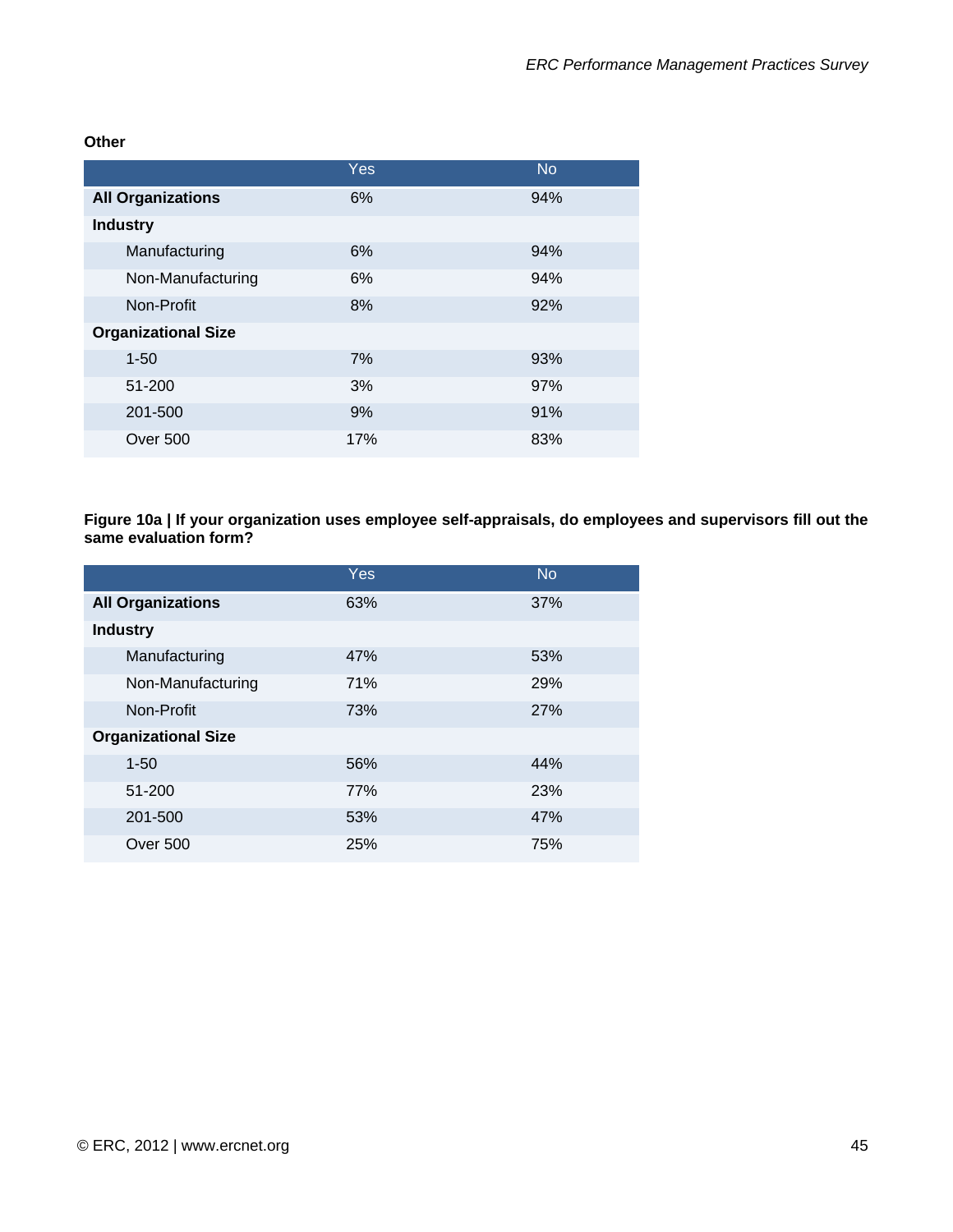**Other**

| | Yes | No |
|---|---|---|
| **All Organizations** | 6% | 94% |
| **Industry** | | |
| Manufacturing | 6% | 94% |
| Non-Manufacturing | 6% | 94% |
| Non-Profit | 8% | 92% |
| **Organizational Size** | | |
| 1-50 | 7% | 93% |
| 51-200 | 3% | 97% |
| 201-500 | 9% | 91% |
| Over 500 | 17% | 83% |

**Figure 10a | If your organization uses employee self-appraisals, do employees and supervisors fill out the same evaluation form?**

| | Yes | No |
|---|---|---|
| **All Organizations** | 63% | 37% |
| **Industry** | | |
| Manufacturing | 47% | 53% |
| Non-Manufacturing | 71% | 29% |
| Non-Profit | 73% | 27% |
| **Organizational Size** | | |
| 1-50 | 56% | 44% |
| 51-200 | 77% | 23% |
| 201-500 | 53% | 47% |
| Over 500 | 25% | 75% |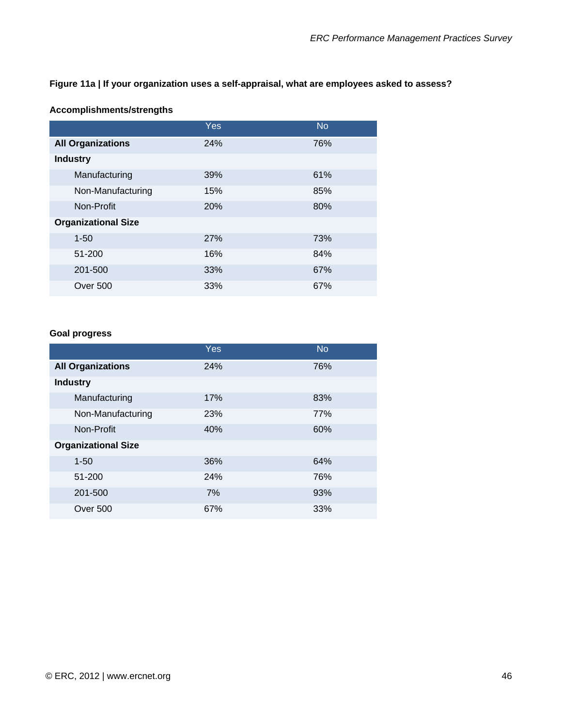**Figure 11a | If your organization uses a self-appraisal, what are employees asked to assess?**

**Accomplishments/strengths**

| | Yes | No |
|---|---|---|
| **All Organizations** | 24% | 76% |
| **Industry** | | |
| Manufacturing | 39% | 61% |
| Non-Manufacturing | 15% | 85% |
| Non-Profit | 20% | 80% |
| **Organizational Size** | | |
| 1-50 | 27% | 73% |
| 51-200 | 16% | 84% |
| 201-500 | 33% | 67% |
| Over 500 | 33% | 67% |

**Goal progress**

| | Yes | No |
|---|---|---|
| **All Organizations** | 24% | 76% |
| **Industry** | | |
| Manufacturing | 17% | 83% |
| Non-Manufacturing | 23% | 77% |
| Non-Profit | 40% | 60% |
| **Organizational Size** | | |
| 1-50 | 36% | 64% |
| 51-200 | 24% | 76% |
| 201-500 | 7% | 93% |
| Over 500 | 67% | 33% |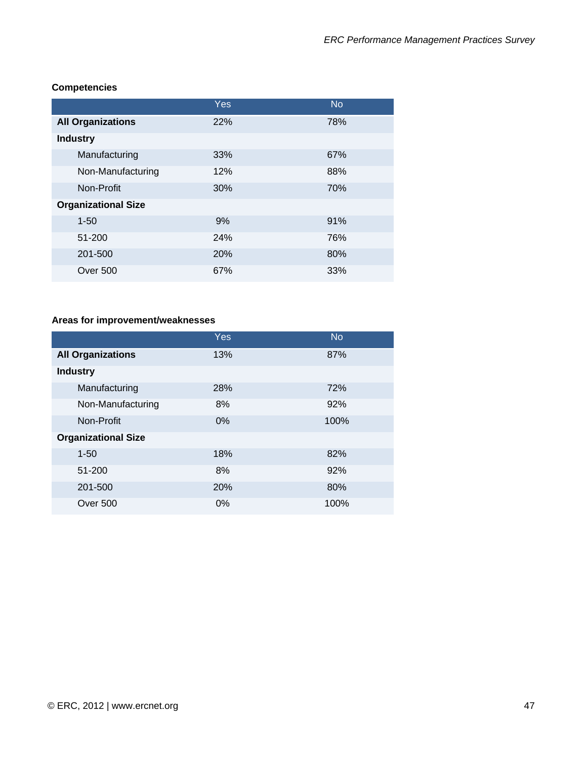**Competencies**

| | Yes | No |
|---|---|---|
| **All Organizations** | 22% | 78% |
| **Industry** | | |
| Manufacturing | 33% | 67% |
| Non-Manufacturing | 12% | 88% |
| Non-Profit | 30% | 70% |
| **Organizational Size** | | |
| 1-50 | 9% | 91% |
| 51-200 | 24% | 76% |
| 201-500 | 20% | 80% |
| Over 500 | 67% | 33% |

**Areas for improvement/weaknesses**

| | Yes | No |
|---|---|---|
| **All Organizations** | 13% | 87% |
| **Industry** | | |
| Manufacturing | 28% | 72% |
| Non-Manufacturing | 8% | 92% |
| Non-Profit | 0% | 100% |
| **Organizational Size** | | |
| 1-50 | 18% | 82% |
| 51-200 | 8% | 92% |
| 201-500 | 20% | 80% |
| Over 500 | 0% | 100% |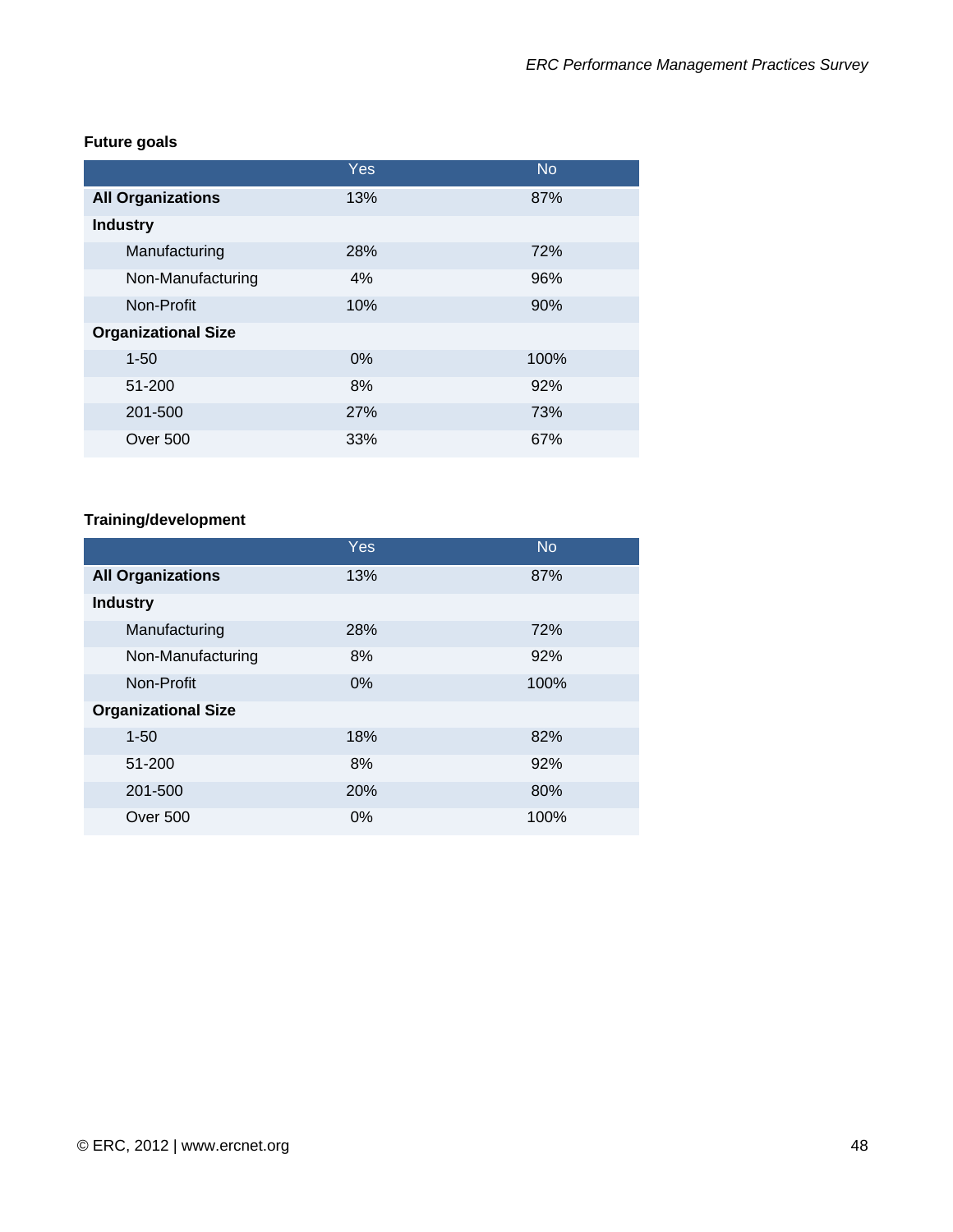**Future goals**

| | Yes | No |
|---|---|---|
| **All Organizations** | 13% | 87% |
| **Industry** | | |
| Manufacturing | 28% | 72% |
| Non-Manufacturing | 4% | 96% |
| Non-Profit | 10% | 90% |
| **Organizational Size** | | |
| 1-50 | 0% | 100% |
| 51-200 | 8% | 92% |
| 201-500 | 27% | 73% |
| Over 500 | 33% | 67% |

**Training/development**

| | Yes | No |
|---|---|---|
| **All Organizations** | 13% | 87% |
| **Industry** | | |
| Manufacturing | 28% | 72% |
| Non-Manufacturing | 8% | 92% |
| Non-Profit | 0% | 100% |
| **Organizational Size** | | |
| 1-50 | 18% | 82% |
| 51-200 | 8% | 92% |
| 201-500 | 20% | 80% |
| Over 500 | 0% | 100% |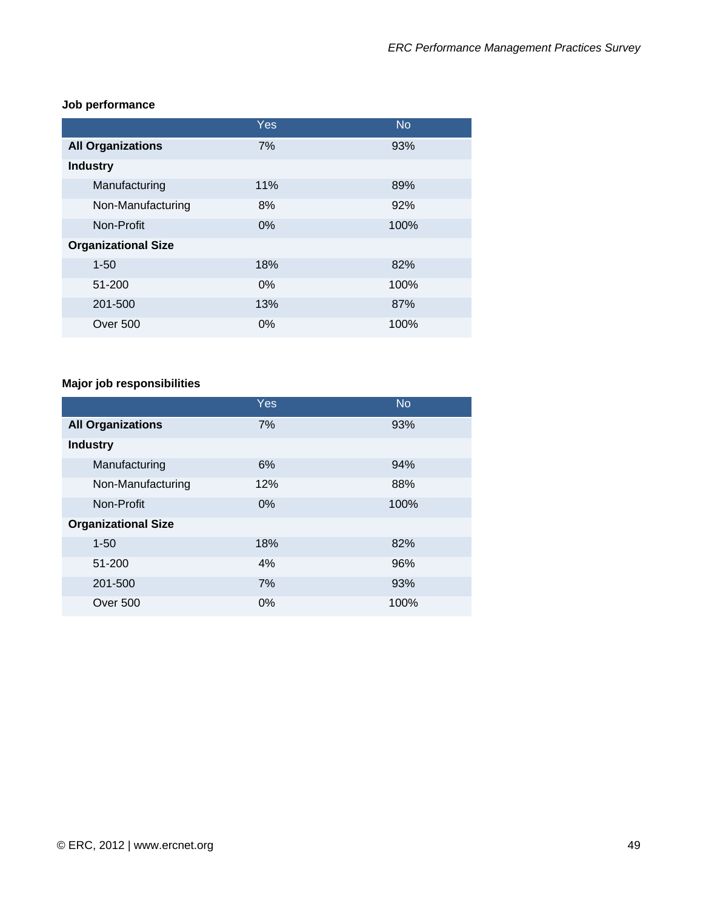**Job performance**

| | Yes | No |
|---|---|---|
| **All Organizations** | 7% | 93% |
| **Industry** | | |
| Manufacturing | 11% | 89% |
| Non-Manufacturing | 8% | 92% |
| Non-Profit | 0% | 100% |
| **Organizational Size** | | |
| 1-50 | 18% | 82% |
| 51-200 | 0% | 100% |
| 201-500 | 13% | 87% |
| Over 500 | 0% | 100% |

**Major job responsibilities**

| | Yes | No |
|---|---|---|
| **All Organizations** | 7% | 93% |
| **Industry** | | |
| Manufacturing | 6% | 94% |
| Non-Manufacturing | 12% | 88% |
| Non-Profit | 0% | 100% |
| **Organizational Size** | | |
| 1-50 | 18% | 82% |
| 51-200 | 4% | 96% |
| 201-500 | 7% | 93% |
| Over 500 | 0% | 100% |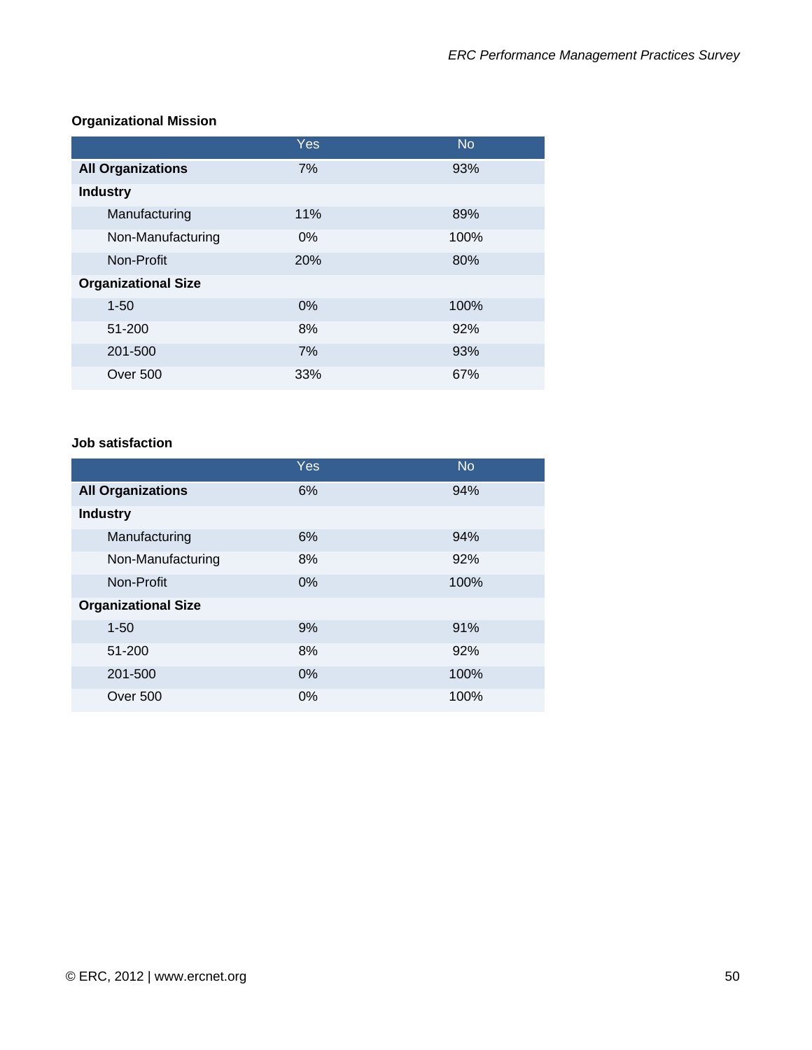**Organizational Mission**

| | Yes | No |
|---|---|---|
| **All Organizations** | 7% | 93% |
| **Industry** | | |
| Manufacturing | 11% | 89% |
| Non-Manufacturing | 0% | 100% |
| Non-Profit | 20% | 80% |
| **Organizational Size** | | |
| 1-50 | 0% | 100% |
| 51-200 | 8% | 92% |
| 201-500 | 7% | 93% |
| Over 500 | 33% | 67% |

**Job satisfaction**

| | Yes | No |
|---|---|---|
| **All Organizations** | 6% | 94% |
| **Industry** | | |
| Manufacturing | 6% | 94% |
| Non-Manufacturing | 8% | 92% |
| Non-Profit | 0% | 100% |
| **Organizational Size** | | |
| 1-50 | 9% | 91% |
| 51-200 | 8% | 92% |
| 201-500 | 0% | 100% |
| Over 500 | 0% | 100% |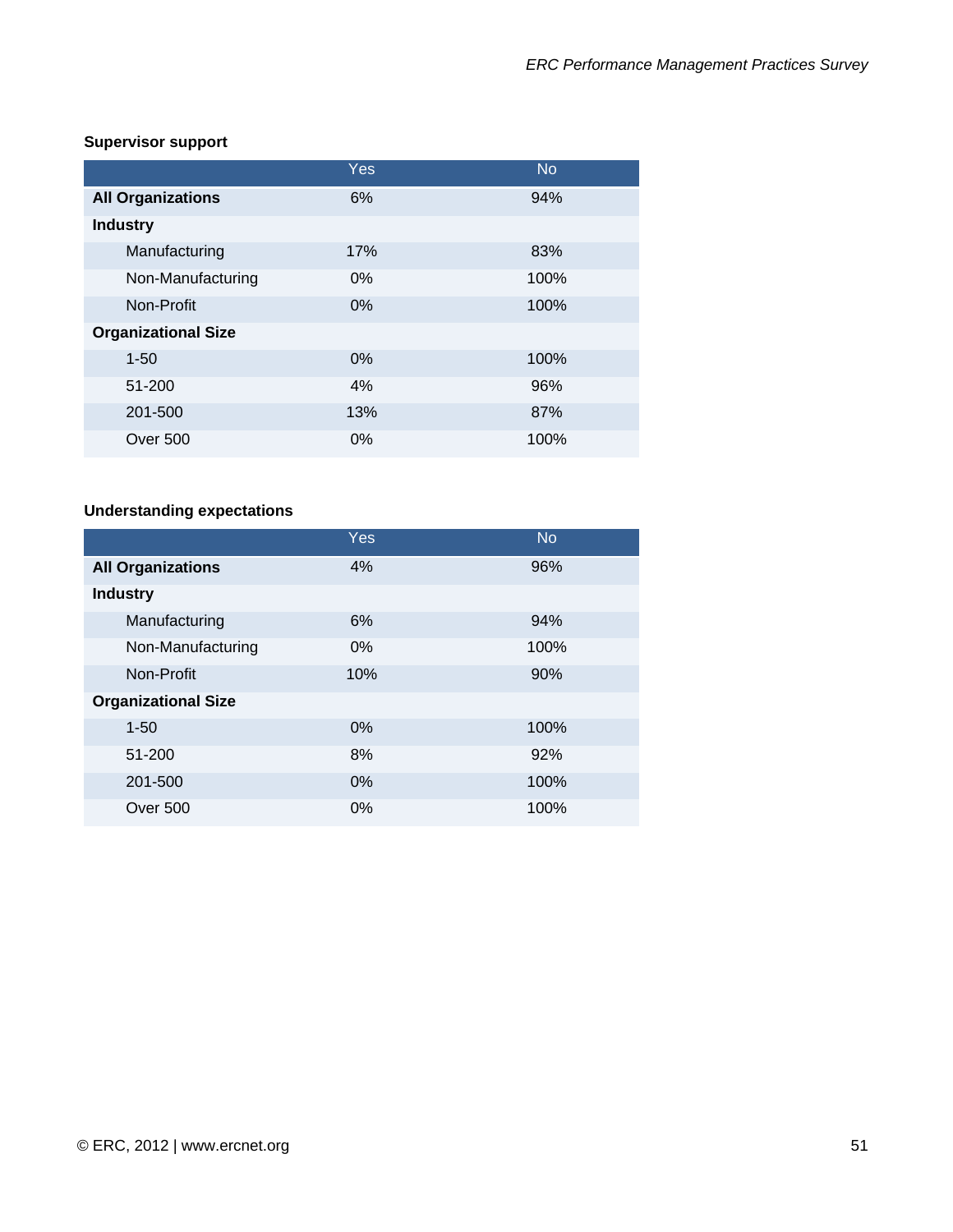**Supervisor support**

| | Yes | No |
|---|---|---|
| **All Organizations** | 6% | 94% |
| **Industry** | | |
| Manufacturing | 17% | 83% |
| Non-Manufacturing | 0% | 100% |
| Non-Profit | 0% | 100% |
| **Organizational Size** | | |
| 1-50 | 0% | 100% |
| 51-200 | 4% | 96% |
| 201-500 | 13% | 87% |
| Over 500 | 0% | 100% |

**Understanding expectations**

| | Yes | No |
|---|---|---|
| **All Organizations** | 4% | 96% |
| **Industry** | | |
| Manufacturing | 6% | 94% |
| Non-Manufacturing | 0% | 100% |
| Non-Profit | 10% | 90% |
| **Organizational Size** | | |
| 1-50 | 0% | 100% |
| 51-200 | 8% | 92% |
| 201-500 | 0% | 100% |
| Over 500 | 0% | 100% |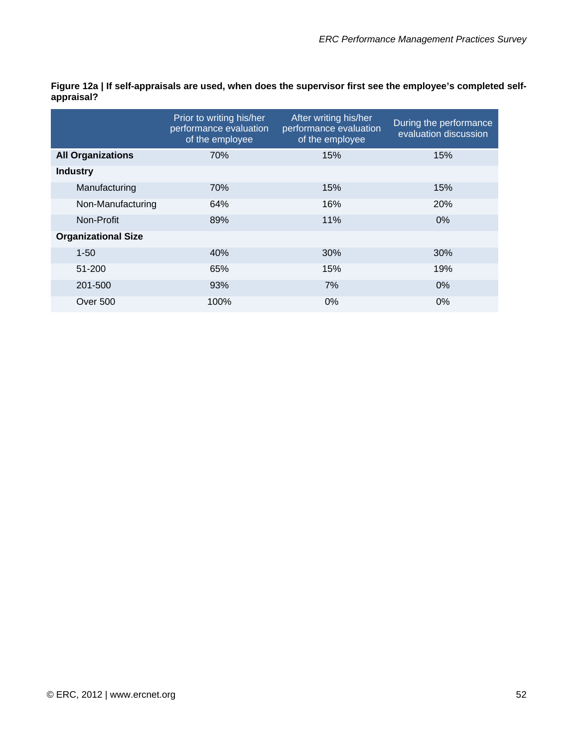**Figure 12a | If self-appraisals are used, when does the supervisor first see the employee's completed self-appraisal?**

| | Prior to writing his/her performance evaluation of the employee | After writing his/her performance evaluation of the employee | During the performance evaluation discussion |
|---|---|---|---|
| **All Organizations** | 70% | 15% | 15% |
| **Industry** | | | |
| Manufacturing | 70% | 15% | 15% |
| Non-Manufacturing | 64% | 16% | 20% |
| Non-Profit | 89% | 11% | 0% |
| **Organizational Size** | | | |
| 1-50 | 40% | 30% | 30% |
| 51-200 | 65% | 15% | 19% |
| 201-500 | 93% | 7% | 0% |
| Over 500 | 100% | 0% | 0% |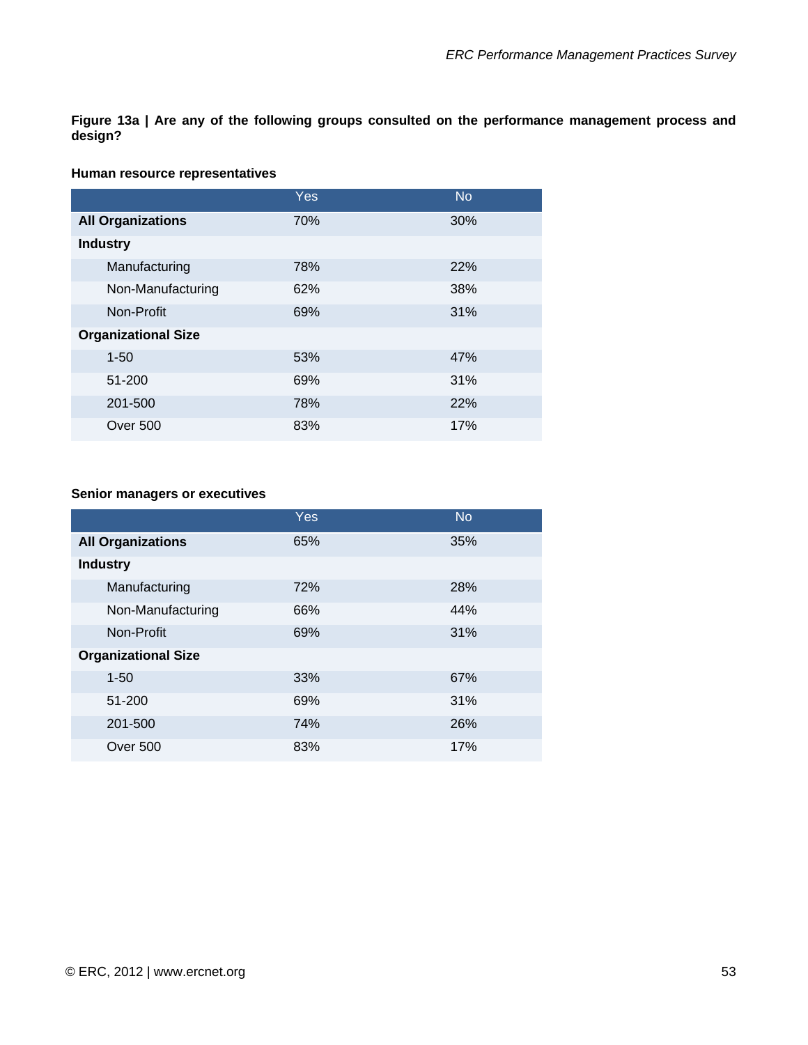**Figure 13a | Are any of the following groups consulted on the performance management process and design?**

**Human resource representatives**

| | Yes | No |
|---|---|---|
| **All Organizations** | 70% | 30% |
| **Industry** | | |
| Manufacturing | 78% | 22% |
| Non-Manufacturing | 62% | 38% |
| Non-Profit | 69% | 31% |
| **Organizational Size** | | |
| 1-50 | 53% | 47% |
| 51-200 | 69% | 31% |
| 201-500 | 78% | 22% |
| Over 500 | 83% | 17% |

**Senior managers or executives**

| | Yes | No |
|---|---|---|
| **All Organizations** | 65% | 35% |
| **Industry** | | |
| Manufacturing | 72% | 28% |
| Non-Manufacturing | 66% | 44% |
| Non-Profit | 69% | 31% |
| **Organizational Size** | | |
| 1-50 | 33% | 67% |
| 51-200 | 69% | 31% |
| 201-500 | 74% | 26% |
| Over 500 | 83% | 17% |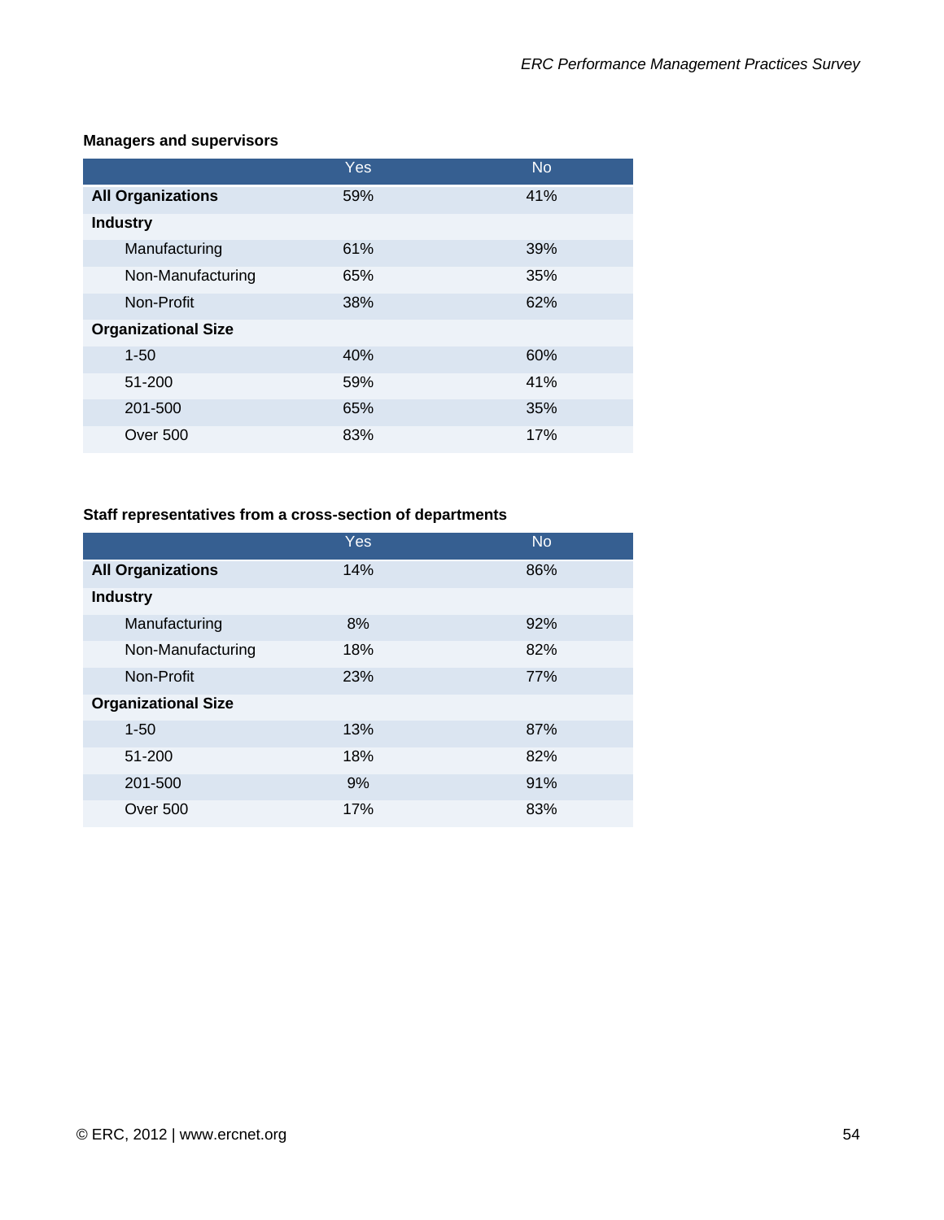**Managers and supervisors**

| | Yes | No |
|---|---|---|
| **All Organizations** | 59% | 41% |
| **Industry** | | |
| Manufacturing | 61% | 39% |
| Non-Manufacturing | 65% | 35% |
| Non-Profit | 38% | 62% |
| **Organizational Size** | | |
| 1-50 | 40% | 60% |
| 51-200 | 59% | 41% |
| 201-500 | 65% | 35% |
| Over 500 | 83% | 17% |

**Staff representatives from a cross-section of departments**

| | Yes | No |
|---|---|---|
| **All Organizations** | 14% | 86% |
| **Industry** | | |
| Manufacturing | 8% | 92% |
| Non-Manufacturing | 18% | 82% |
| Non-Profit | 23% | 77% |
| **Organizational Size** | | |
| 1-50 | 13% | 87% |
| 51-200 | 18% | 82% |
| 201-500 | 9% | 91% |
| Over 500 | 17% | 83% |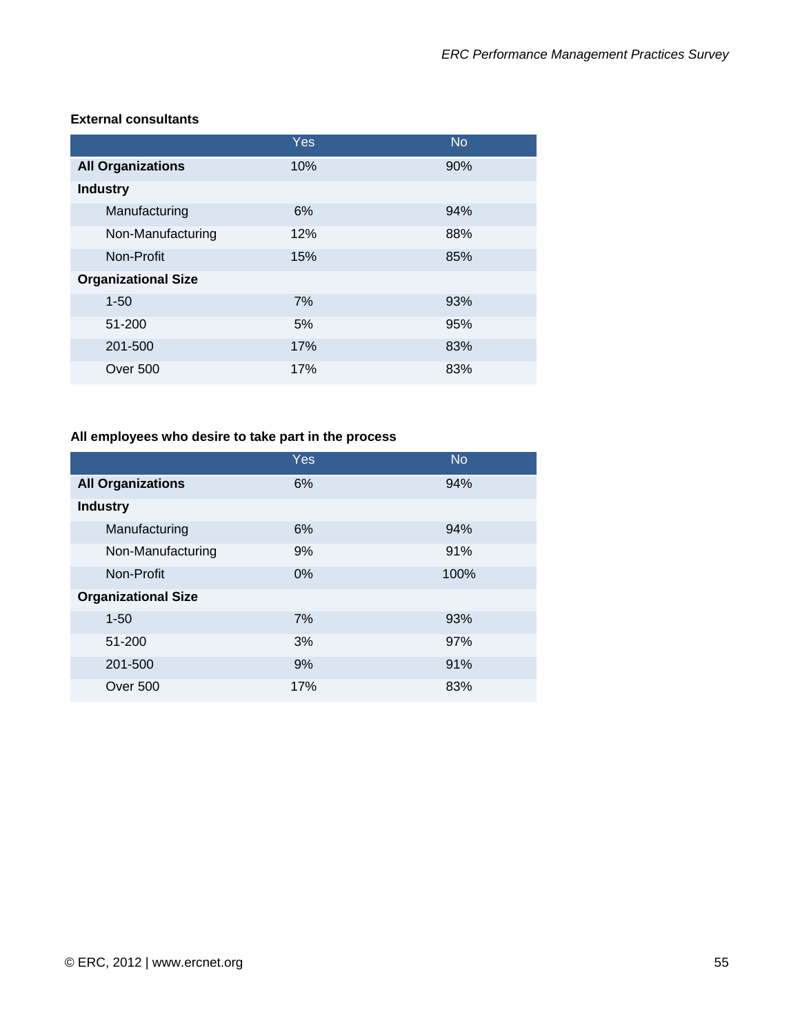**External consultants**

| | Yes | No |
|---|---|---|
| **All Organizations** | 10% | 90% |
| **Industry** | | |
| Manufacturing | 6% | 94% |
| Non-Manufacturing | 12% | 88% |
| Non-Profit | 15% | 85% |
| **Organizational Size** | | |
| 1-50 | 7% | 93% |
| 51-200 | 5% | 95% |
| 201-500 | 17% | 83% |
| Over 500 | 17% | 83% |

**All employees who desire to take part in the process**

| | Yes | No |
|---|---|---|
| **All Organizations** | 6% | 94% |
| **Industry** | | |
| Manufacturing | 6% | 94% |
| Non-Manufacturing | 9% | 91% |
| Non-Profit | 0% | 100% |
| **Organizational Size** | | |
| 1-50 | 7% | 93% |
| 51-200 | 3% | 97% |
| 201-500 | 9% | 91% |
| Over 500 | 17% | 83% |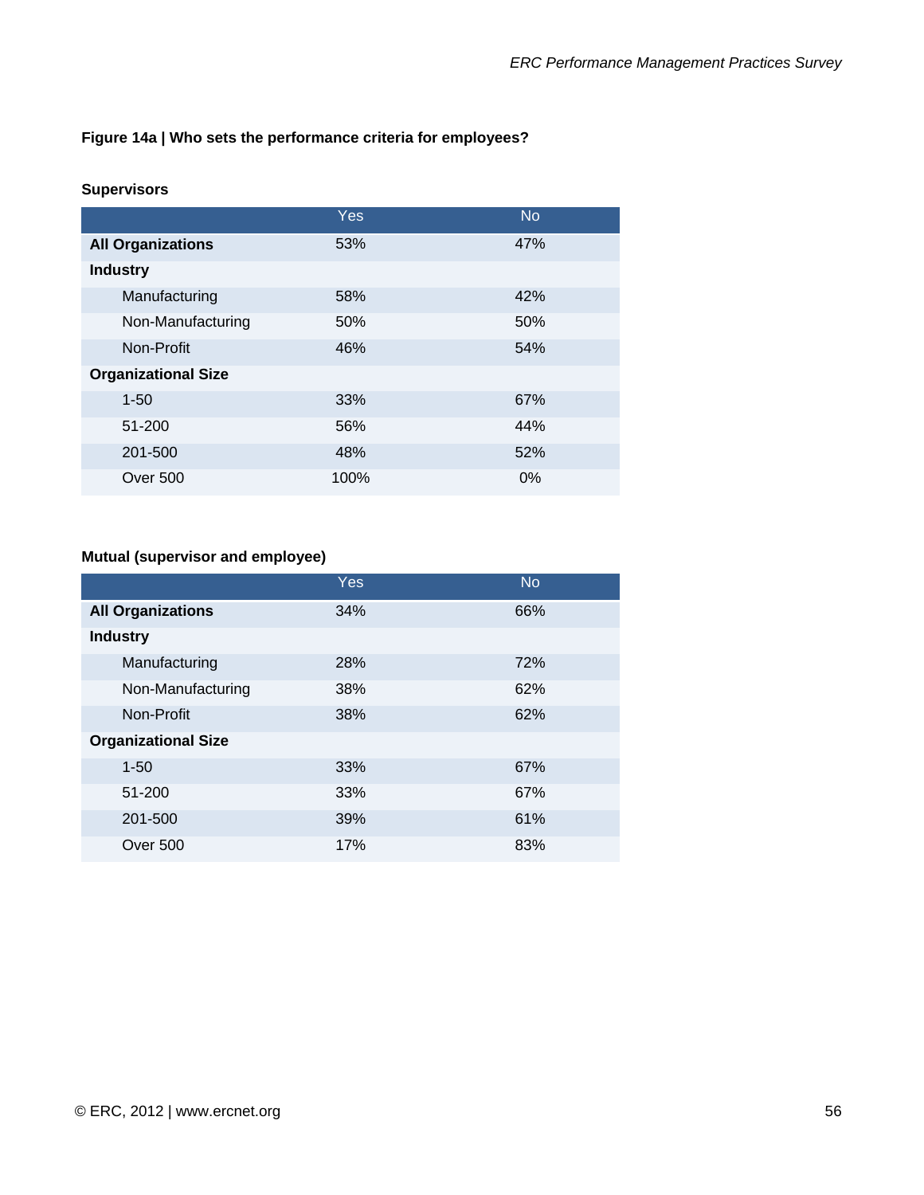**Figure 14a | Who sets the performance criteria for employees?**

**Supervisors**

| | Yes | No |
|---|---|---|
| **All Organizations** | 53% | 47% |
| **Industry** | | |
| Manufacturing | 58% | 42% |
| Non-Manufacturing | 50% | 50% |
| Non-Profit | 46% | 54% |
| **Organizational Size** | | |
| 1-50 | 33% | 67% |
| 51-200 | 56% | 44% |
| 201-500 | 48% | 52% |
| Over 500 | 100% | 0% |

**Mutual (supervisor and employee)**

| | Yes | No |
|---|---|---|
| **All Organizations** | 34% | 66% |
| **Industry** | | |
| Manufacturing | 28% | 72% |
| Non-Manufacturing | 38% | 62% |
| Non-Profit | 38% | 62% |
| **Organizational Size** | | |
| 1-50 | 33% | 67% |
| 51-200 | 33% | 67% |
| 201-500 | 39% | 61% |
| Over 500 | 17% | 83% |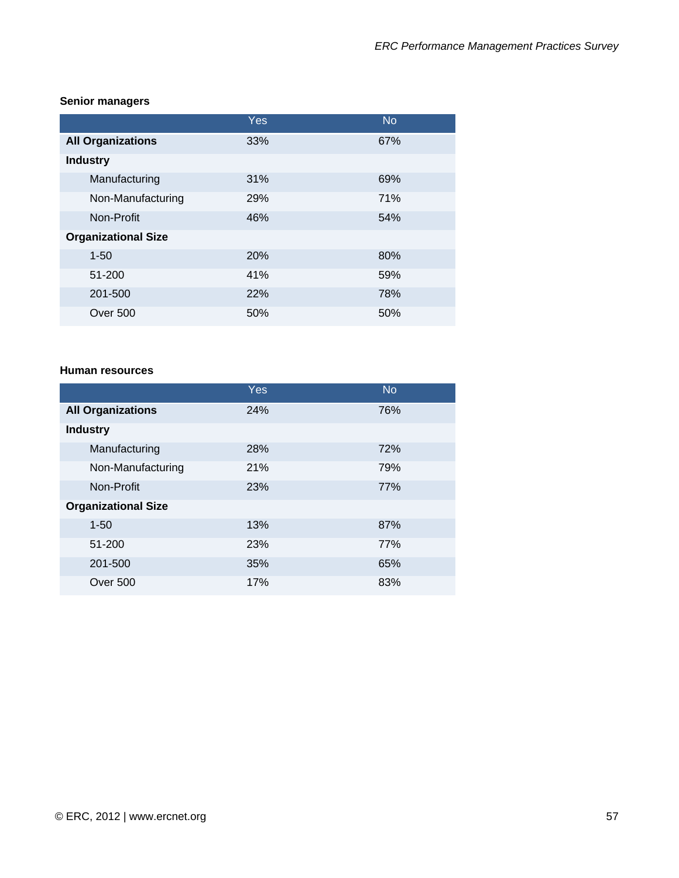**Senior managers**

| | Yes | No |
|---|---|---|
| **All Organizations** | 33% | 67% |
| **Industry** | | |
| Manufacturing | 31% | 69% |
| Non-Manufacturing | 29% | 71% |
| Non-Profit | 46% | 54% |
| **Organizational Size** | | |
| 1-50 | 20% | 80% |
| 51-200 | 41% | 59% |
| 201-500 | 22% | 78% |
| Over 500 | 50% | 50% |

**Human resources**

| | Yes | No |
|---|---|---|
| **All Organizations** | 24% | 76% |
| **Industry** | | |
| Manufacturing | 28% | 72% |
| Non-Manufacturing | 21% | 79% |
| Non-Profit | 23% | 77% |
| **Organizational Size** | | |
| 1-50 | 13% | 87% |
| 51-200 | 23% | 77% |
| 201-500 | 35% | 65% |
| Over 500 | 17% | 83% |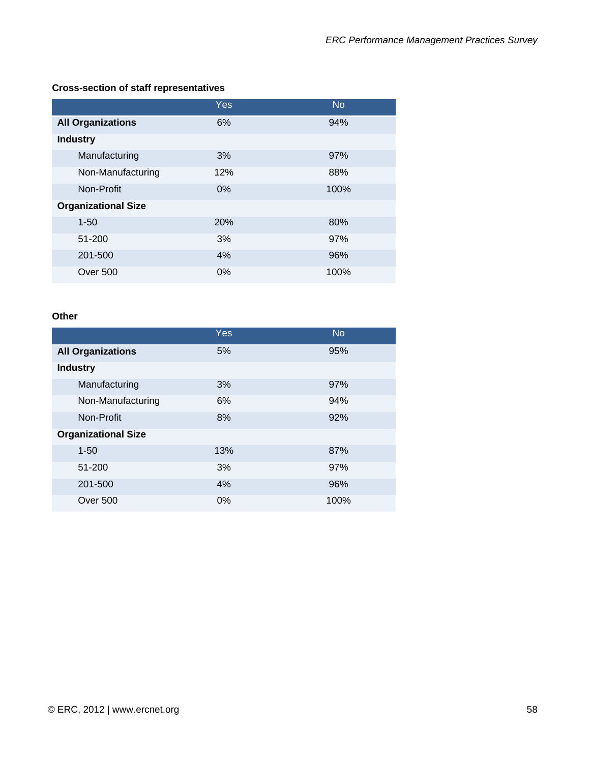**Cross-section of staff representatives**

| | Yes | No |
|---|---|---|
| **All Organizations** | 6% | 94% |
| **Industry** | | |
| Manufacturing | 3% | 97% |
| Non-Manufacturing | 12% | 88% |
| Non-Profit | 0% | 100% |
| **Organizational Size** | | |
| 1-50 | 20% | 80% |
| 51-200 | 3% | 97% |
| 201-500 | 4% | 96% |
| Over 500 | 0% | 100% |

**Other**

| | Yes | No |
|---|---|---|
| **All Organizations** | 5% | 95% |
| **Industry** | | |
| Manufacturing | 3% | 97% |
| Non-Manufacturing | 6% | 94% |
| Non-Profit | 8% | 92% |
| **Organizational Size** | | |
| 1-50 | 13% | 87% |
| 51-200 | 3% | 97% |
| 201-500 | 4% | 96% |
| Over 500 | 0% | 100% |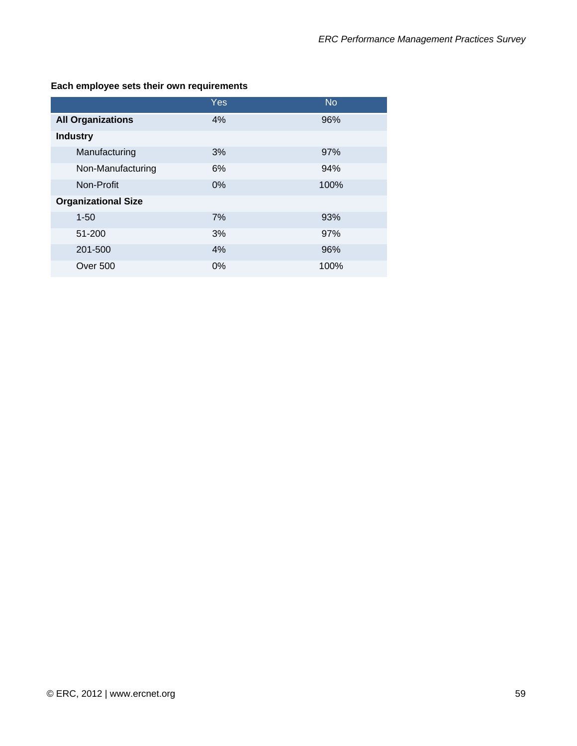**Each employee sets their own requirements**

| | Yes | No |
|---|---|---|
| **All Organizations** | 4% | 96% |
| **Industry** | | |
| Manufacturing | 3% | 97% |
| Non-Manufacturing | 6% | 94% |
| Non-Profit | 0% | 100% |
| **Organizational Size** | | |
| 1-50 | 7% | 93% |
| 51-200 | 3% | 97% |
| 201-500 | 4% | 96% |
| Over 500 | 0% | 100% |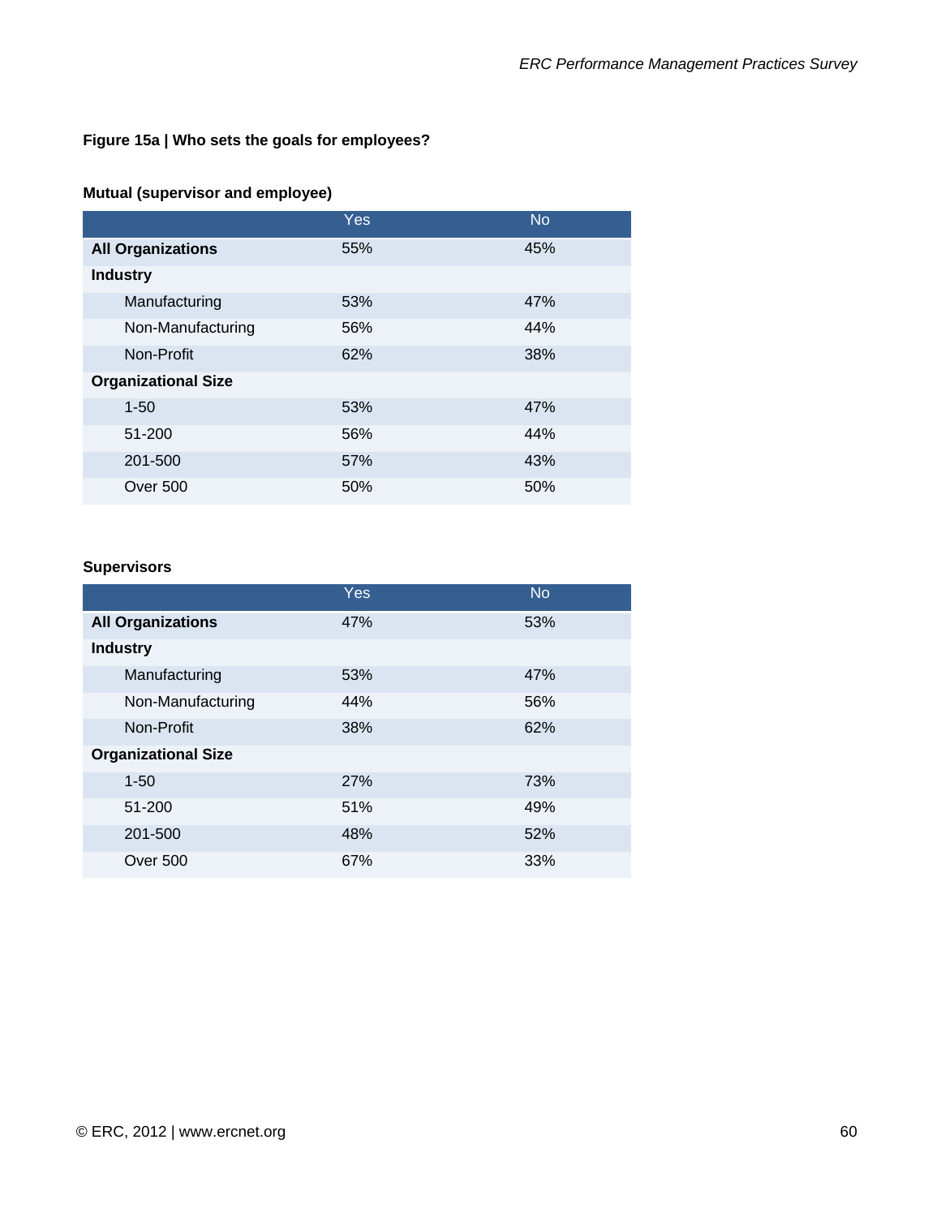### Figure 15a | Who sets the goals for employees?

#### Mutual (supervisor and employee)

| | Yes | No |
|---|---|---|
| **All Organizations** | 55% | 45% |
| **Industry** | | |
| Manufacturing | 53% | 47% |
| Non-Manufacturing | 56% | 44% |
| Non-Profit | 62% | 38% |
| **Organizational Size** | | |
| 1-50 | 53% | 47% |
| 51-200 | 56% | 44% |
| 201-500 | 57% | 43% |
| Over 500 | 50% | 50% |

#### Supervisors

| | Yes | No |
|---|---|---|
| **All Organizations** | 47% | 53% |
| **Industry** | | |
| Manufacturing | 53% | 47% |
| Non-Manufacturing | 44% | 56% |
| Non-Profit | 38% | 62% |
| **Organizational Size** | | |
| 1-50 | 27% | 73% |
| 51-200 | 51% | 49% |
| 201-500 | 48% | 52% |
| Over 500 | 67% | 33% |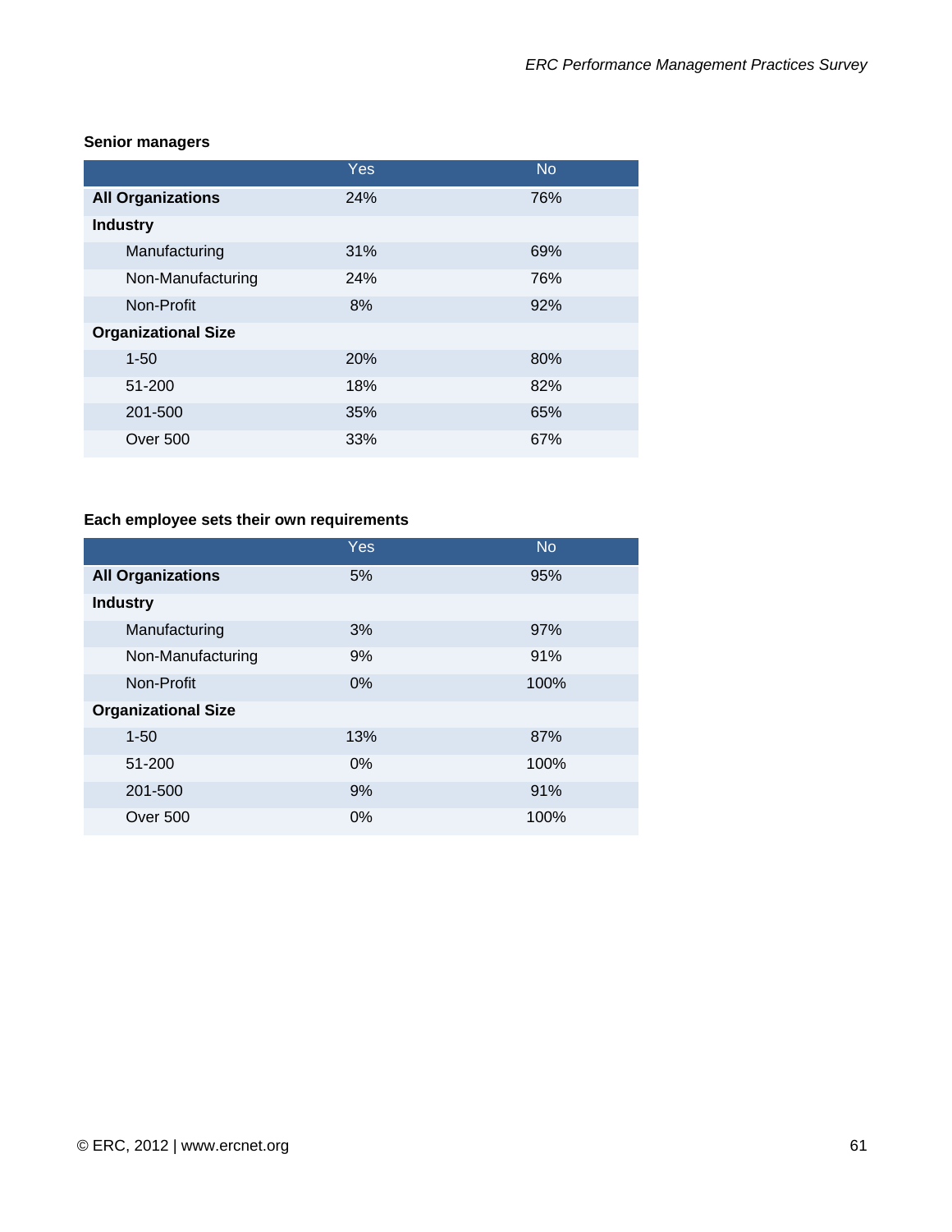**Senior managers**

| | Yes | No |
|---|---|---|
| **All Organizations** | 24% | 76% |
| **Industry** | | |
| Manufacturing | 31% | 69% |
| Non-Manufacturing | 24% | 76% |
| Non-Profit | 8% | 92% |
| **Organizational Size** | | |
| 1-50 | 20% | 80% |
| 51-200 | 18% | 82% |
| 201-500 | 35% | 65% |
| Over 500 | 33% | 67% |

**Each employee sets their own requirements**

| | Yes | No |
|---|---|---|
| **All Organizations** | 5% | 95% |
| **Industry** | | |
| Manufacturing | 3% | 97% |
| Non-Manufacturing | 9% | 91% |
| Non-Profit | 0% | 100% |
| **Organizational Size** | | |
| 1-50 | 13% | 87% |
| 51-200 | 0% | 100% |
| 201-500 | 9% | 91% |
| Over 500 | 0% | 100% |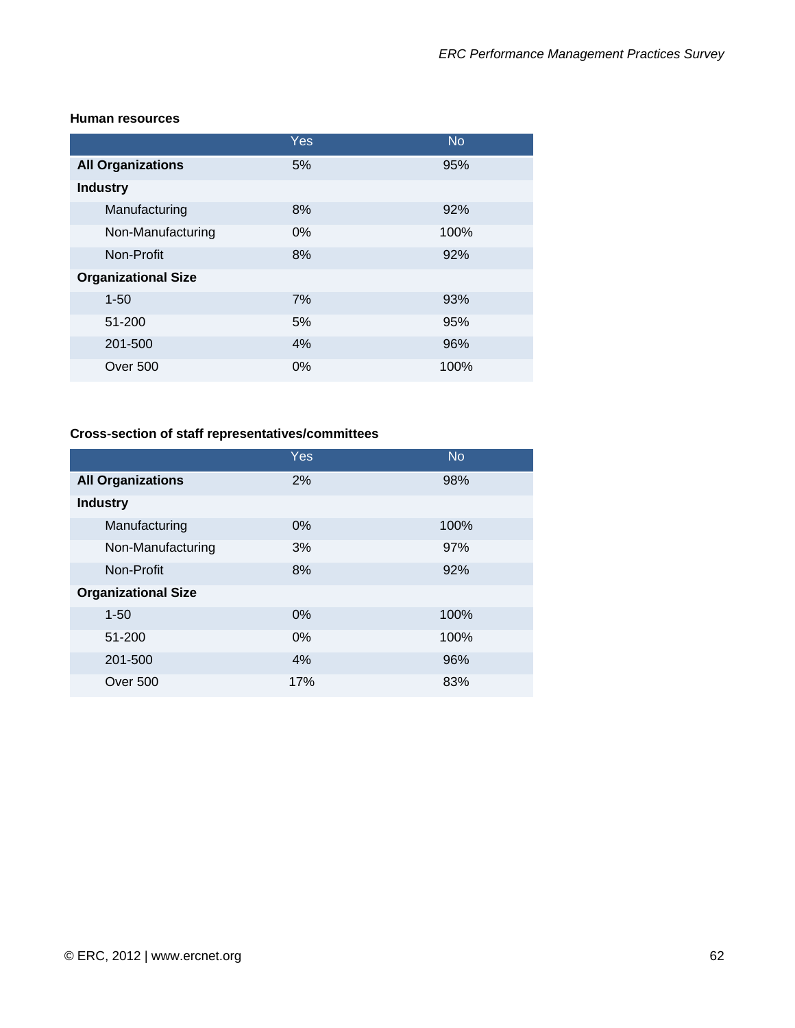**Human resources**

| | Yes | No |
|---|---|---|
| **All Organizations** | 5% | 95% |
| **Industry** | | |
| Manufacturing | 8% | 92% |
| Non-Manufacturing | 0% | 100% |
| Non-Profit | 8% | 92% |
| **Organizational Size** | | |
| 1-50 | 7% | 93% |
| 51-200 | 5% | 95% |
| 201-500 | 4% | 96% |
| Over 500 | 0% | 100% |

**Cross-section of staff representatives/committees**

| | Yes | No |
|---|---|---|
| **All Organizations** | 2% | 98% |
| **Industry** | | |
| Manufacturing | 0% | 100% |
| Non-Manufacturing | 3% | 97% |
| Non-Profit | 8% | 92% |
| **Organizational Size** | | |
| 1-50 | 0% | 100% |
| 51-200 | 0% | 100% |
| 201-500 | 4% | 96% |
| Over 500 | 17% | 83% |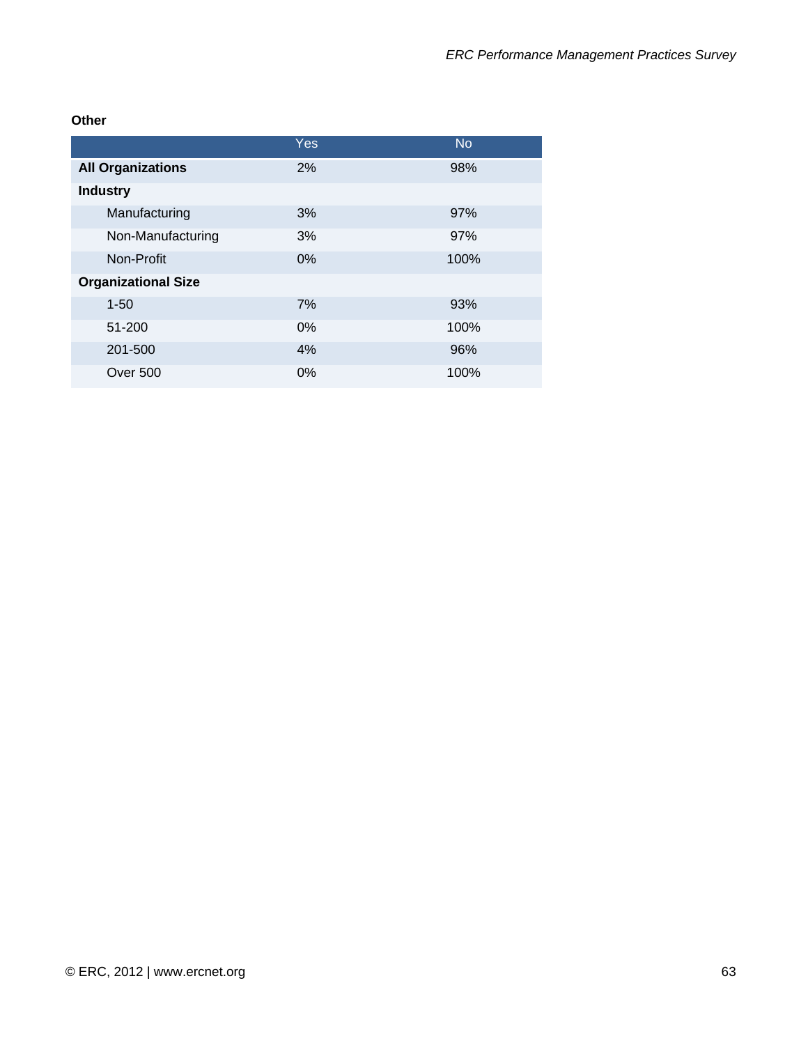**Other**

| | Yes | No |
|---|---|---|
| **All Organizations** | 2% | 98% |
| **Industry** | | |
| Manufacturing | 3% | 97% |
| Non-Manufacturing | 3% | 97% |
| Non-Profit | 0% | 100% |
| **Organizational Size** | | |
| 1-50 | 7% | 93% |
| 51-200 | 0% | 100% |
| 201-500 | 4% | 96% |
| Over 500 | 0% | 100% |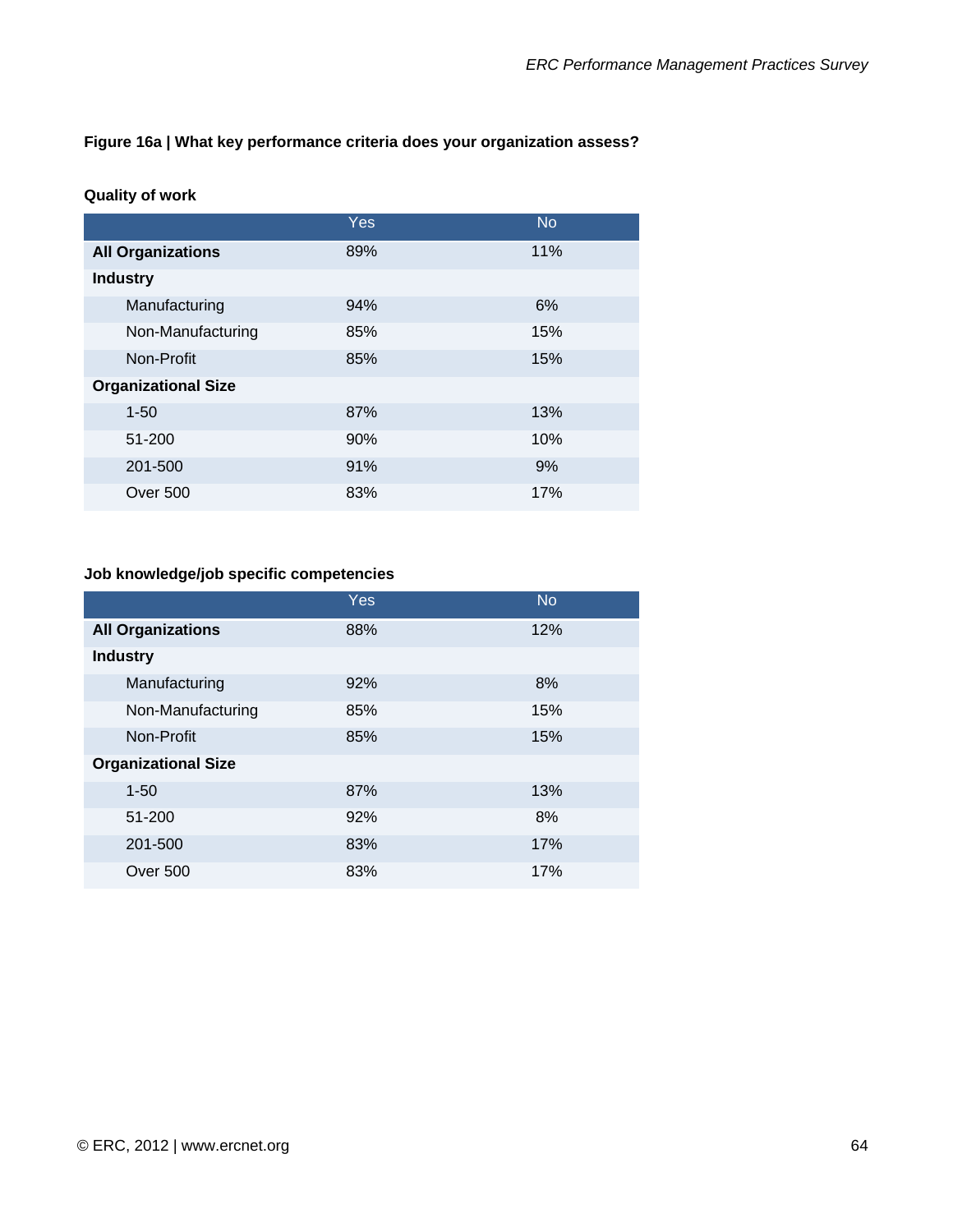**Figure 16a | What key performance criteria does your organization assess?**

**Quality of work**

| | Yes | No |
|---|---|---|
| **All Organizations** | 89% | 11% |
| **Industry** | | |
| Manufacturing | 94% | 6% |
| Non-Manufacturing | 85% | 15% |
| Non-Profit | 85% | 15% |
| **Organizational Size** | | |
| 1-50 | 87% | 13% |
| 51-200 | 90% | 10% |
| 201-500 | 91% | 9% |
| Over 500 | 83% | 17% |

**Job knowledge/job specific competencies**

| | Yes | No |
|---|---|---|
| **All Organizations** | 88% | 12% |
| **Industry** | | |
| Manufacturing | 92% | 8% |
| Non-Manufacturing | 85% | 15% |
| Non-Profit | 85% | 15% |
| **Organizational Size** | | |
| 1-50 | 87% | 13% |
| 51-200 | 92% | 8% |
| 201-500 | 83% | 17% |
| Over 500 | 83% | 17% |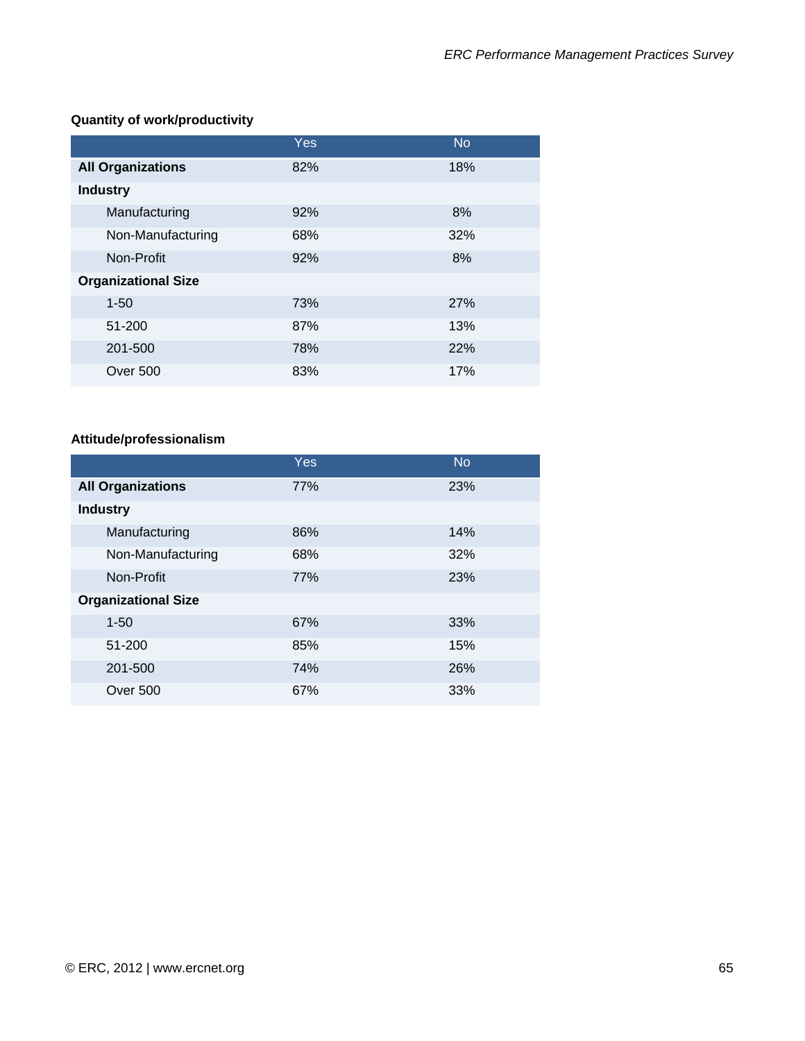**Quantity of work/productivity**

| | Yes | No |
|---|---|---|
| **All Organizations** | 82% | 18% |
| **Industry** | | |
| Manufacturing | 92% | 8% |
| Non-Manufacturing | 68% | 32% |
| Non-Profit | 92% | 8% |
| **Organizational Size** | | |
| 1-50 | 73% | 27% |
| 51-200 | 87% | 13% |
| 201-500 | 78% | 22% |
| Over 500 | 83% | 17% |

**Attitude/professionalism**

| | Yes | No |
|---|---|---|
| **All Organizations** | 77% | 23% |
| **Industry** | | |
| Manufacturing | 86% | 14% |
| Non-Manufacturing | 68% | 32% |
| Non-Profit | 77% | 23% |
| **Organizational Size** | | |
| 1-50 | 67% | 33% |
| 51-200 | 85% | 15% |
| 201-500 | 74% | 26% |
| Over 500 | 67% | 33% |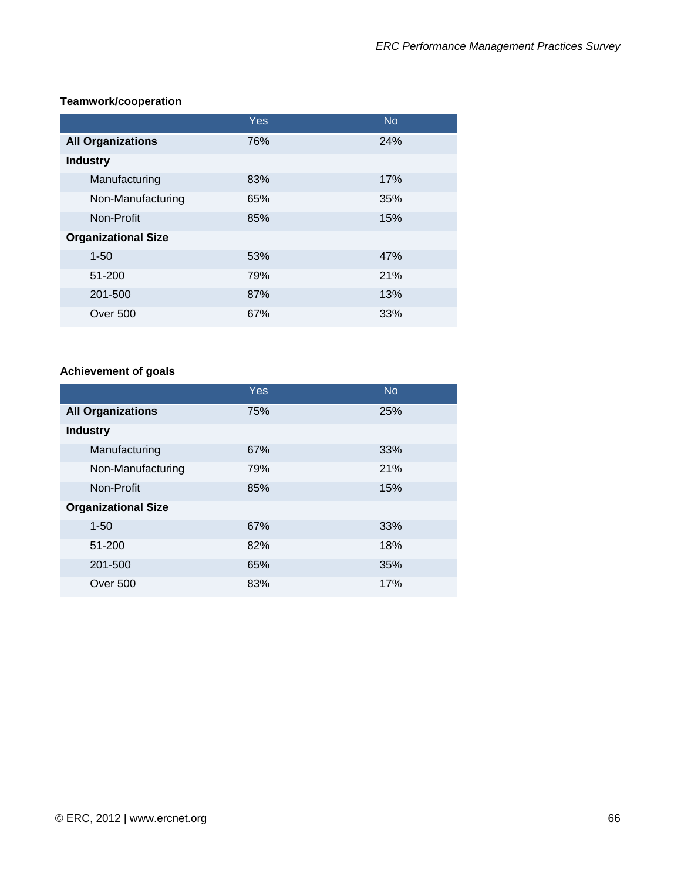**Teamwork/cooperation**

| | Yes | No |
|---|---|---|
| **All Organizations** | 76% | 24% |
| **Industry** | | |
| Manufacturing | 83% | 17% |
| Non-Manufacturing | 65% | 35% |
| Non-Profit | 85% | 15% |
| **Organizational Size** | | |
| 1-50 | 53% | 47% |
| 51-200 | 79% | 21% |
| 201-500 | 87% | 13% |
| Over 500 | 67% | 33% |

**Achievement of goals**

| | Yes | No |
|---|---|---|
| **All Organizations** | 75% | 25% |
| **Industry** | | |
| Manufacturing | 67% | 33% |
| Non-Manufacturing | 79% | 21% |
| Non-Profit | 85% | 15% |
| **Organizational Size** | | |
| 1-50 | 67% | 33% |
| 51-200 | 82% | 18% |
| 201-500 | 65% | 35% |
| Over 500 | 83% | 17% |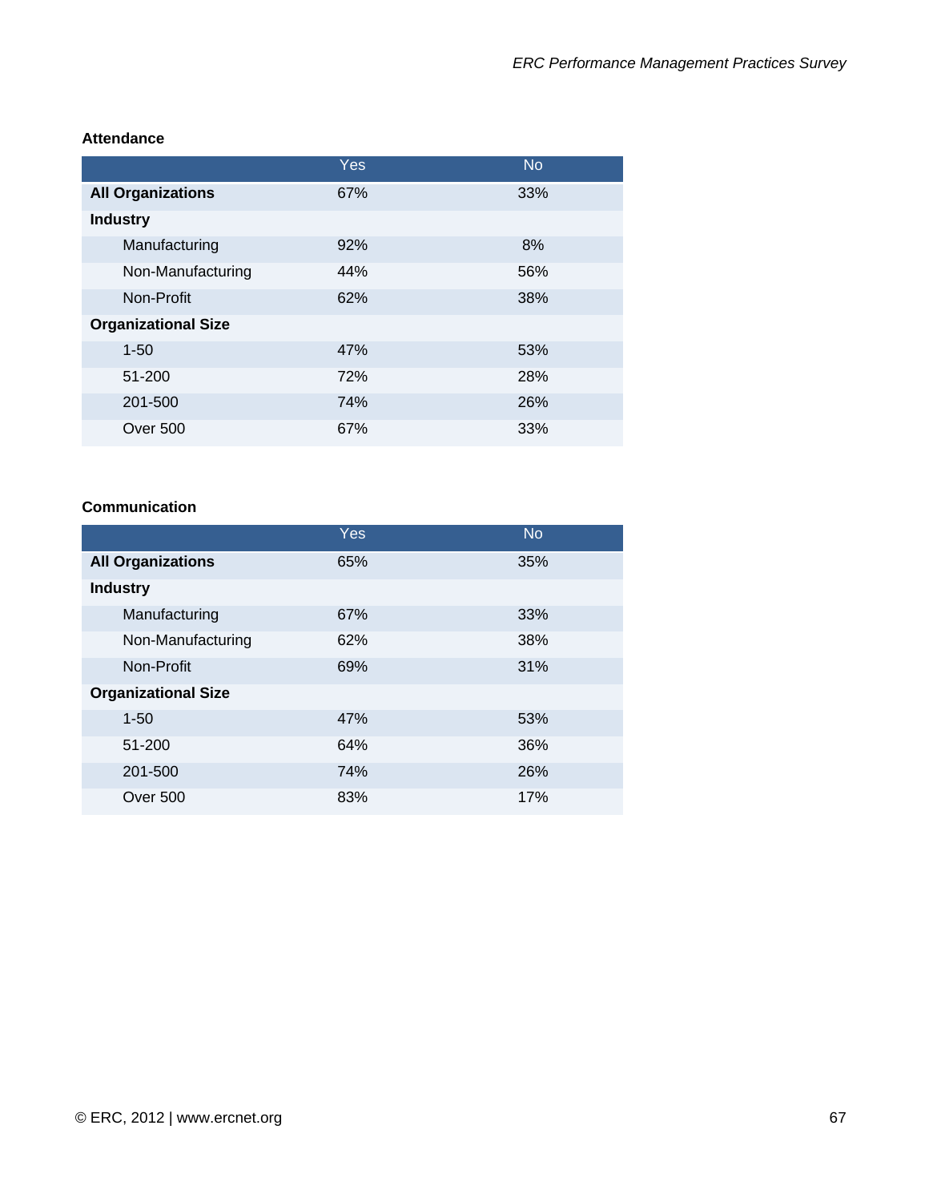**Attendance**

| | Yes | No |
|---|---|---|
| **All Organizations** | 67% | 33% |
| **Industry** | | |
| Manufacturing | 92% | 8% |
| Non-Manufacturing | 44% | 56% |
| Non-Profit | 62% | 38% |
| **Organizational Size** | | |
| 1-50 | 47% | 53% |
| 51-200 | 72% | 28% |
| 201-500 | 74% | 26% |
| Over 500 | 67% | 33% |

**Communication**

| | Yes | No |
|---|---|---|
| **All Organizations** | 65% | 35% |
| **Industry** | | |
| Manufacturing | 67% | 33% |
| Non-Manufacturing | 62% | 38% |
| Non-Profit | 69% | 31% |
| **Organizational Size** | | |
| 1-50 | 47% | 53% |
| 51-200 | 64% | 36% |
| 201-500 | 74% | 26% |
| Over 500 | 83% | 17% |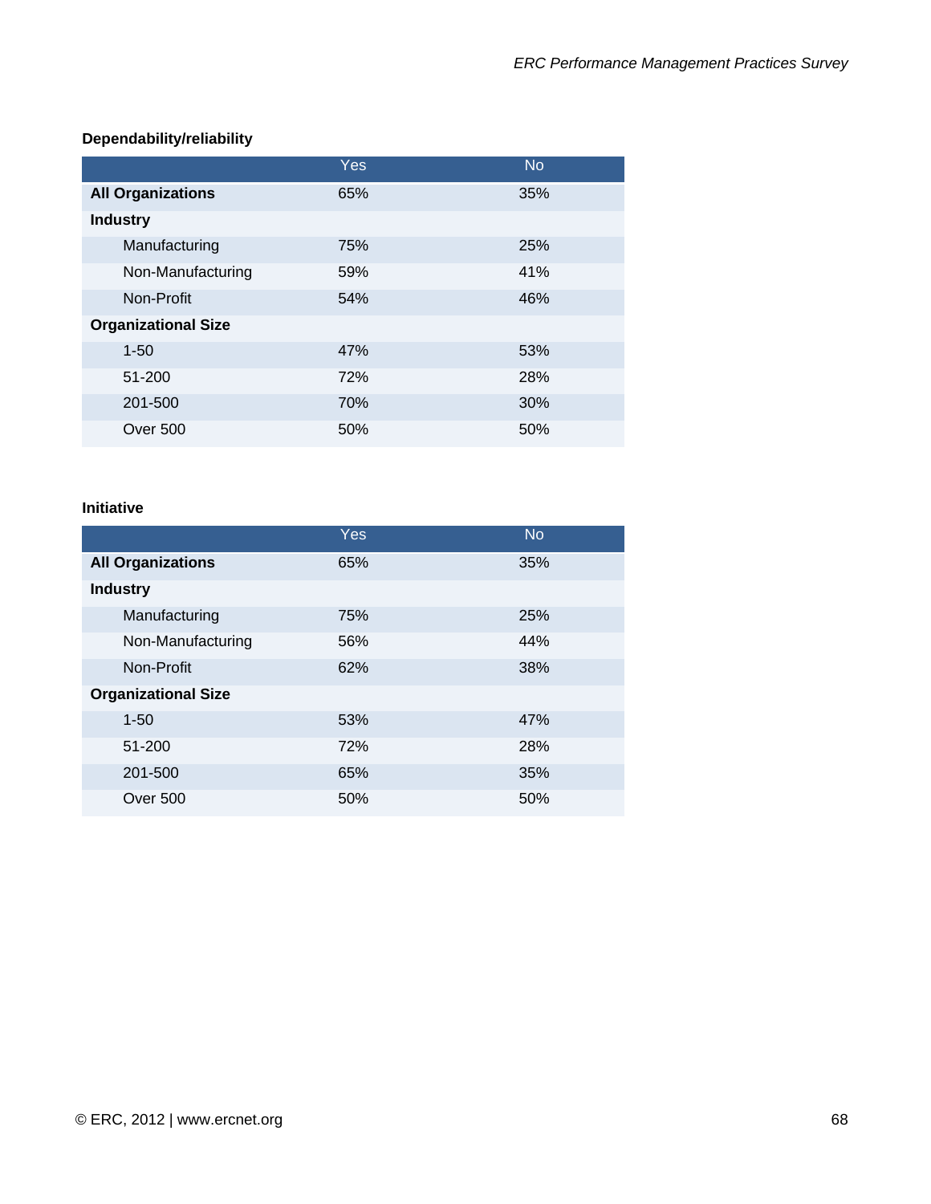**Dependability/reliability**

| | Yes | No |
|---|---|---|
| **All Organizations** | 65% | 35% |
| **Industry** | | |
| Manufacturing | 75% | 25% |
| Non-Manufacturing | 59% | 41% |
| Non-Profit | 54% | 46% |
| **Organizational Size** | | |
| 1-50 | 47% | 53% |
| 51-200 | 72% | 28% |
| 201-500 | 70% | 30% |
| Over 500 | 50% | 50% |

**Initiative**

| | Yes | No |
|---|---|---|
| **All Organizations** | 65% | 35% |
| **Industry** | | |
| Manufacturing | 75% | 25% |
| Non-Manufacturing | 56% | 44% |
| Non-Profit | 62% | 38% |
| **Organizational Size** | | |
| 1-50 | 53% | 47% |
| 51-200 | 72% | 28% |
| 201-500 | 65% | 35% |
| Over 500 | 50% | 50% |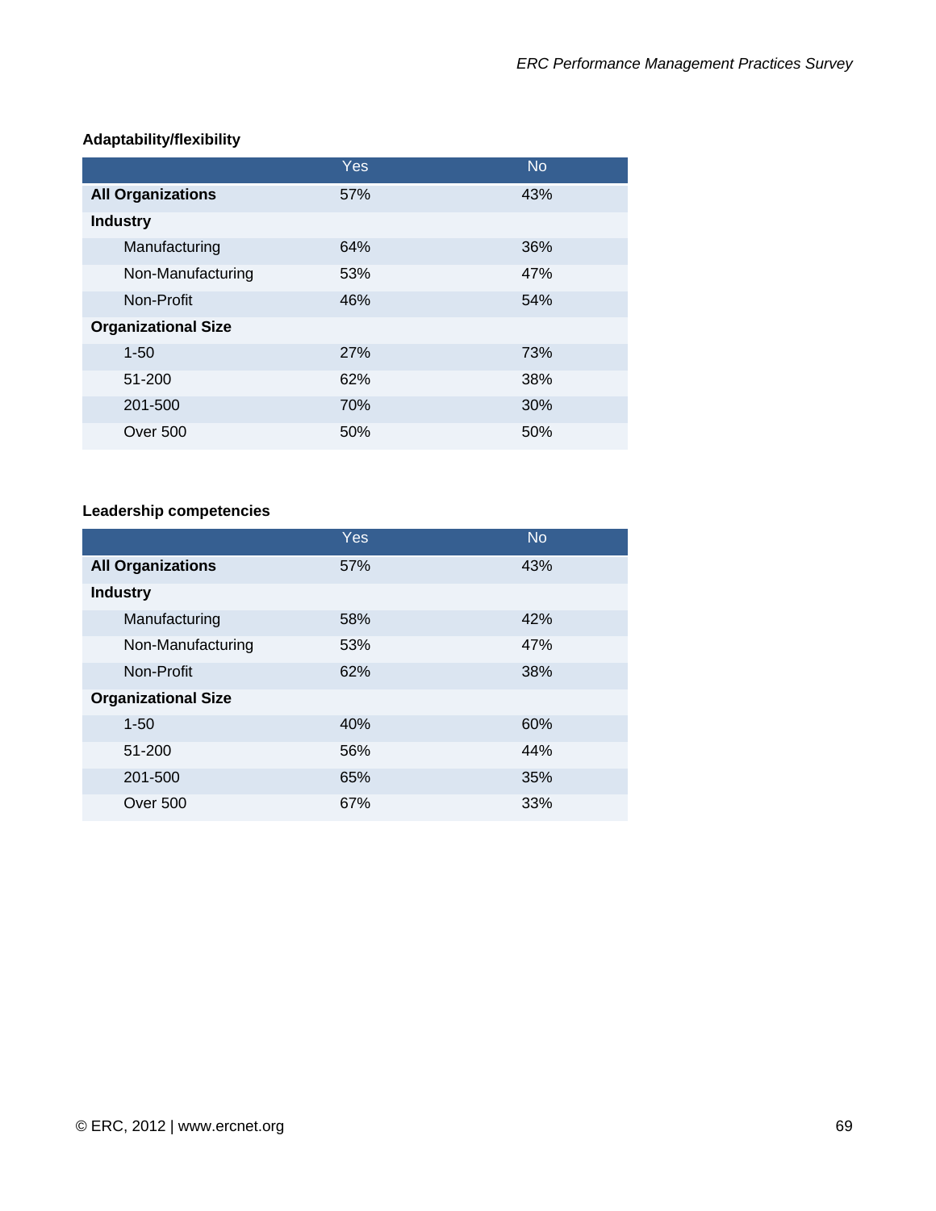**Adaptability/flexibility**

| | Yes | No |
|---|---|---|
| **All Organizations** | 57% | 43% |
| **Industry** | | |
| Manufacturing | 64% | 36% |
| Non-Manufacturing | 53% | 47% |
| Non-Profit | 46% | 54% |
| **Organizational Size** | | |
| 1-50 | 27% | 73% |
| 51-200 | 62% | 38% |
| 201-500 | 70% | 30% |
| Over 500 | 50% | 50% |

**Leadership competencies**

| | Yes | No |
|---|---|---|
| **All Organizations** | 57% | 43% |
| **Industry** | | |
| Manufacturing | 58% | 42% |
| Non-Manufacturing | 53% | 47% |
| Non-Profit | 62% | 38% |
| **Organizational Size** | | |
| 1-50 | 40% | 60% |
| 51-200 | 56% | 44% |
| 201-500 | 65% | 35% |
| Over 500 | 67% | 33% |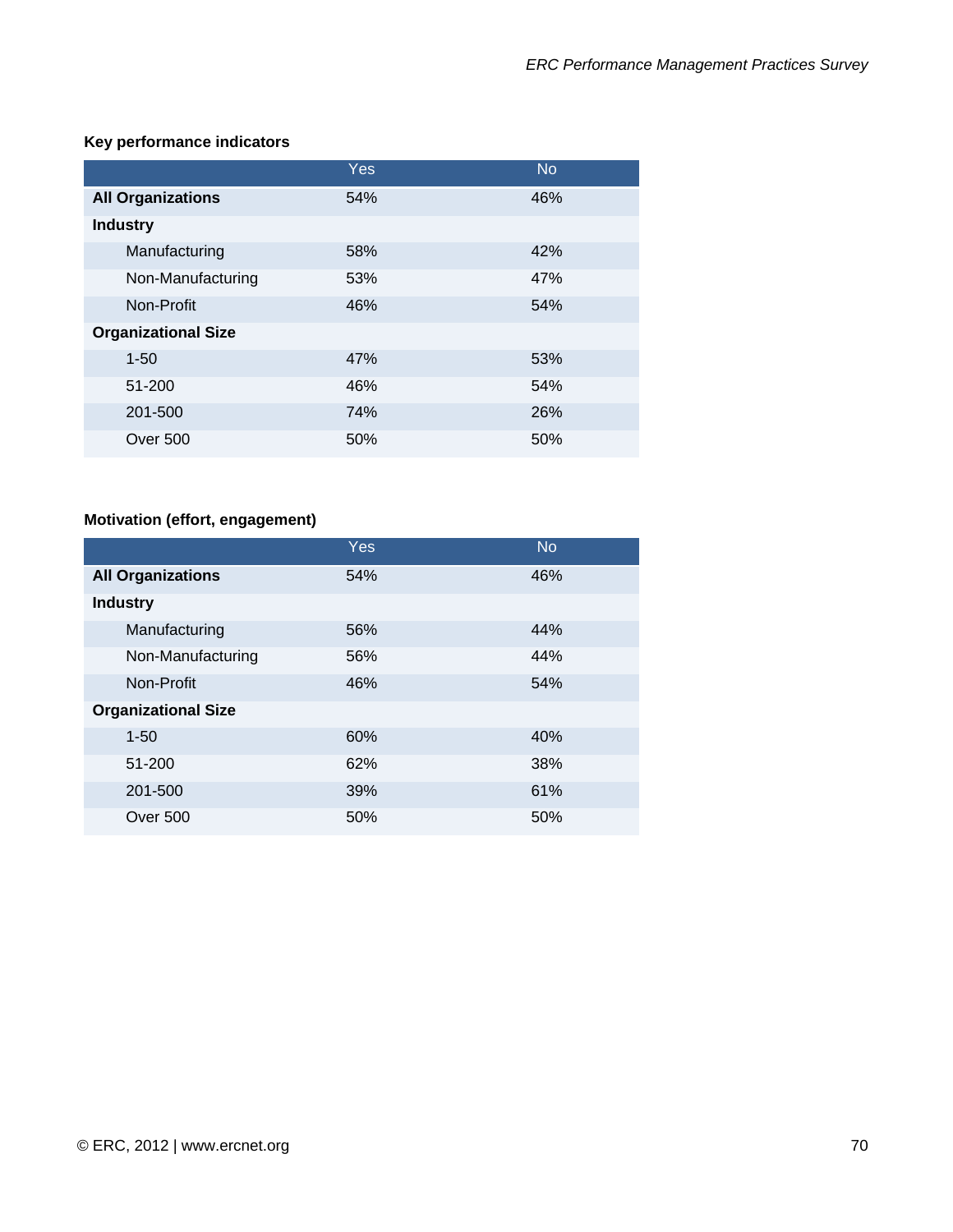**Key performance indicators**

| | Yes | No |
|---|---|---|
| **All Organizations** | 54% | 46% |
| **Industry** | | |
| Manufacturing | 58% | 42% |
| Non-Manufacturing | 53% | 47% |
| Non-Profit | 46% | 54% |
| **Organizational Size** | | |
| 1-50 | 47% | 53% |
| 51-200 | 46% | 54% |
| 201-500 | 74% | 26% |
| Over 500 | 50% | 50% |

**Motivation (effort, engagement)**

| | Yes | No |
|---|---|---|
| **All Organizations** | 54% | 46% |
| **Industry** | | |
| Manufacturing | 56% | 44% |
| Non-Manufacturing | 56% | 44% |
| Non-Profit | 46% | 54% |
| **Organizational Size** | | |
| 1-50 | 60% | 40% |
| 51-200 | 62% | 38% |
| 201-500 | 39% | 61% |
| Over 500 | 50% | 50% |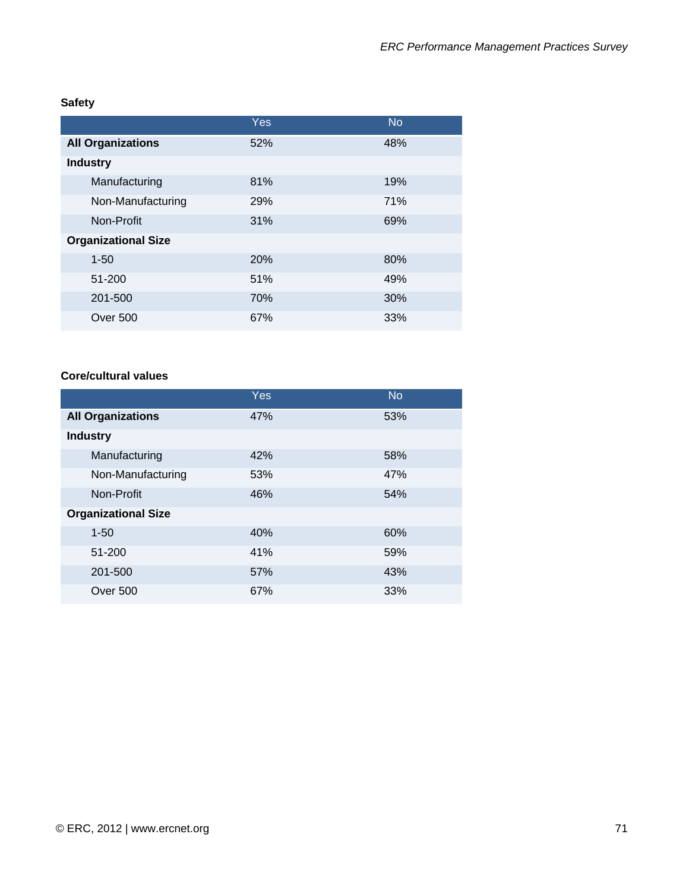**Safety**

| | Yes | No |
|---|---|---|
| **All Organizations** | 52% | 48% |
| **Industry** | | |
| Manufacturing | 81% | 19% |
| Non-Manufacturing | 29% | 71% |
| Non-Profit | 31% | 69% |
| **Organizational Size** | | |
| 1-50 | 20% | 80% |
| 51-200 | 51% | 49% |
| 201-500 | 70% | 30% |
| Over 500 | 67% | 33% |

**Core/cultural values**

| | Yes | No |
|---|---|---|
| **All Organizations** | 47% | 53% |
| **Industry** | | |
| Manufacturing | 42% | 58% |
| Non-Manufacturing | 53% | 47% |
| Non-Profit | 46% | 54% |
| **Organizational Size** | | |
| 1-50 | 40% | 60% |
| 51-200 | 41% | 59% |
| 201-500 | 57% | 43% |
| Over 500 | 67% | 33% |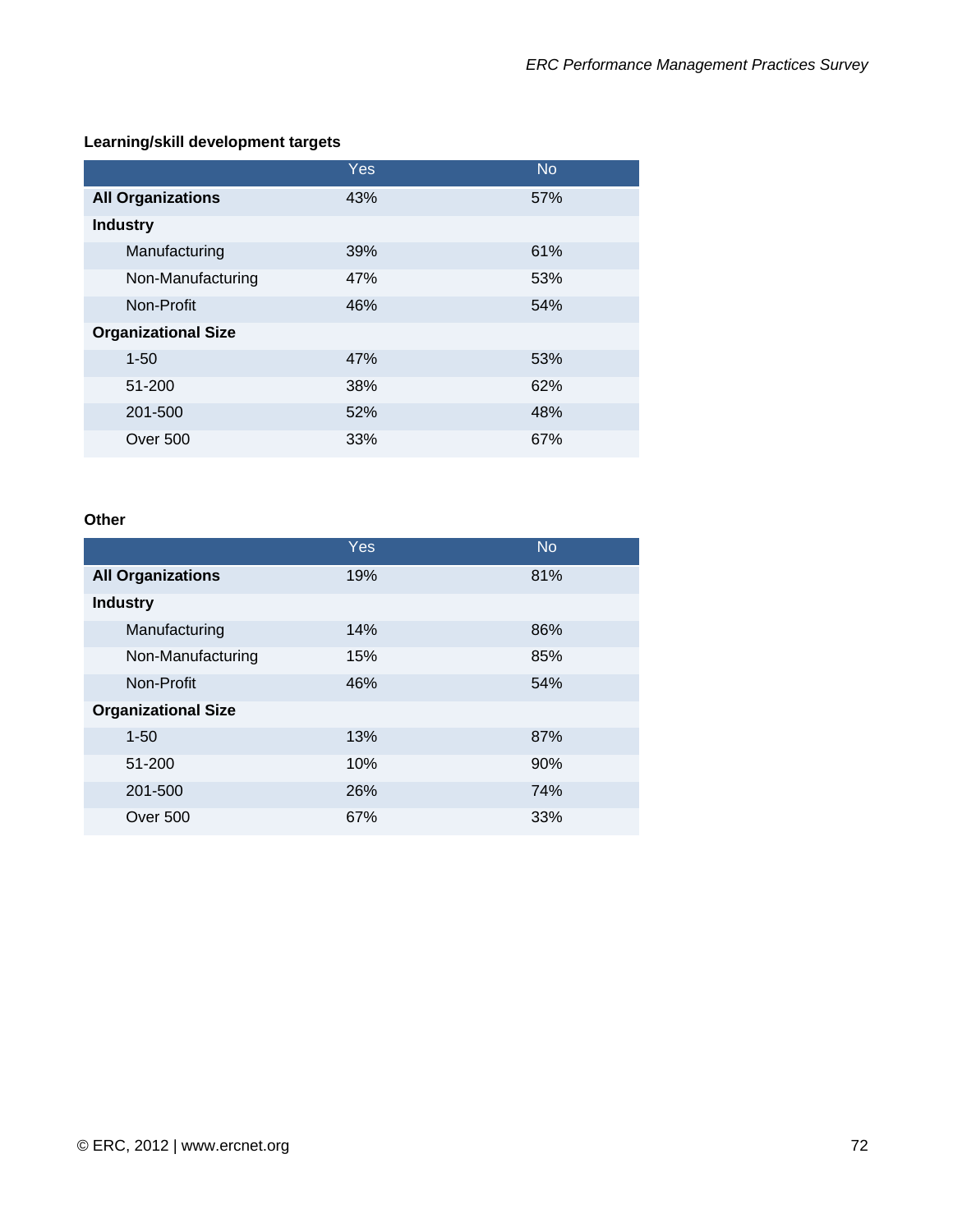**Learning/skill development targets**

| | Yes | No |
|---|---|---|
| **All Organizations** | 43% | 57% |
| **Industry** | | |
| Manufacturing | 39% | 61% |
| Non-Manufacturing | 47% | 53% |
| Non-Profit | 46% | 54% |
| **Organizational Size** | | |
| 1-50 | 47% | 53% |
| 51-200 | 38% | 62% |
| 201-500 | 52% | 48% |
| Over 500 | 33% | 67% |

**Other**

| | Yes | No |
|---|---|---|
| **All Organizations** | 19% | 81% |
| **Industry** | | |
| Manufacturing | 14% | 86% |
| Non-Manufacturing | 15% | 85% |
| Non-Profit | 46% | 54% |
| **Organizational Size** | | |
| 1-50 | 13% | 87% |
| 51-200 | 10% | 90% |
| 201-500 | 26% | 74% |
| Over 500 | 67% | 33% |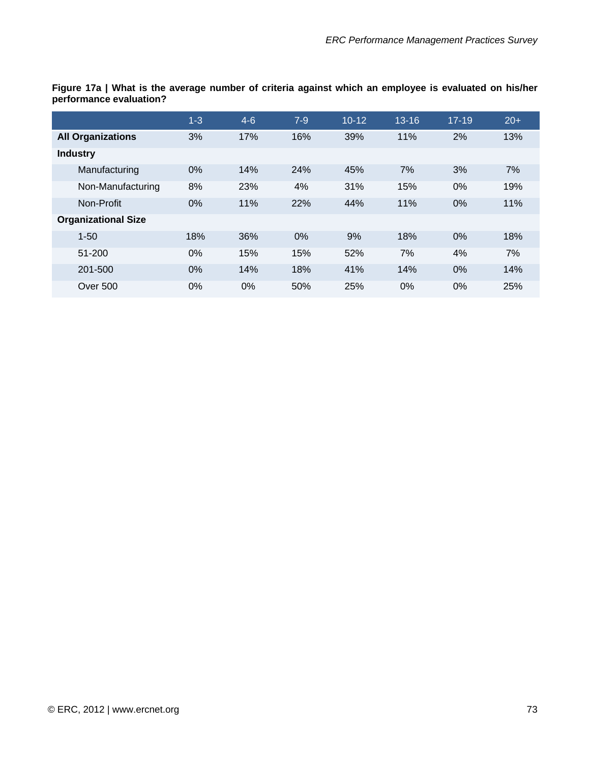**Figure 17a | What is the average number of criteria against which an employee is evaluated on his/her performance evaluation?**

| | 1-3 | 4-6 | 7-9 | 10-12 | 13-16 | 17-19 | 20+ |
|---|---|---|---|---|---|---|---|
| **All Organizations** | 3% | 17% | 16% | 39% | 11% | 2% | 13% |
| **Industry** | | | | | | | |
| Manufacturing | 0% | 14% | 24% | 45% | 7% | 3% | 7% |
| Non-Manufacturing | 8% | 23% | 4% | 31% | 15% | 0% | 19% |
| Non-Profit | 0% | 11% | 22% | 44% | 11% | 0% | 11% |
| **Organizational Size** | | | | | | | |
| 1-50 | 18% | 36% | 0% | 9% | 18% | 0% | 18% |
| 51-200 | 0% | 15% | 15% | 52% | 7% | 4% | 7% |
| 201-500 | 0% | 14% | 18% | 41% | 14% | 0% | 14% |
| Over 500 | 0% | 0% | 50% | 25% | 0% | 0% | 25% |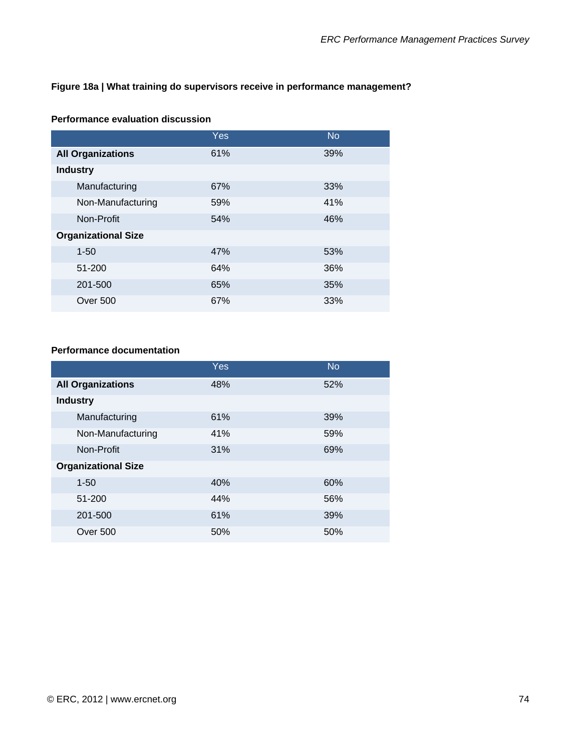**Figure 18a | What training do supervisors receive in performance management?**

**Performance evaluation discussion**

| | Yes | No |
|---|---|---|
| **All Organizations** | 61% | 39% |
| **Industry** | | |
| Manufacturing | 67% | 33% |
| Non-Manufacturing | 59% | 41% |
| Non-Profit | 54% | 46% |
| **Organizational Size** | | |
| 1-50 | 47% | 53% |
| 51-200 | 64% | 36% |
| 201-500 | 65% | 35% |
| Over 500 | 67% | 33% |

**Performance documentation**

| | Yes | No |
|---|---|---|
| **All Organizations** | 48% | 52% |
| **Industry** | | |
| Manufacturing | 61% | 39% |
| Non-Manufacturing | 41% | 59% |
| Non-Profit | 31% | 69% |
| **Organizational Size** | | |
| 1-50 | 40% | 60% |
| 51-200 | 44% | 56% |
| 201-500 | 61% | 39% |
| Over 500 | 50% | 50% |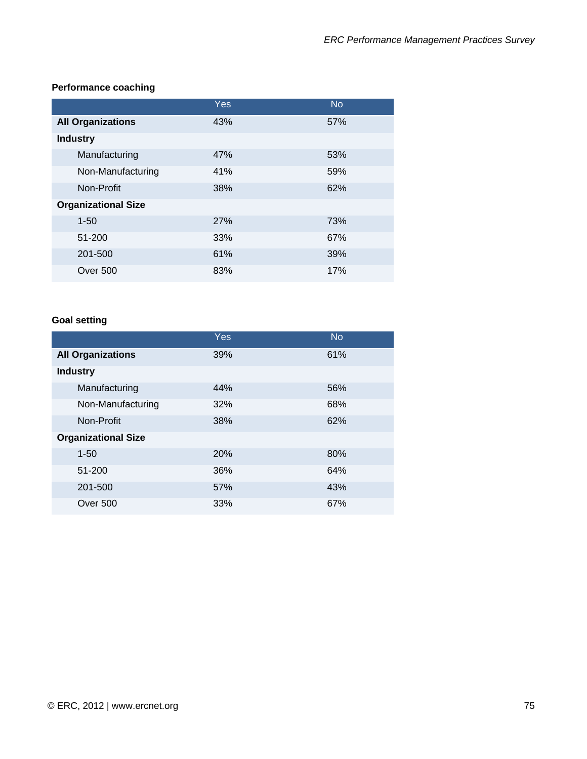**Performance coaching**

| | Yes | No |
|---|---|---|
| **All Organizations** | 43% | 57% |
| **Industry** | | |
| Manufacturing | 47% | 53% |
| Non-Manufacturing | 41% | 59% |
| Non-Profit | 38% | 62% |
| **Organizational Size** | | |
| 1-50 | 27% | 73% |
| 51-200 | 33% | 67% |
| 201-500 | 61% | 39% |
| Over 500 | 83% | 17% |

**Goal setting**

| | Yes | No |
|---|---|---|
| **All Organizations** | 39% | 61% |
| **Industry** | | |
| Manufacturing | 44% | 56% |
| Non-Manufacturing | 32% | 68% |
| Non-Profit | 38% | 62% |
| **Organizational Size** | | |
| 1-50 | 20% | 80% |
| 51-200 | 36% | 64% |
| 201-500 | 57% | 43% |
| Over 500 | 33% | 67% |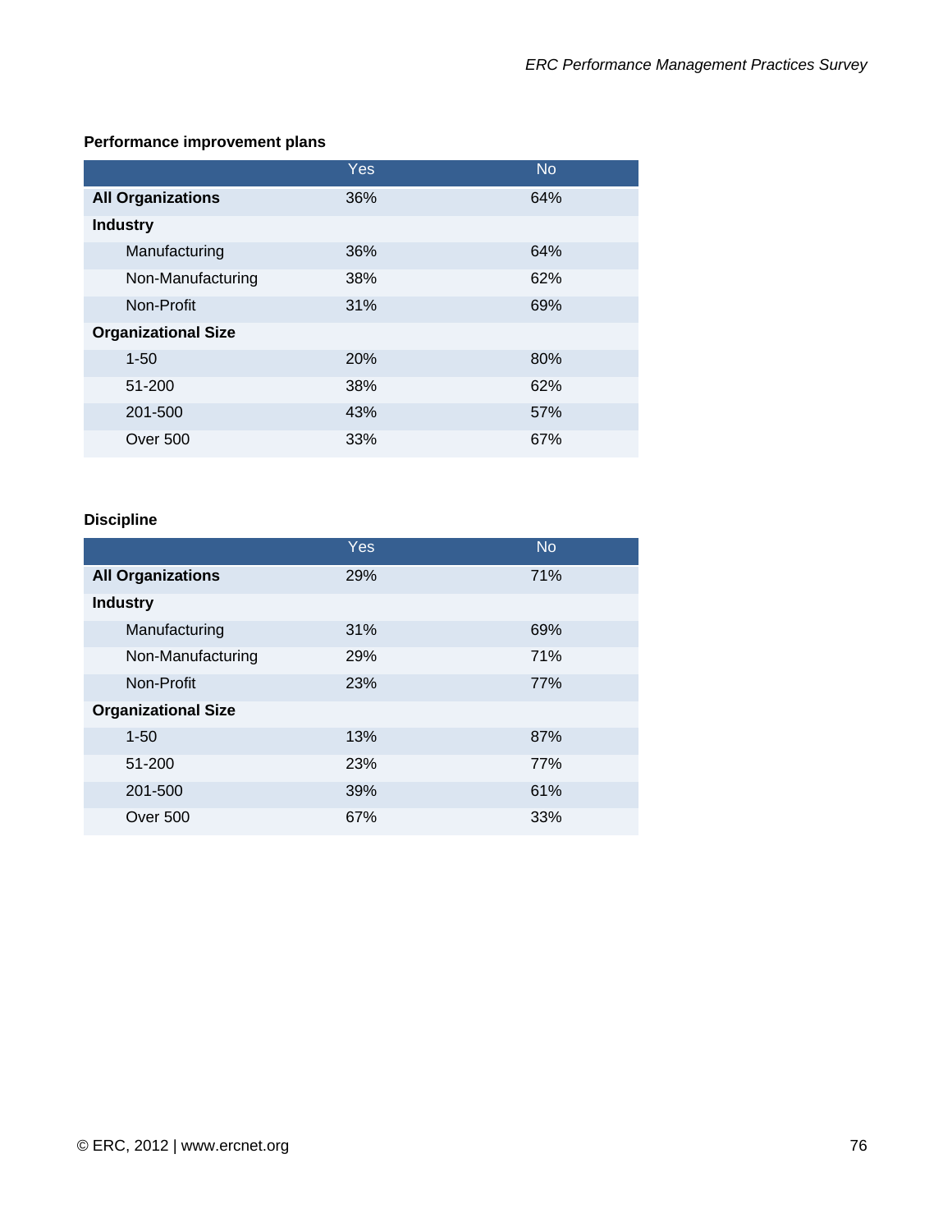**Performance improvement plans**

| | Yes | No |
|---|---|---|
| **All Organizations** | 36% | 64% |
| **Industry** | | |
| Manufacturing | 36% | 64% |
| Non-Manufacturing | 38% | 62% |
| Non-Profit | 31% | 69% |
| **Organizational Size** | | |
| 1-50 | 20% | 80% |
| 51-200 | 38% | 62% |
| 201-500 | 43% | 57% |
| Over 500 | 33% | 67% |

**Discipline**

| | Yes | No |
|---|---|---|
| **All Organizations** | 29% | 71% |
| **Industry** | | |
| Manufacturing | 31% | 69% |
| Non-Manufacturing | 29% | 71% |
| Non-Profit | 23% | 77% |
| **Organizational Size** | | |
| 1-50 | 13% | 87% |
| 51-200 | 23% | 77% |
| 201-500 | 39% | 61% |
| Over 500 | 67% | 33% |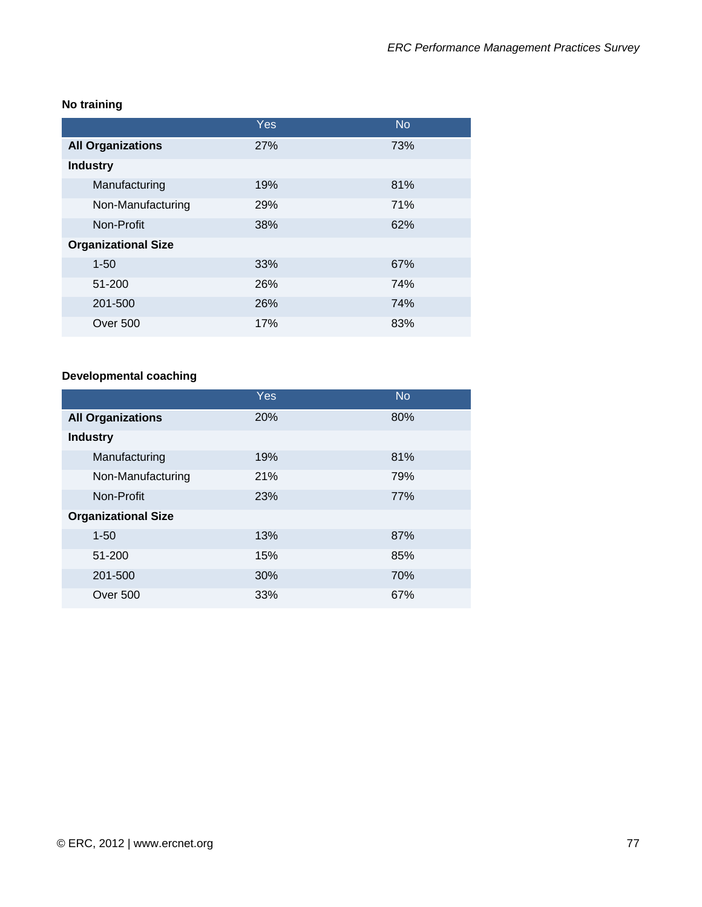**No training**

| | Yes | No |
|---|---|---|
| **All Organizations** | 27% | 73% |
| **Industry** | | |
| Manufacturing | 19% | 81% |
| Non-Manufacturing | 29% | 71% |
| Non-Profit | 38% | 62% |
| **Organizational Size** | | |
| 1-50 | 33% | 67% |
| 51-200 | 26% | 74% |
| 201-500 | 26% | 74% |
| Over 500 | 17% | 83% |

**Developmental coaching**

| | Yes | No |
|---|---|---|
| **All Organizations** | 20% | 80% |
| **Industry** | | |
| Manufacturing | 19% | 81% |
| Non-Manufacturing | 21% | 79% |
| Non-Profit | 23% | 77% |
| **Organizational Size** | | |
| 1-50 | 13% | 87% |
| 51-200 | 15% | 85% |
| 201-500 | 30% | 70% |
| Over 500 | 33% | 67% |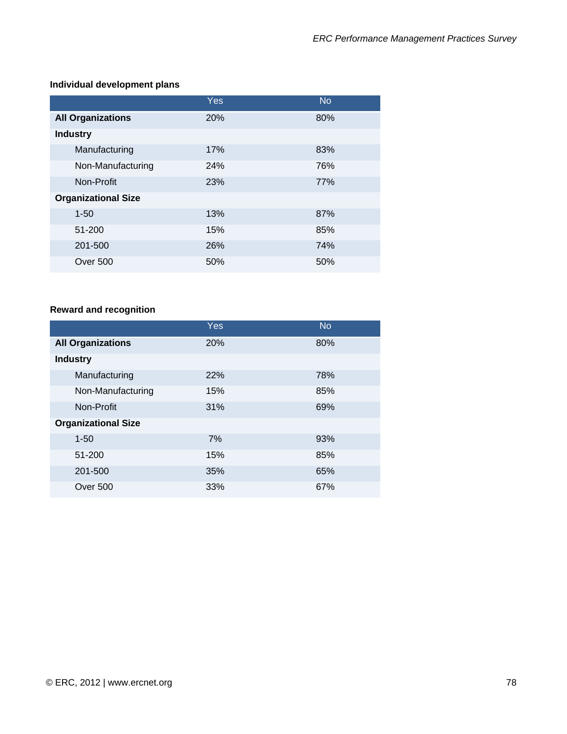**Individual development plans**

| | Yes | No |
|---|---|---|
| **All Organizations** | 20% | 80% |
| **Industry** | | |
| Manufacturing | 17% | 83% |
| Non-Manufacturing | 24% | 76% |
| Non-Profit | 23% | 77% |
| **Organizational Size** | | |
| 1-50 | 13% | 87% |
| 51-200 | 15% | 85% |
| 201-500 | 26% | 74% |
| Over 500 | 50% | 50% |

**Reward and recognition**

| | Yes | No |
|---|---|---|
| **All Organizations** | 20% | 80% |
| **Industry** | | |
| Manufacturing | 22% | 78% |
| Non-Manufacturing | 15% | 85% |
| Non-Profit | 31% | 69% |
| **Organizational Size** | | |
| 1-50 | 7% | 93% |
| 51-200 | 15% | 85% |
| 201-500 | 35% | 65% |
| Over 500 | 33% | 67% |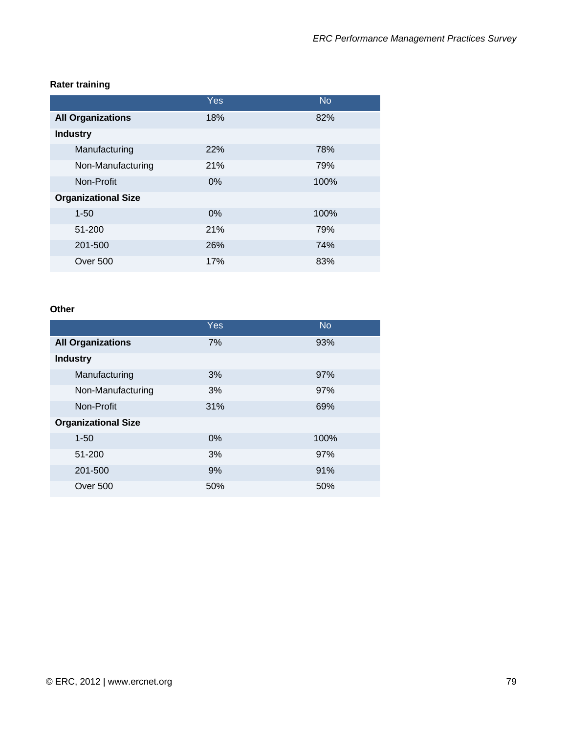**Rater training**

| | Yes | No |
|---|---|---|
| **All Organizations** | 18% | 82% |
| **Industry** | | |
| Manufacturing | 22% | 78% |
| Non-Manufacturing | 21% | 79% |
| Non-Profit | 0% | 100% |
| **Organizational Size** | | |
| 1-50 | 0% | 100% |
| 51-200 | 21% | 79% |
| 201-500 | 26% | 74% |
| Over 500 | 17% | 83% |

**Other**

| | Yes | No |
|---|---|---|
| **All Organizations** | 7% | 93% |
| **Industry** | | |
| Manufacturing | 3% | 97% |
| Non-Manufacturing | 3% | 97% |
| Non-Profit | 31% | 69% |
| **Organizational Size** | | |
| 1-50 | 0% | 100% |
| 51-200 | 3% | 97% |
| 201-500 | 9% | 91% |
| Over 500 | 50% | 50% |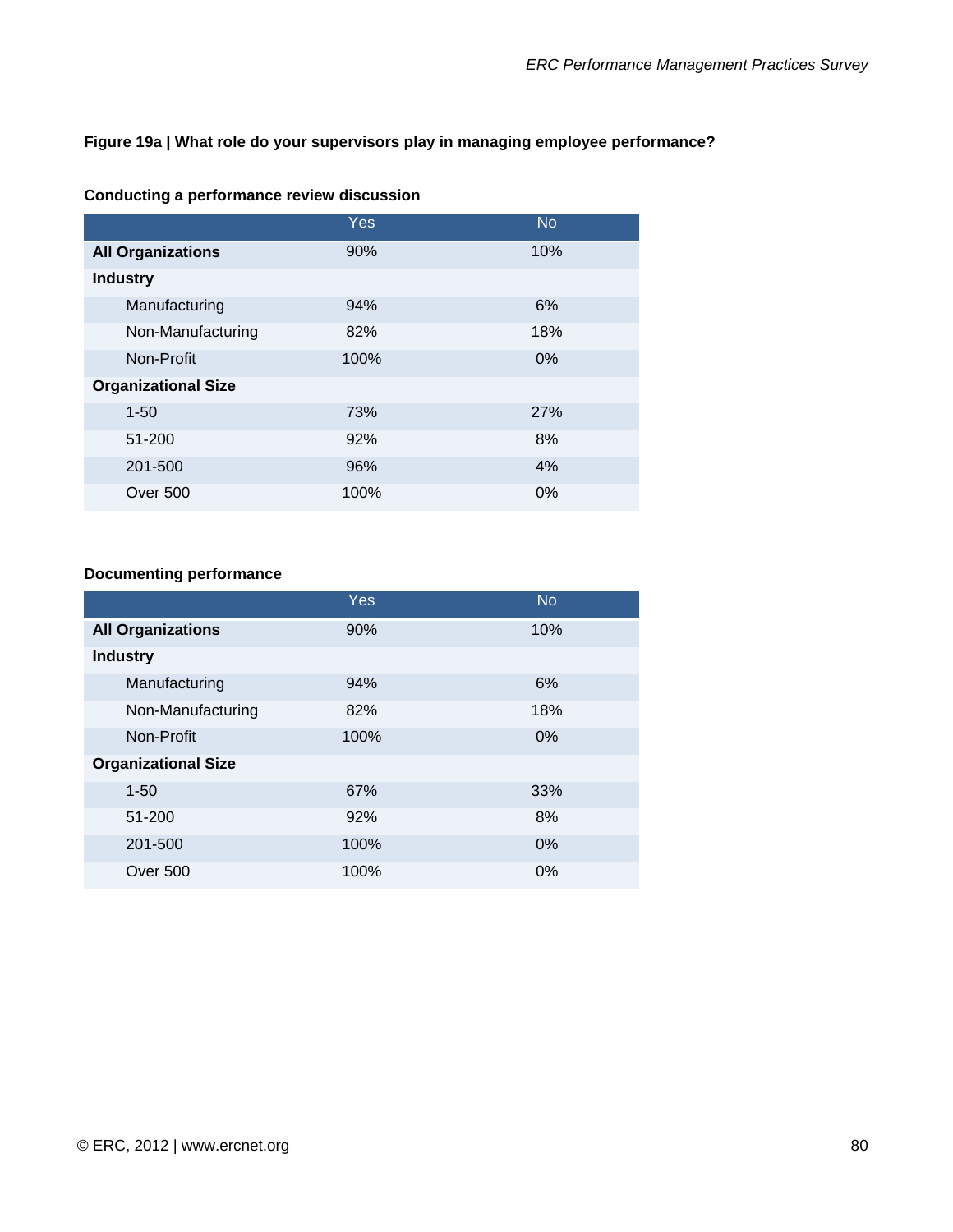**Figure 19a | What role do your supervisors play in managing employee performance?**

**Conducting a performance review discussion**

| | Yes | No |
|---|---|---|
| **All Organizations** | 90% | 10% |
| **Industry** | | |
| Manufacturing | 94% | 6% |
| Non-Manufacturing | 82% | 18% |
| Non-Profit | 100% | 0% |
| **Organizational Size** | | |
| 1-50 | 73% | 27% |
| 51-200 | 92% | 8% |
| 201-500 | 96% | 4% |
| Over 500 | 100% | 0% |

**Documenting performance**

| | Yes | No |
|---|---|---|
| **All Organizations** | 90% | 10% |
| **Industry** | | |
| Manufacturing | 94% | 6% |
| Non-Manufacturing | 82% | 18% |
| Non-Profit | 100% | 0% |
| **Organizational Size** | | |
| 1-50 | 67% | 33% |
| 51-200 | 92% | 8% |
| 201-500 | 100% | 0% |
| Over 500 | 100% | 0% |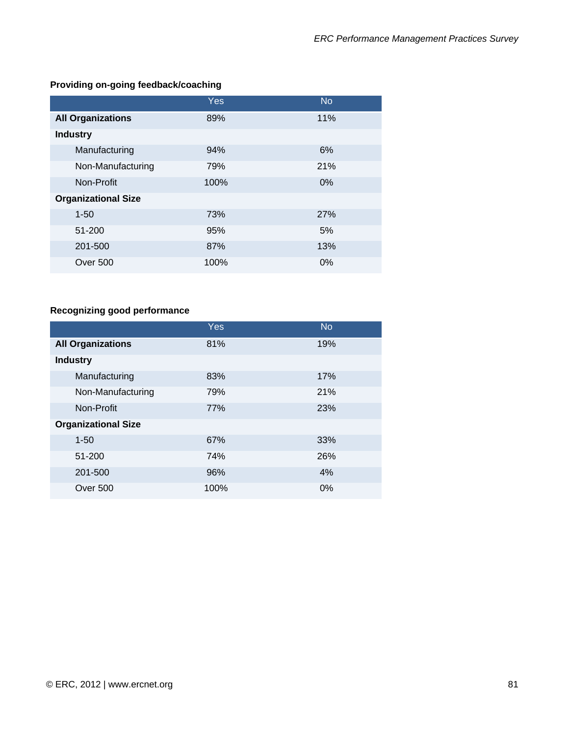**Providing on-going feedback/coaching**

| | Yes | No |
|---|---|---|
| **All Organizations** | 89% | 11% |
| **Industry** | | |
| Manufacturing | 94% | 6% |
| Non-Manufacturing | 79% | 21% |
| Non-Profit | 100% | 0% |
| **Organizational Size** | | |
| 1-50 | 73% | 27% |
| 51-200 | 95% | 5% |
| 201-500 | 87% | 13% |
| Over 500 | 100% | 0% |

**Recognizing good performance**

| | Yes | No |
|---|---|---|
| **All Organizations** | 81% | 19% |
| **Industry** | | |
| Manufacturing | 83% | 17% |
| Non-Manufacturing | 79% | 21% |
| Non-Profit | 77% | 23% |
| **Organizational Size** | | |
| 1-50 | 67% | 33% |
| 51-200 | 74% | 26% |
| 201-500 | 96% | 4% |
| Over 500 | 100% | 0% |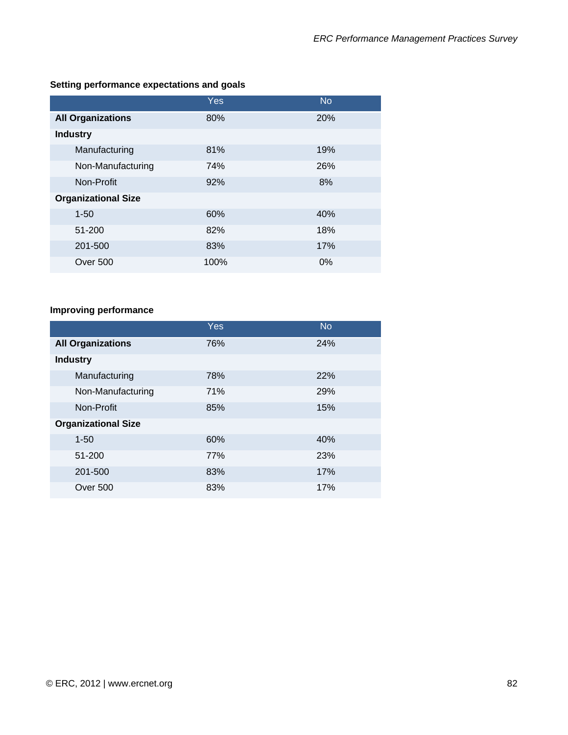**Setting performance expectations and goals**

| | Yes | No |
|---|---|---|
| **All Organizations** | 80% | 20% |
| **Industry** | | |
| Manufacturing | 81% | 19% |
| Non-Manufacturing | 74% | 26% |
| Non-Profit | 92% | 8% |
| **Organizational Size** | | |
| 1-50 | 60% | 40% |
| 51-200 | 82% | 18% |
| 201-500 | 83% | 17% |
| Over 500 | 100% | 0% |

**Improving performance**

| | Yes | No |
|---|---|---|
| **All Organizations** | 76% | 24% |
| **Industry** | | |
| Manufacturing | 78% | 22% |
| Non-Manufacturing | 71% | 29% |
| Non-Profit | 85% | 15% |
| **Organizational Size** | | |
| 1-50 | 60% | 40% |
| 51-200 | 77% | 23% |
| 201-500 | 83% | 17% |
| Over 500 | 83% | 17% |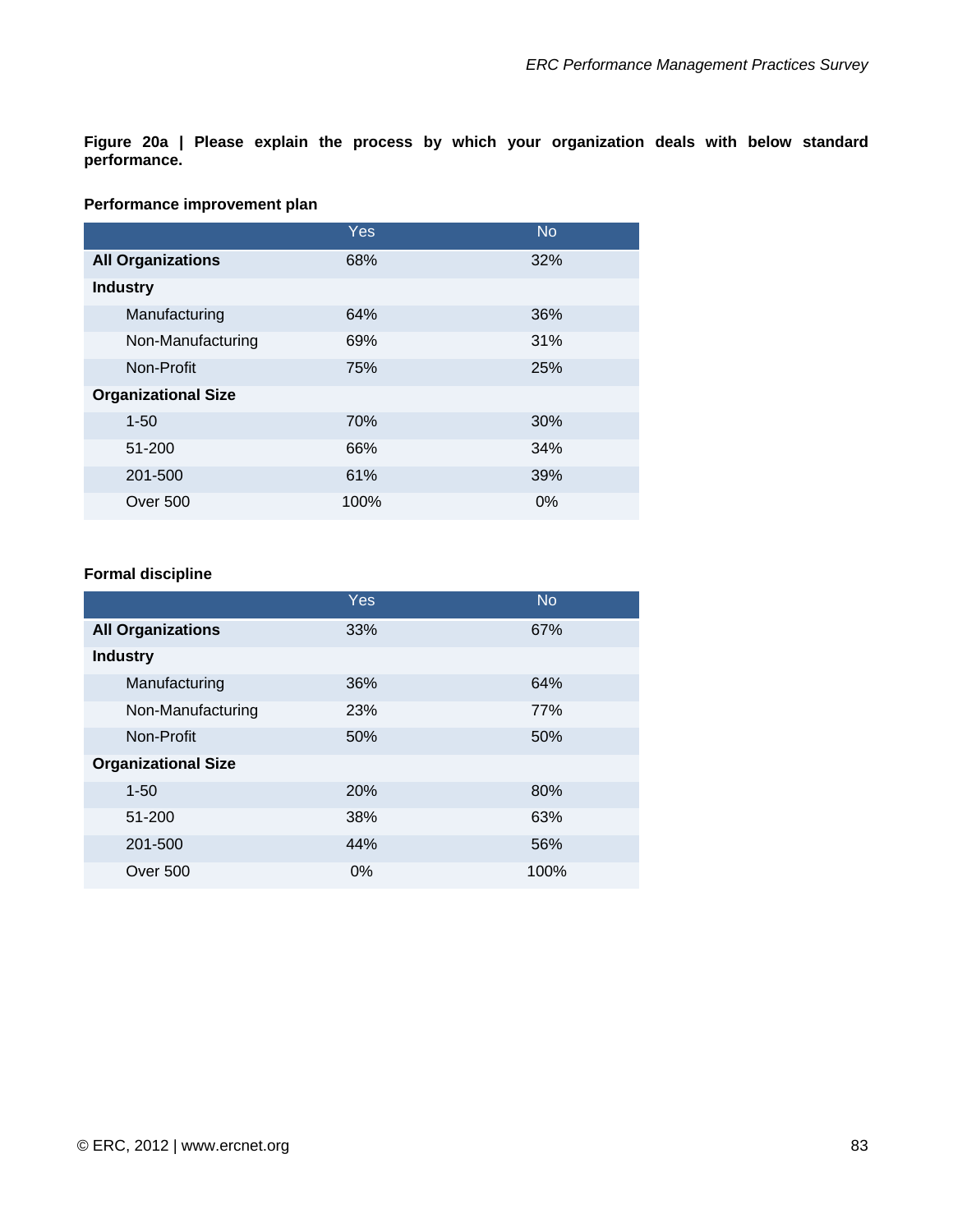**Figure 20a | Please explain the process by which your organization deals with below standard performance.**

**Performance improvement plan**

| | Yes | No |
|---|---|---|
| **All Organizations** | 68% | 32% |
| **Industry** | | |
| Manufacturing | 64% | 36% |
| Non-Manufacturing | 69% | 31% |
| Non-Profit | 75% | 25% |
| **Organizational Size** | | |
| 1-50 | 70% | 30% |
| 51-200 | 66% | 34% |
| 201-500 | 61% | 39% |
| Over 500 | 100% | 0% |

**Formal discipline**

| | Yes | No |
|---|---|---|
| **All Organizations** | 33% | 67% |
| **Industry** | | |
| Manufacturing | 36% | 64% |
| Non-Manufacturing | 23% | 77% |
| Non-Profit | 50% | 50% |
| **Organizational Size** | | |
| 1-50 | 20% | 80% |
| 51-200 | 38% | 63% |
| 201-500 | 44% | 56% |
| Over 500 | 0% | 100% |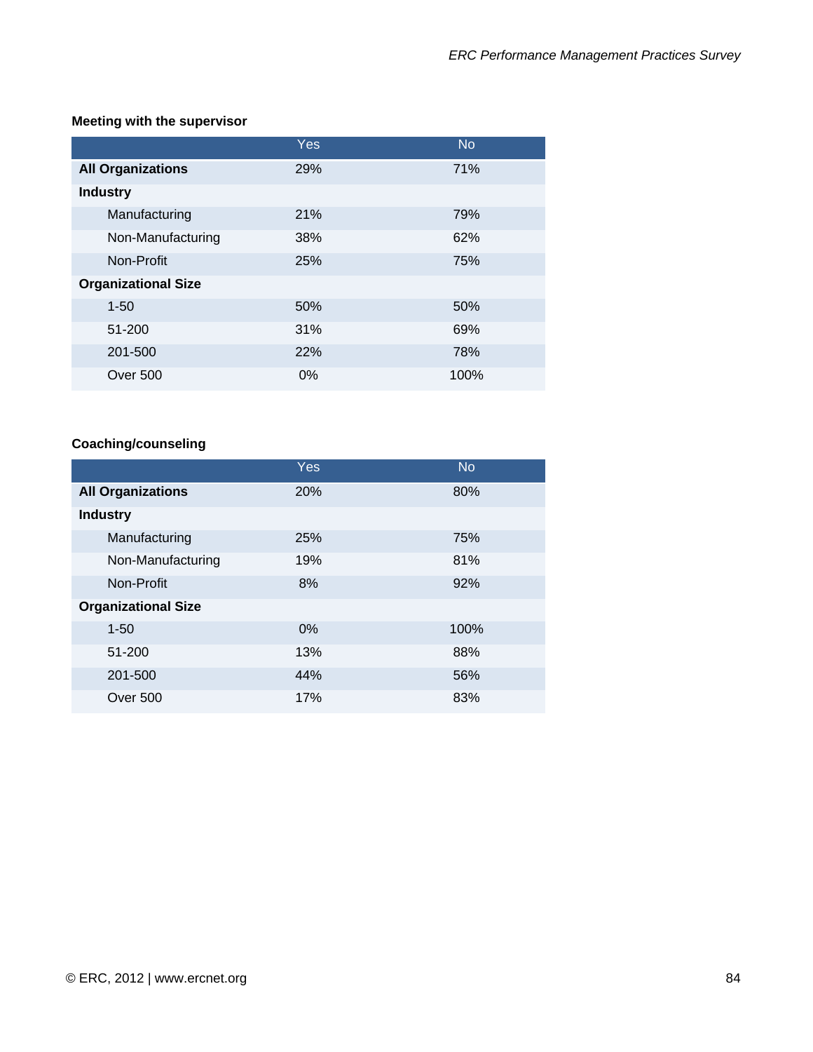**Meeting with the supervisor**

| | Yes | No |
|---|---|---|
| **All Organizations** | 29% | 71% |
| **Industry** | | |
| Manufacturing | 21% | 79% |
| Non-Manufacturing | 38% | 62% |
| Non-Profit | 25% | 75% |
| **Organizational Size** | | |
| 1-50 | 50% | 50% |
| 51-200 | 31% | 69% |
| 201-500 | 22% | 78% |
| Over 500 | 0% | 100% |

**Coaching/counseling**

| | Yes | No |
|---|---|---|
| **All Organizations** | 20% | 80% |
| **Industry** | | |
| Manufacturing | 25% | 75% |
| Non-Manufacturing | 19% | 81% |
| Non-Profit | 8% | 92% |
| **Organizational Size** | | |
| 1-50 | 0% | 100% |
| 51-200 | 13% | 88% |
| 201-500 | 44% | 56% |
| Over 500 | 17% | 83% |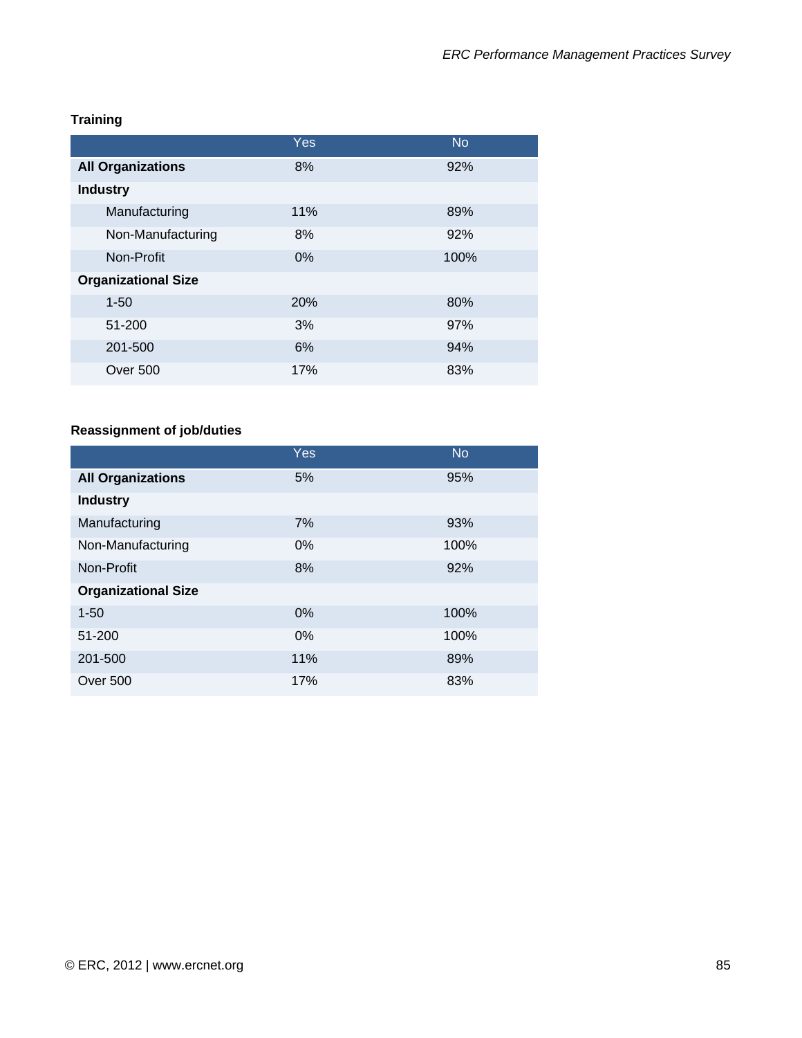**Training**

| | Yes | No |
|---|---|---|
| **All Organizations** | 8% | 92% |
| **Industry** | | |
| Manufacturing | 11% | 89% |
| Non-Manufacturing | 8% | 92% |
| Non-Profit | 0% | 100% |
| **Organizational Size** | | |
| 1-50 | 20% | 80% |
| 51-200 | 3% | 97% |
| 201-500 | 6% | 94% |
| Over 500 | 17% | 83% |

**Reassignment of job/duties**

| | Yes | No |
|---|---|---|
| **All Organizations** | 5% | 95% |
| **Industry** | | |
| Manufacturing | 7% | 93% |
| Non-Manufacturing | 0% | 100% |
| Non-Profit | 8% | 92% |
| **Organizational Size** | | |
| 1-50 | 0% | 100% |
| 51-200 | 0% | 100% |
| 201-500 | 11% | 89% |
| Over 500 | 17% | 83% |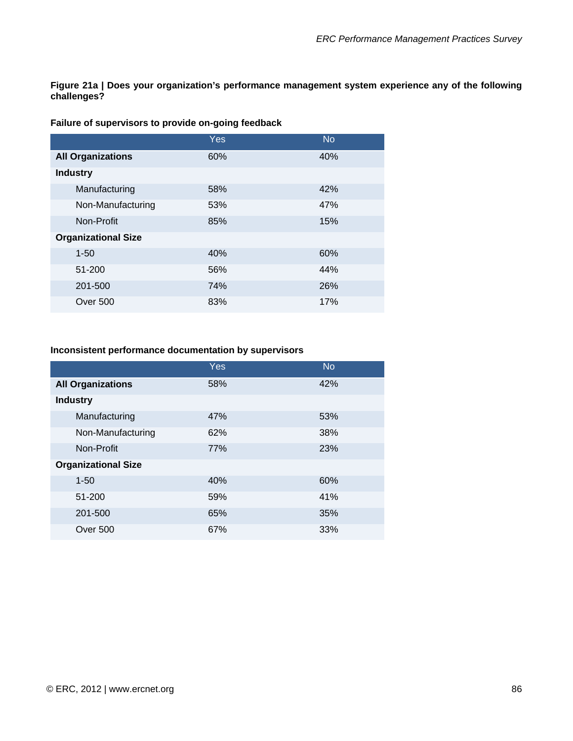**Figure 21a | Does your organization's performance management system experience any of the following challenges?**

**Failure of supervisors to provide on-going feedback**

| | Yes | No |
|---|---|---|
| **All Organizations** | 60% | 40% |
| **Industry** | | |
| Manufacturing | 58% | 42% |
| Non-Manufacturing | 53% | 47% |
| Non-Profit | 85% | 15% |
| **Organizational Size** | | |
| 1-50 | 40% | 60% |
| 51-200 | 56% | 44% |
| 201-500 | 74% | 26% |
| Over 500 | 83% | 17% |

**Inconsistent performance documentation by supervisors**

| | Yes | No |
|---|---|---|
| **All Organizations** | 58% | 42% |
| **Industry** | | |
| Manufacturing | 47% | 53% |
| Non-Manufacturing | 62% | 38% |
| Non-Profit | 77% | 23% |
| **Organizational Size** | | |
| 1-50 | 40% | 60% |
| 51-200 | 59% | 41% |
| 201-500 | 65% | 35% |
| Over 500 | 67% | 33% |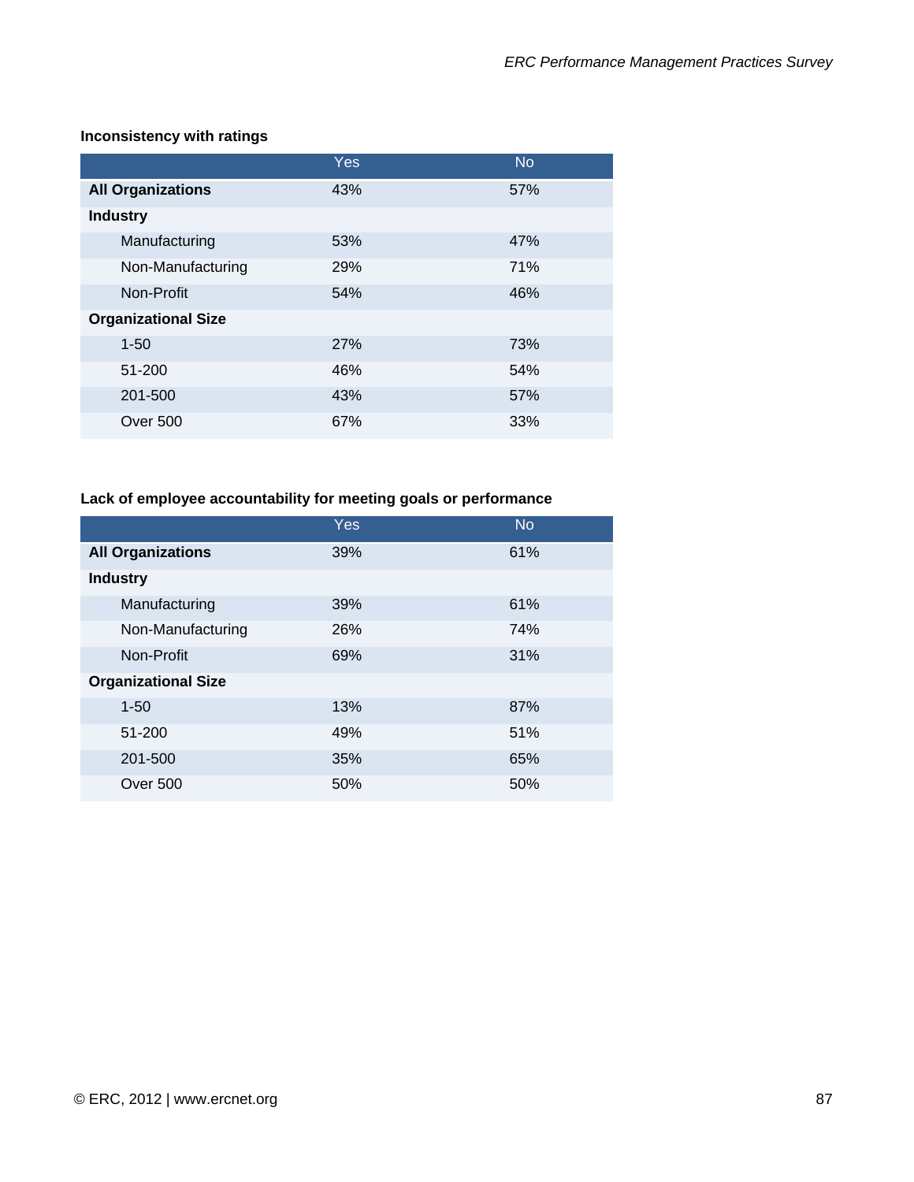**Inconsistency with ratings**

| | Yes | No |
|---|---|---|
| **All Organizations** | 43% | 57% |
| **Industry** | | |
| Manufacturing | 53% | 47% |
| Non-Manufacturing | 29% | 71% |
| Non-Profit | 54% | 46% |
| **Organizational Size** | | |
| 1-50 | 27% | 73% |
| 51-200 | 46% | 54% |
| 201-500 | 43% | 57% |
| Over 500 | 67% | 33% |

**Lack of employee accountability for meeting goals or performance**

| | Yes | No |
|---|---|---|
| **All Organizations** | 39% | 61% |
| **Industry** | | |
| Manufacturing | 39% | 61% |
| Non-Manufacturing | 26% | 74% |
| Non-Profit | 69% | 31% |
| **Organizational Size** | | |
| 1-50 | 13% | 87% |
| 51-200 | 49% | 51% |
| 201-500 | 35% | 65% |
| Over 500 | 50% | 50% |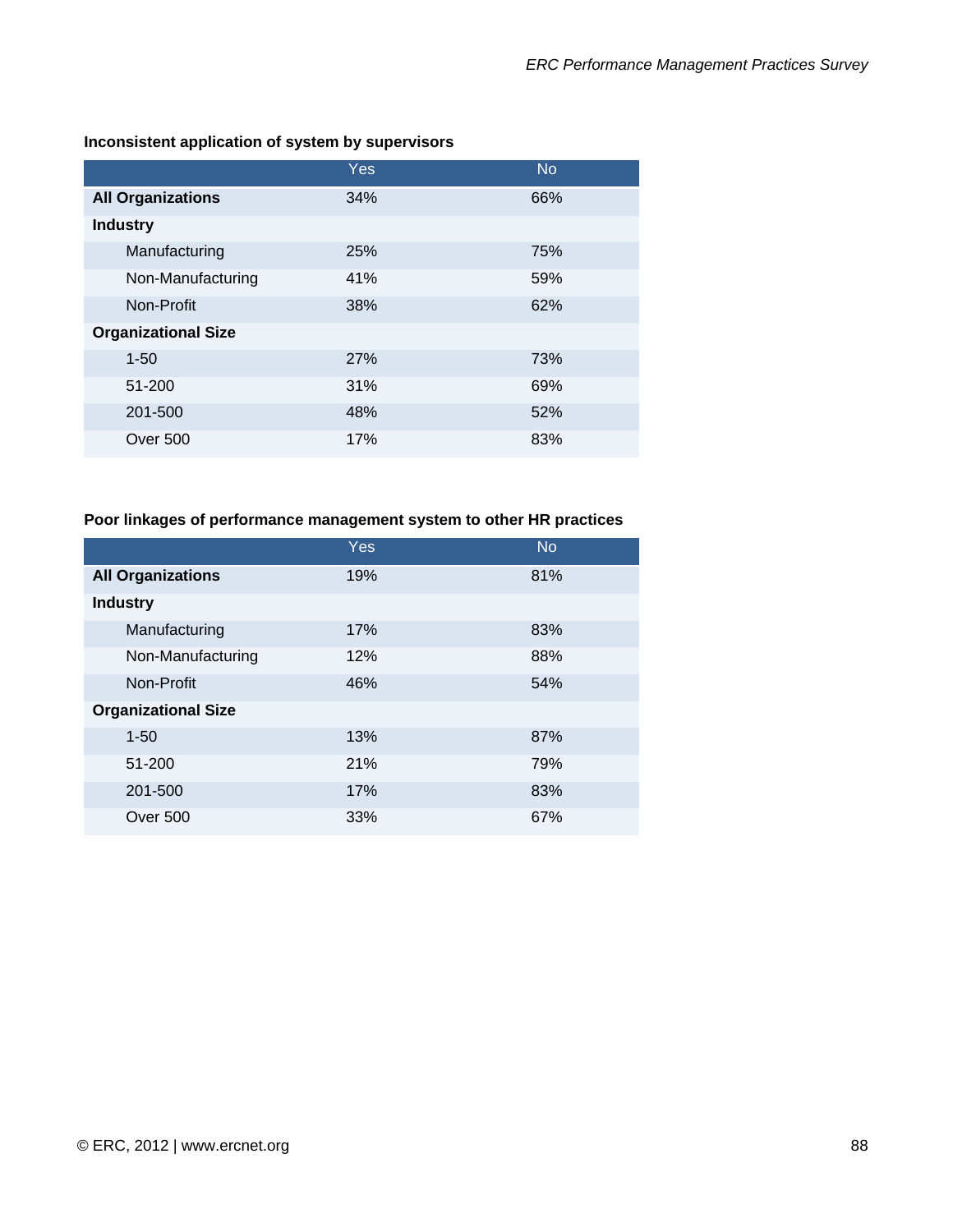**Inconsistent application of system by supervisors**

| | Yes | No |
|---|---|---|
| **All Organizations** | 34% | 66% |
| **Industry** | | |
| Manufacturing | 25% | 75% |
| Non-Manufacturing | 41% | 59% |
| Non-Profit | 38% | 62% |
| **Organizational Size** | | |
| 1-50 | 27% | 73% |
| 51-200 | 31% | 69% |
| 201-500 | 48% | 52% |
| Over 500 | 17% | 83% |

**Poor linkages of performance management system to other HR practices**

| | Yes | No |
|---|---|---|
| **All Organizations** | 19% | 81% |
| **Industry** | | |
| Manufacturing | 17% | 83% |
| Non-Manufacturing | 12% | 88% |
| Non-Profit | 46% | 54% |
| **Organizational Size** | | |
| 1-50 | 13% | 87% |
| 51-200 | 21% | 79% |
| 201-500 | 17% | 83% |
| Over 500 | 33% | 67% |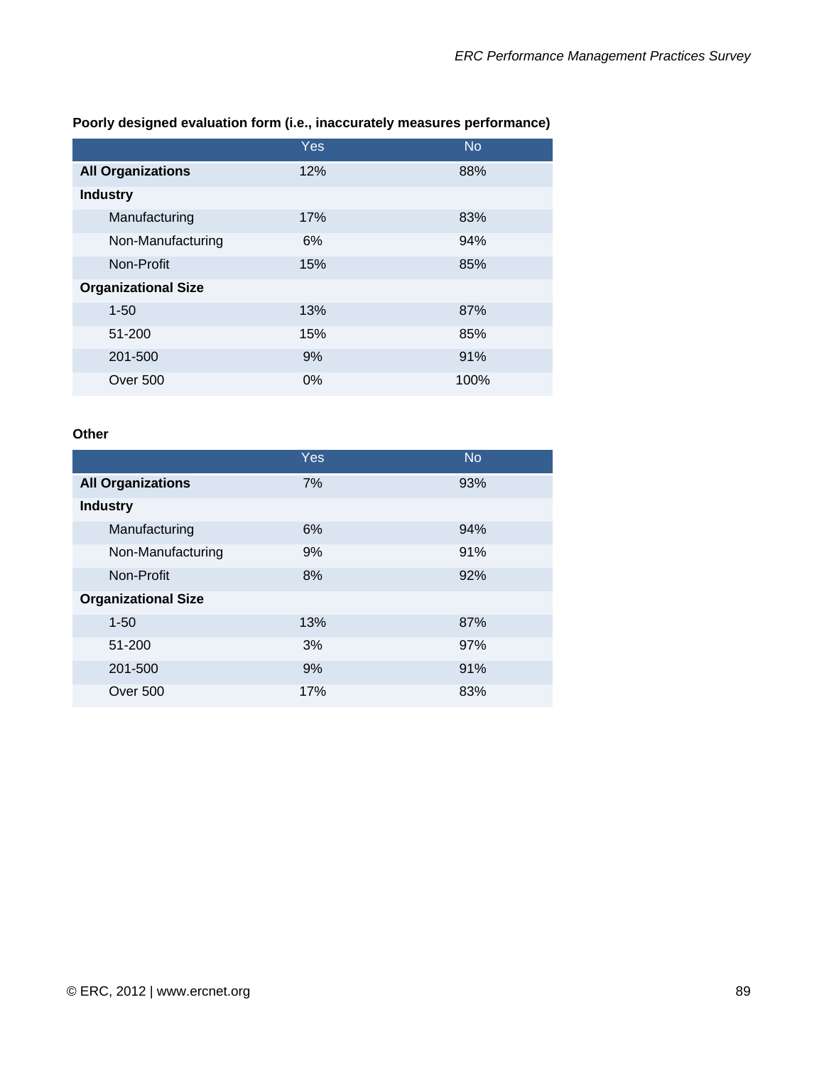**Poorly designed evaluation form (i.e., inaccurately measures performance)**

| | Yes | No |
|---|---|---|
| **All Organizations** | 12% | 88% |
| **Industry** | | |
| Manufacturing | 17% | 83% |
| Non-Manufacturing | 6% | 94% |
| Non-Profit | 15% | 85% |
| **Organizational Size** | | |
| 1-50 | 13% | 87% |
| 51-200 | 15% | 85% |
| 201-500 | 9% | 91% |
| Over 500 | 0% | 100% |

**Other**

| | Yes | No |
|---|---|---|
| **All Organizations** | 7% | 93% |
| **Industry** | | |
| Manufacturing | 6% | 94% |
| Non-Manufacturing | 9% | 91% |
| Non-Profit | 8% | 92% |
| **Organizational Size** | | |
| 1-50 | 13% | 87% |
| 51-200 | 3% | 97% |
| 201-500 | 9% | 91% |
| Over 500 | 17% | 83% |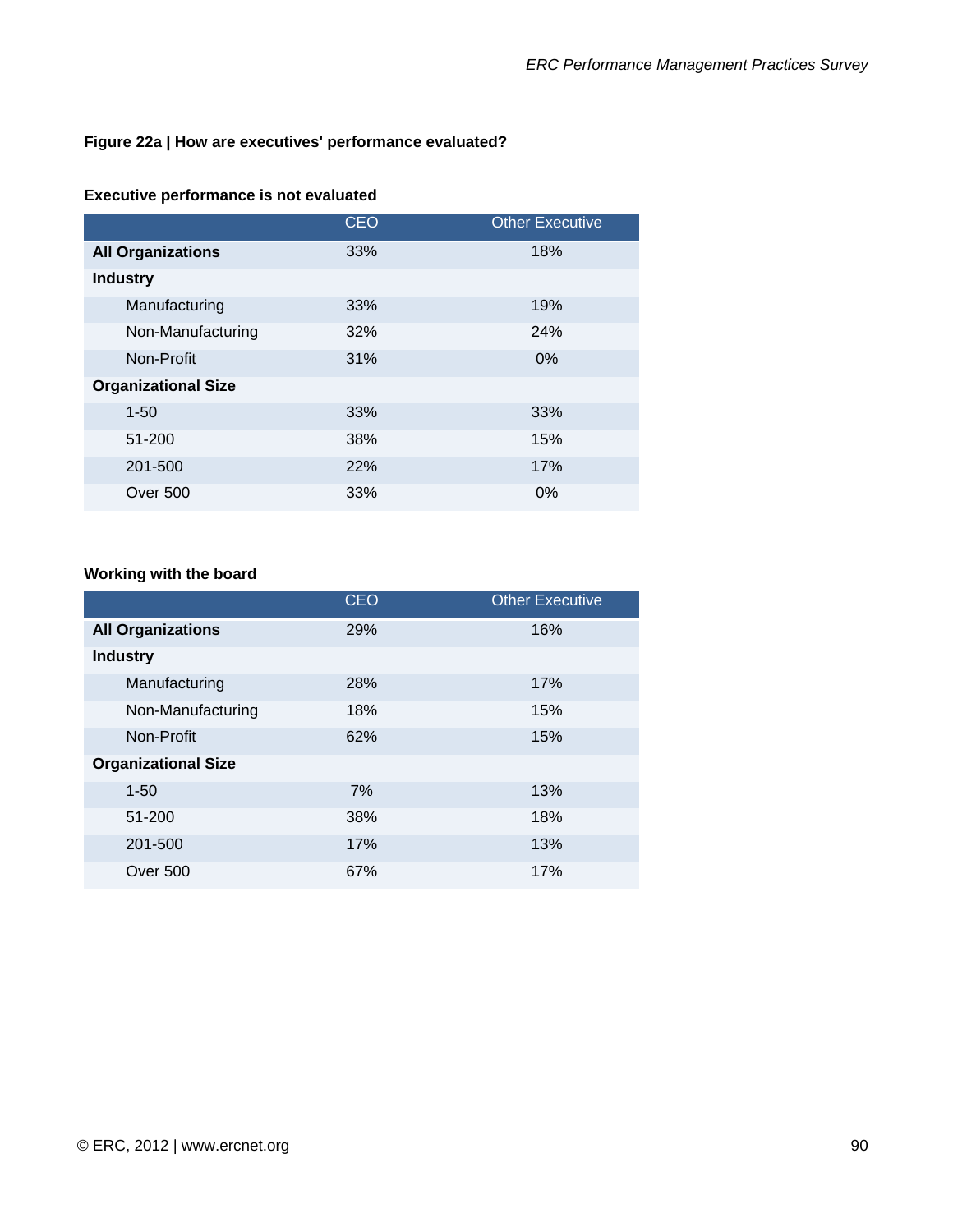**Figure 22a | How are executives' performance evaluated?**

**Executive performance is not evaluated**

| | CEO | Other Executive |
|---|---|---|
| **All Organizations** | 33% | 18% |
| **Industry** | | |
| Manufacturing | 33% | 19% |
| Non-Manufacturing | 32% | 24% |
| Non-Profit | 31% | 0% |
| **Organizational Size** | | |
| 1-50 | 33% | 33% |
| 51-200 | 38% | 15% |
| 201-500 | 22% | 17% |
| Over 500 | 33% | 0% |

**Working with the board**

| | CEO | Other Executive |
|---|---|---|
| **All Organizations** | 29% | 16% |
| **Industry** | | |
| Manufacturing | 28% | 17% |
| Non-Manufacturing | 18% | 15% |
| Non-Profit | 62% | 15% |
| **Organizational Size** | | |
| 1-50 | 7% | 13% |
| 51-200 | 38% | 18% |
| 201-500 | 17% | 13% |
| Over 500 | 67% | 17% |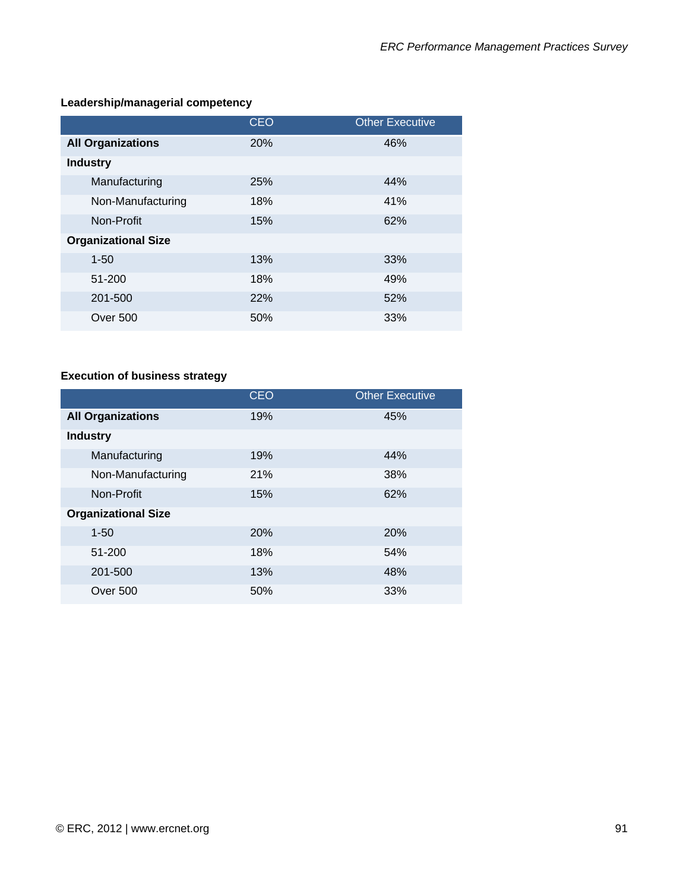**Leadership/managerial competency**

| | CEO | Other Executive |
|---|---|---|
| **All Organizations** | 20% | 46% |
| **Industry** | | |
| Manufacturing | 25% | 44% |
| Non-Manufacturing | 18% | 41% |
| Non-Profit | 15% | 62% |
| **Organizational Size** | | |
| 1-50 | 13% | 33% |
| 51-200 | 18% | 49% |
| 201-500 | 22% | 52% |
| Over 500 | 50% | 33% |

**Execution of business strategy**

| | CEO | Other Executive |
|---|---|---|
| **All Organizations** | 19% | 45% |
| **Industry** | | |
| Manufacturing | 19% | 44% |
| Non-Manufacturing | 21% | 38% |
| Non-Profit | 15% | 62% |
| **Organizational Size** | | |
| 1-50 | 20% | 20% |
| 51-200 | 18% | 54% |
| 201-500 | 13% | 48% |
| Over 500 | 50% | 33% |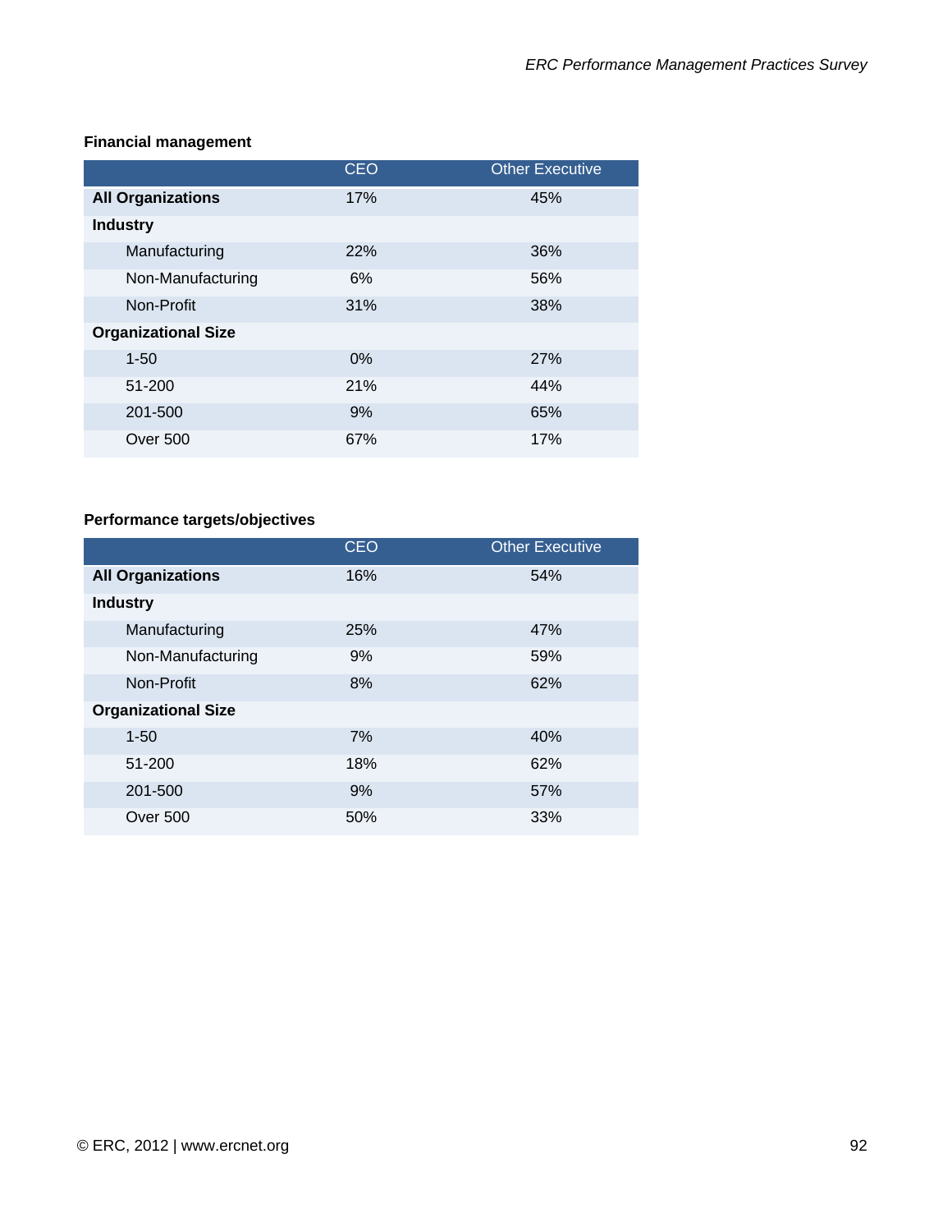**Financial management**

| | CEO | Other Executive |
|---|---|---|
| **All Organizations** | 17% | 45% |
| **Industry** | | |
| Manufacturing | 22% | 36% |
| Non-Manufacturing | 6% | 56% |
| Non-Profit | 31% | 38% |
| **Organizational Size** | | |
| 1-50 | 0% | 27% |
| 51-200 | 21% | 44% |
| 201-500 | 9% | 65% |
| Over 500 | 67% | 17% |

**Performance targets/objectives**

| | CEO | Other Executive |
|---|---|---|
| **All Organizations** | 16% | 54% |
| **Industry** | | |
| Manufacturing | 25% | 47% |
| Non-Manufacturing | 9% | 59% |
| Non-Profit | 8% | 62% |
| **Organizational Size** | | |
| 1-50 | 7% | 40% |
| 51-200 | 18% | 62% |
| 201-500 | 9% | 57% |
| Over 500 | 50% | 33% |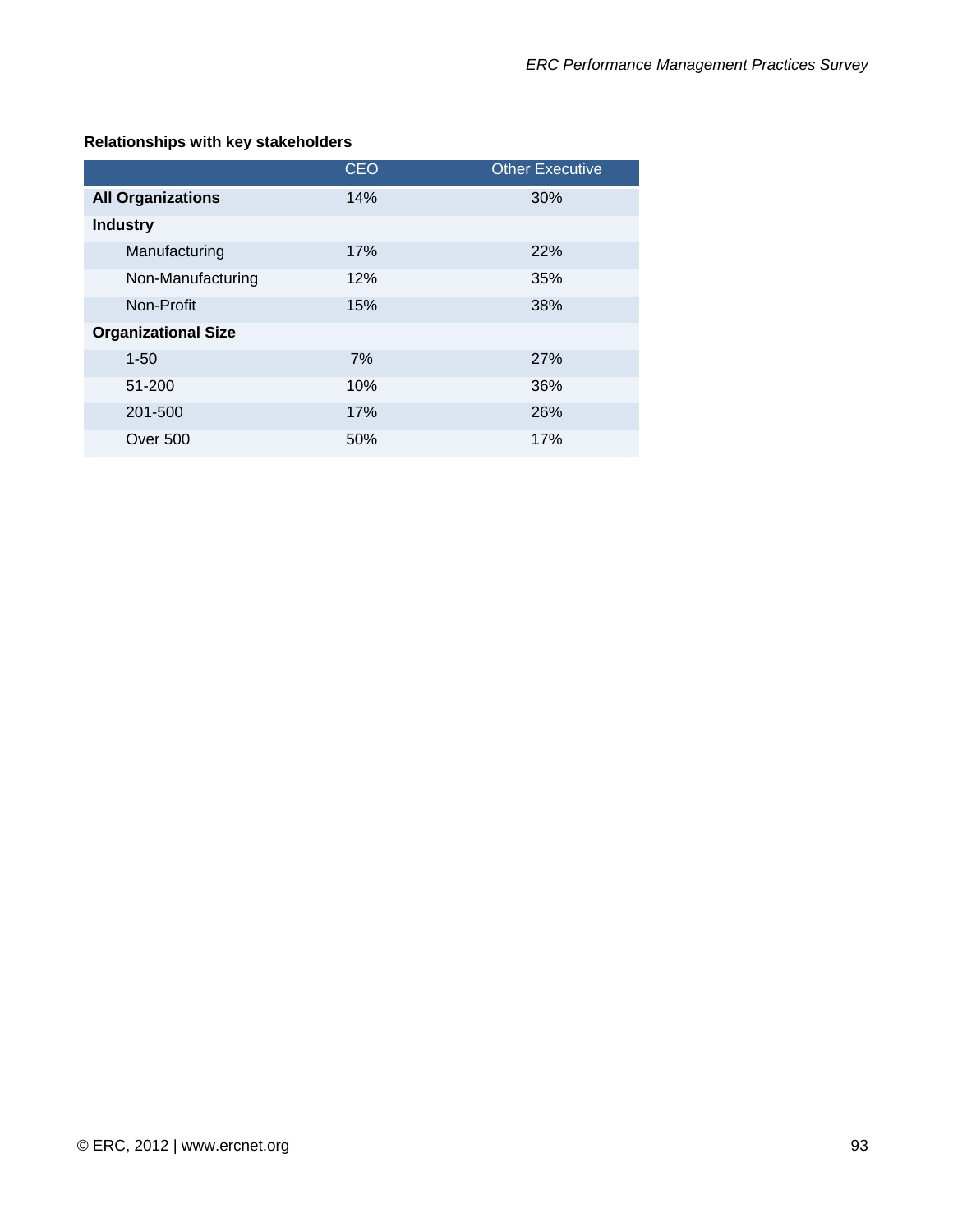**Relationships with key stakeholders**

| | CEO | Other Executive |
|---|---|---|
| **All Organizations** | 14% | 30% |
| **Industry** | | |
| Manufacturing | 17% | 22% |
| Non-Manufacturing | 12% | 35% |
| Non-Profit | 15% | 38% |
| **Organizational Size** | | |
| 1-50 | 7% | 27% |
| 51-200 | 10% | 36% |
| 201-500 | 17% | 26% |
| Over 500 | 50% | 17% |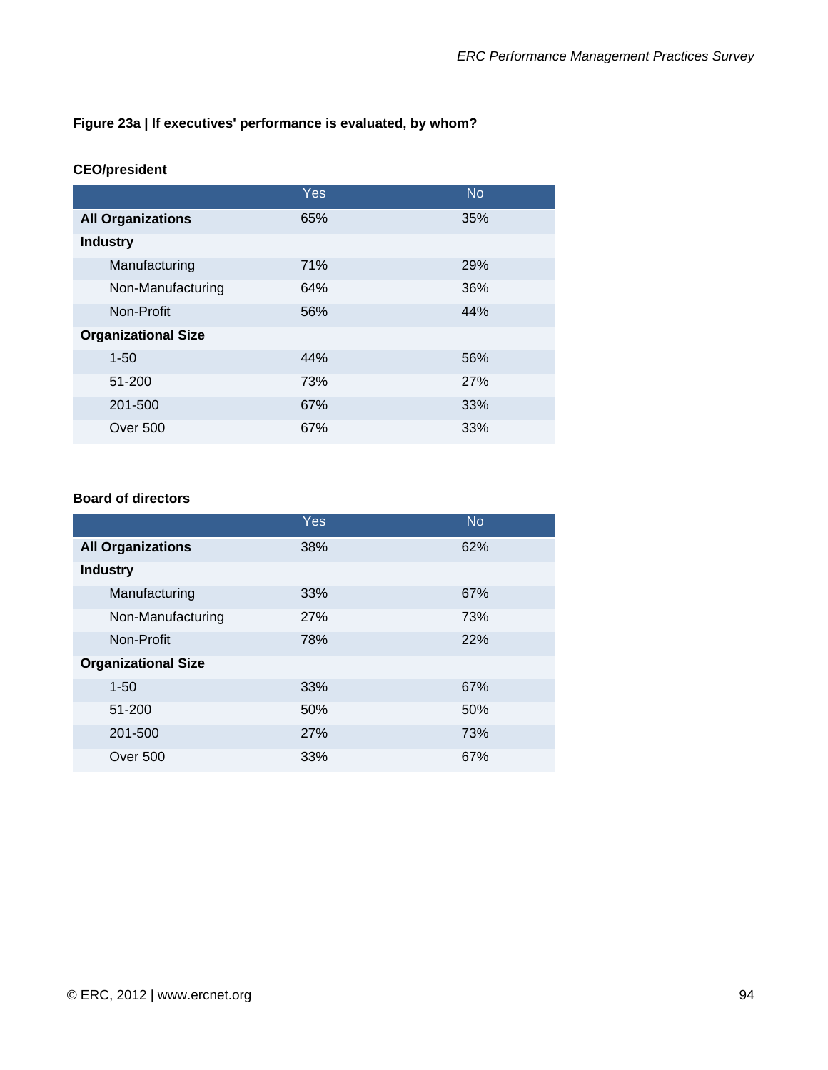**Figure 23a | If executives' performance is evaluated, by whom?**

**CEO/president**

| | Yes | No |
|---|---|---|
| **All Organizations** | 65% | 35% |
| **Industry** | | |
| Manufacturing | 71% | 29% |
| Non-Manufacturing | 64% | 36% |
| Non-Profit | 56% | 44% |
| **Organizational Size** | | |
| 1-50 | 44% | 56% |
| 51-200 | 73% | 27% |
| 201-500 | 67% | 33% |
| Over 500 | 67% | 33% |

**Board of directors**

| | Yes | No |
|---|---|---|
| **All Organizations** | 38% | 62% |
| **Industry** | | |
| Manufacturing | 33% | 67% |
| Non-Manufacturing | 27% | 73% |
| Non-Profit | 78% | 22% |
| **Organizational Size** | | |
| 1-50 | 33% | 67% |
| 51-200 | 50% | 50% |
| 201-500 | 27% | 73% |
| Over 500 | 33% | 67% |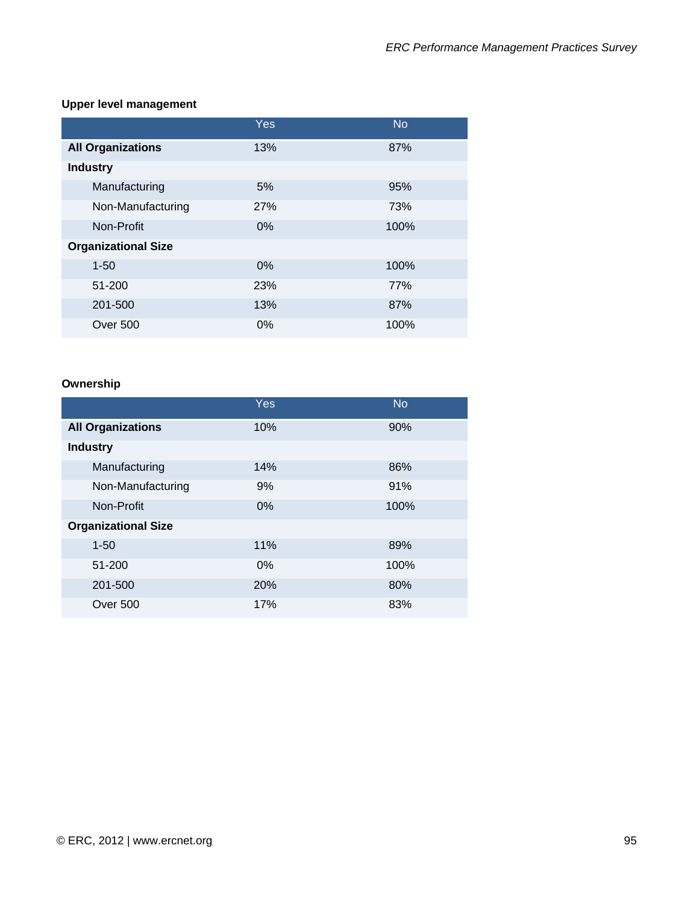**Upper level management**

| | Yes | No |
|---|---|---|
| **All Organizations** | 13% | 87% |
| **Industry** | | |
| Manufacturing | 5% | 95% |
| Non-Manufacturing | 27% | 73% |
| Non-Profit | 0% | 100% |
| **Organizational Size** | | |
| 1-50 | 0% | 100% |
| 51-200 | 23% | 77% |
| 201-500 | 13% | 87% |
| Over 500 | 0% | 100% |

**Ownership**

| | Yes | No |
|---|---|---|
| **All Organizations** | 10% | 90% |
| **Industry** | | |
| Manufacturing | 14% | 86% |
| Non-Manufacturing | 9% | 91% |
| Non-Profit | 0% | 100% |
| **Organizational Size** | | |
| 1-50 | 11% | 89% |
| 51-200 | 0% | 100% |
| 201-500 | 20% | 80% |
| Over 500 | 17% | 83% |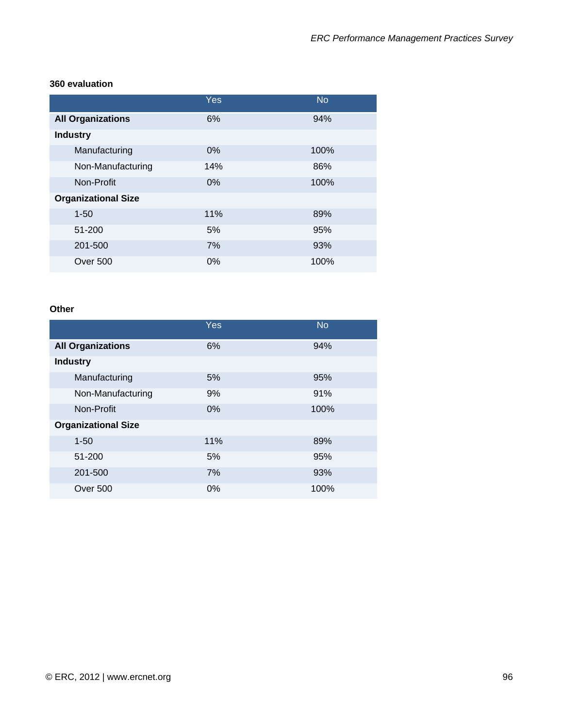**360 evaluation**

| | Yes | No |
|---|---|---|
| **All Organizations** | 6% | 94% |
| **Industry** | | |
| Manufacturing | 0% | 100% |
| Non-Manufacturing | 14% | 86% |
| Non-Profit | 0% | 100% |
| **Organizational Size** | | |
| 1-50 | 11% | 89% |
| 51-200 | 5% | 95% |
| 201-500 | 7% | 93% |
| Over 500 | 0% | 100% |

**Other**

| | Yes | No |
|---|---|---|
| **All Organizations** | 6% | 94% |
| **Industry** | | |
| Manufacturing | 5% | 95% |
| Non-Manufacturing | 9% | 91% |
| Non-Profit | 0% | 100% |
| **Organizational Size** | | |
| 1-50 | 11% | 89% |
| 51-200 | 5% | 95% |
| 201-500 | 7% | 93% |
| Over 500 | 0% | 100% |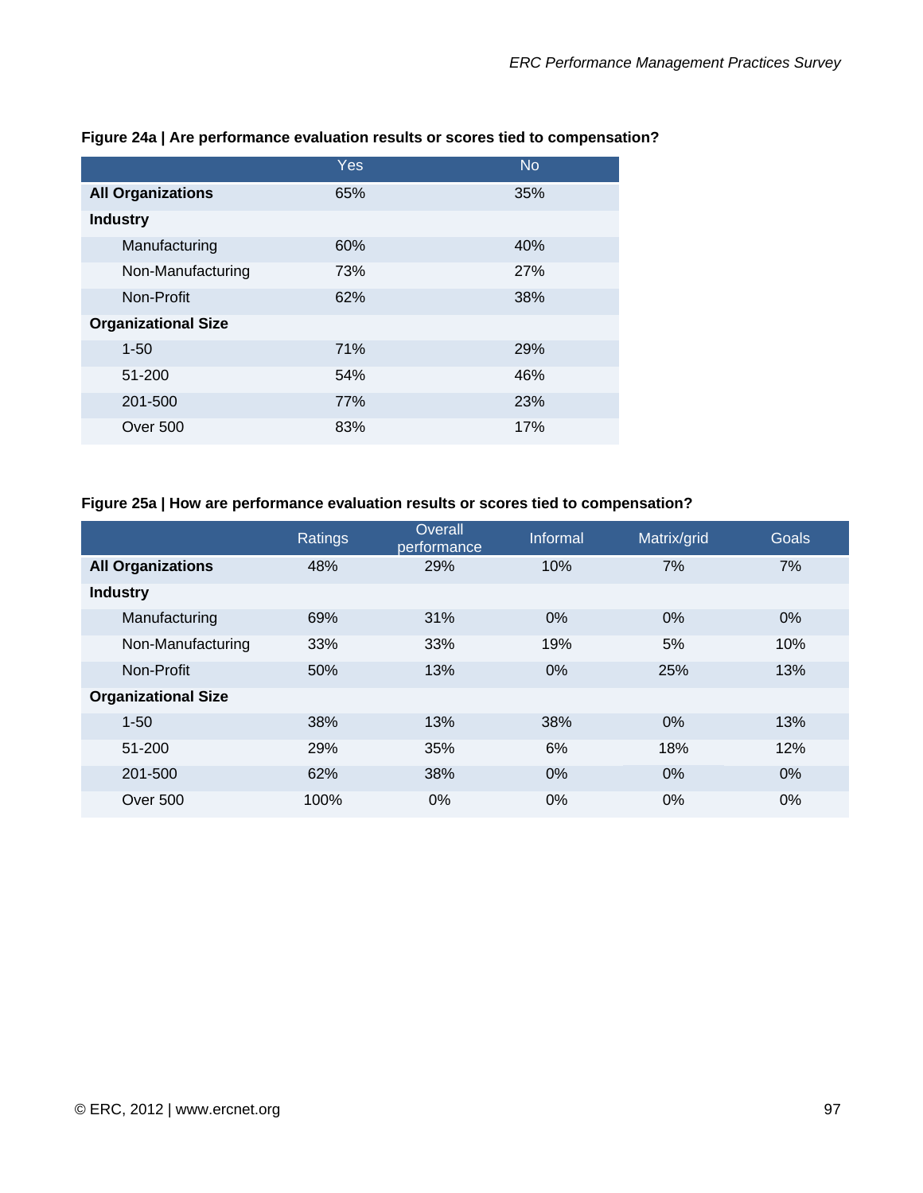**Figure 24a | Are performance evaluation results or scores tied to compensation?**

| | Yes | No |
|---|---|---|
| **All Organizations** | 65% | 35% |
| **Industry** | | |
| Manufacturing | 60% | 40% |
| Non-Manufacturing | 73% | 27% |
| Non-Profit | 62% | 38% |
| **Organizational Size** | | |
| 1-50 | 71% | 29% |
| 51-200 | 54% | 46% |
| 201-500 | 77% | 23% |
| Over 500 | 83% | 17% |

**Figure 25a | How are performance evaluation results or scores tied to compensation?**

| | Ratings | Overall performance | Informal | Matrix/grid | Goals |
|---|---|---|---|---|---|
| **All Organizations** | 48% | 29% | 10% | 7% | 7% |
| **Industry** | | | | | |
| Manufacturing | 69% | 31% | 0% | 0% | 0% |
| Non-Manufacturing | 33% | 33% | 19% | 5% | 10% |
| Non-Profit | 50% | 13% | 0% | 25% | 13% |
| **Organizational Size** | | | | | |
| 1-50 | 38% | 13% | 38% | 0% | 13% |
| 51-200 | 29% | 35% | 6% | 18% | 12% |
| 201-500 | 62% | 38% | 0% | 0% | 0% |
| Over 500 | 100% | 0% | 0% | 0% | 0% |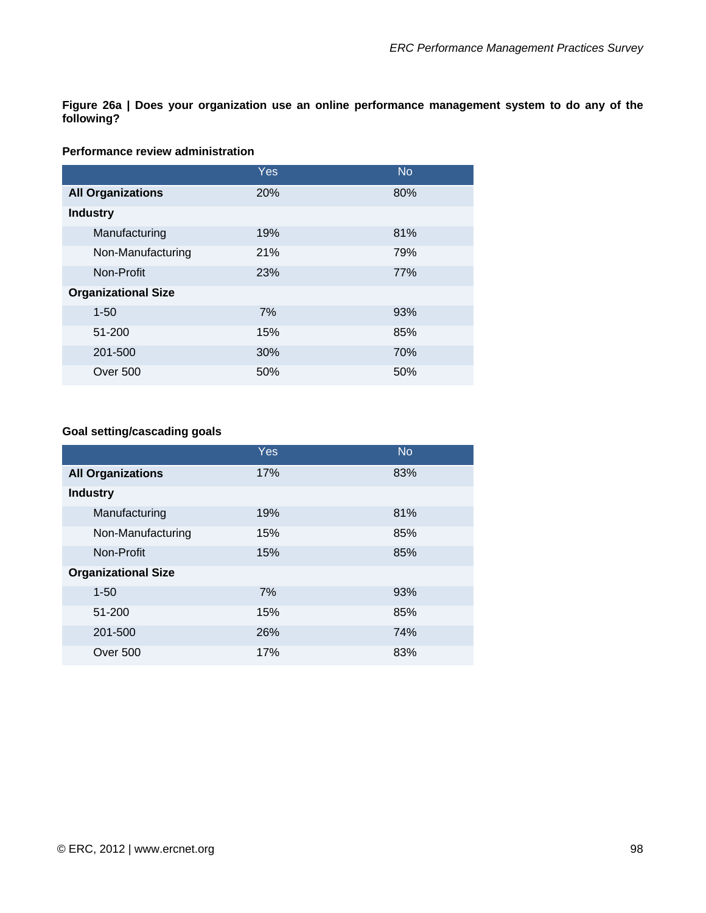**Figure 26a | Does your organization use an online performance management system to do any of the following?**

**Performance review administration**

| | Yes | No |
|---|---|---|
| **All Organizations** | 20% | 80% |
| **Industry** | | |
| Manufacturing | 19% | 81% |
| Non-Manufacturing | 21% | 79% |
| Non-Profit | 23% | 77% |
| **Organizational Size** | | |
| 1-50 | 7% | 93% |
| 51-200 | 15% | 85% |
| 201-500 | 30% | 70% |
| Over 500 | 50% | 50% |

**Goal setting/cascading goals**

| | Yes | No |
|---|---|---|
| **All Organizations** | 17% | 83% |
| **Industry** | | |
| Manufacturing | 19% | 81% |
| Non-Manufacturing | 15% | 85% |
| Non-Profit | 15% | 85% |
| **Organizational Size** | | |
| 1-50 | 7% | 93% |
| 51-200 | 15% | 85% |
| 201-500 | 26% | 74% |
| Over 500 | 17% | 83% |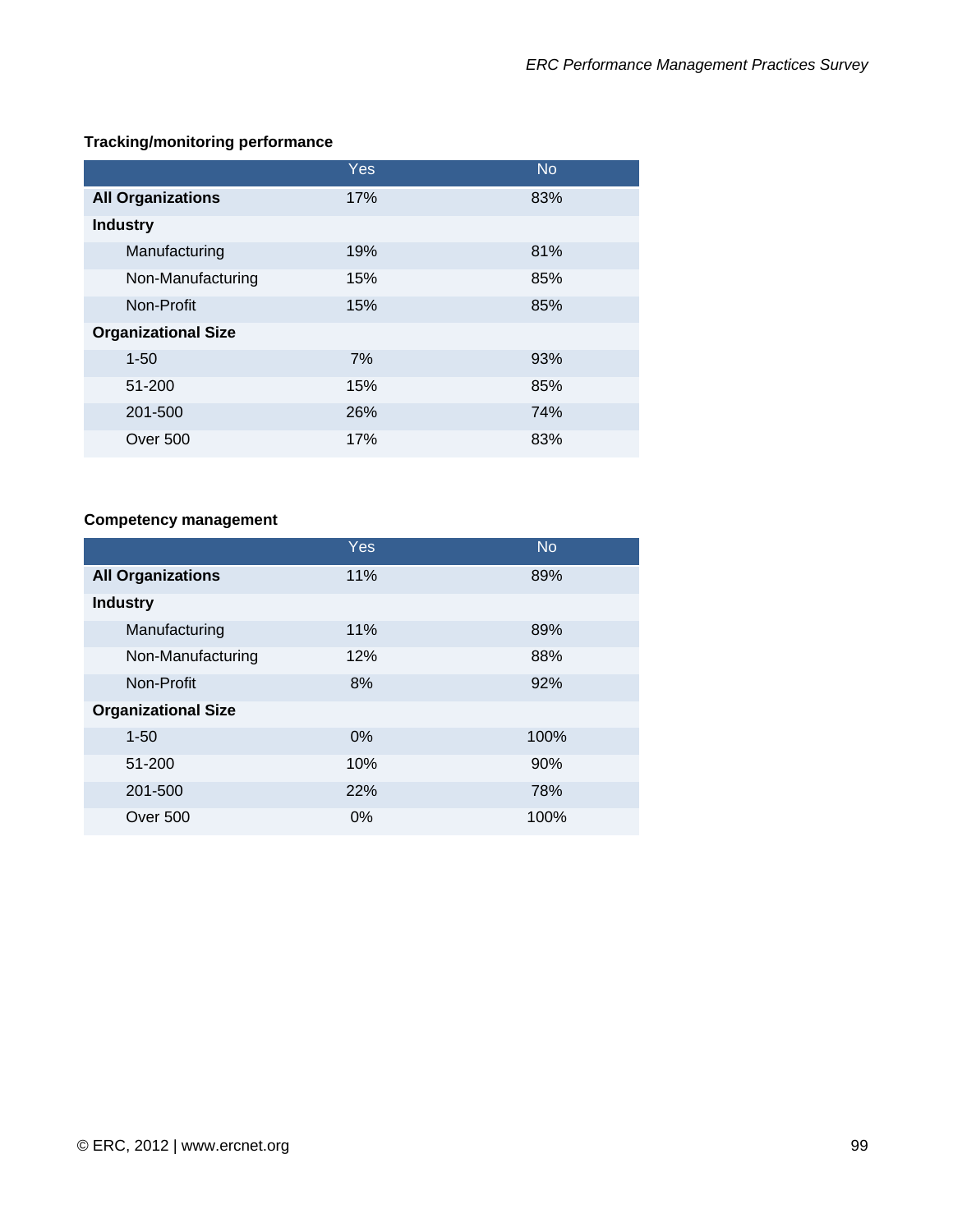**Tracking/monitoring performance**

| | Yes | No |
|---|---|---|
| **All Organizations** | 17% | 83% |
| **Industry** | | |
| Manufacturing | 19% | 81% |
| Non-Manufacturing | 15% | 85% |
| Non-Profit | 15% | 85% |
| **Organizational Size** | | |
| 1-50 | 7% | 93% |
| 51-200 | 15% | 85% |
| 201-500 | 26% | 74% |
| Over 500 | 17% | 83% |

**Competency management**

| | Yes | No |
|---|---|---|
| **All Organizations** | 11% | 89% |
| **Industry** | | |
| Manufacturing | 11% | 89% |
| Non-Manufacturing | 12% | 88% |
| Non-Profit | 8% | 92% |
| **Organizational Size** | | |
| 1-50 | 0% | 100% |
| 51-200 | 10% | 90% |
| 201-500 | 22% | 78% |
| Over 500 | 0% | 100% |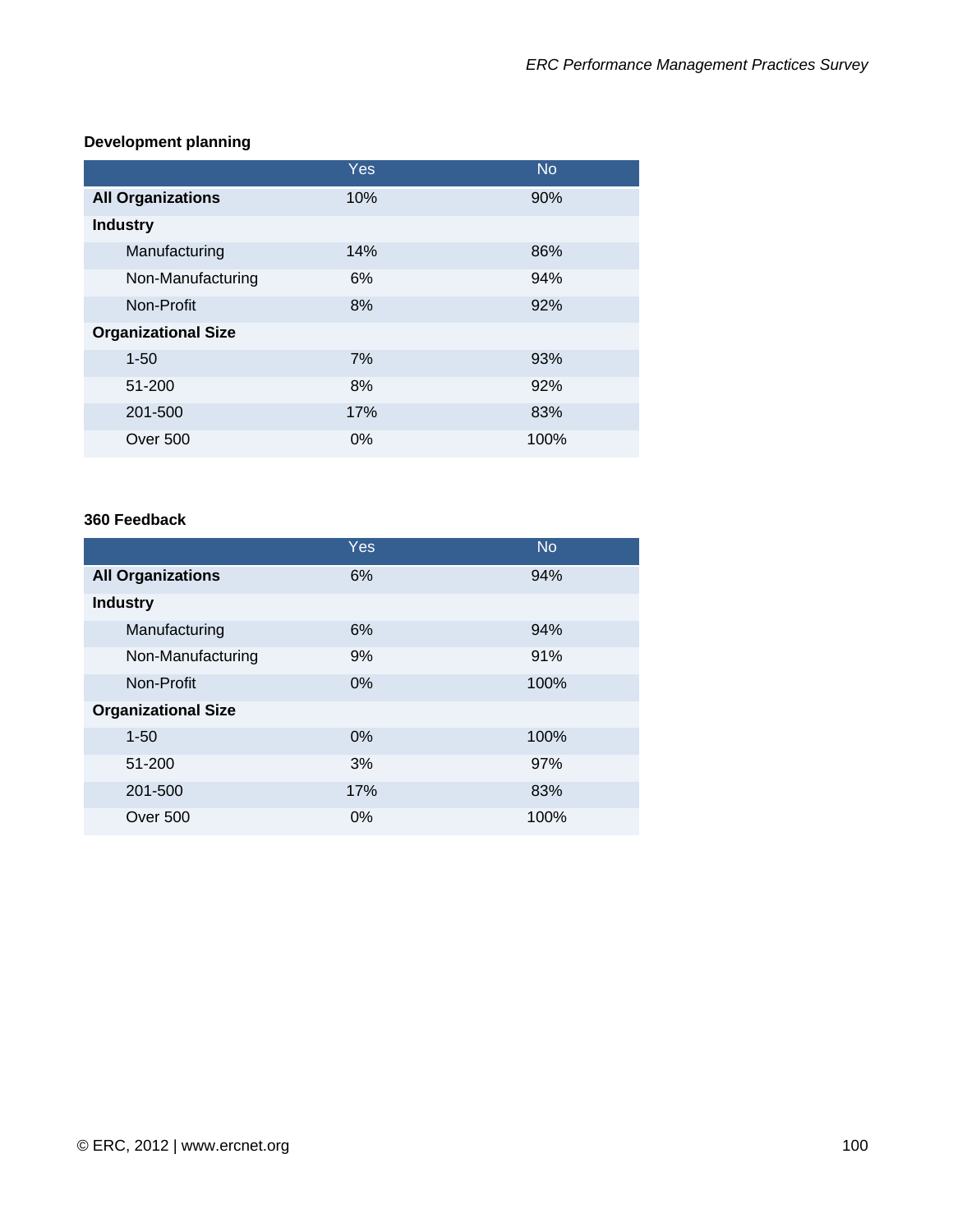**Development planning**

| | Yes | No |
|---|---|---|
| **All Organizations** | 10% | 90% |
| **Industry** | | |
| Manufacturing | 14% | 86% |
| Non-Manufacturing | 6% | 94% |
| Non-Profit | 8% | 92% |
| **Organizational Size** | | |
| 1-50 | 7% | 93% |
| 51-200 | 8% | 92% |
| 201-500 | 17% | 83% |
| Over 500 | 0% | 100% |

**360 Feedback**

| | Yes | No |
|---|---|---|
| **All Organizations** | 6% | 94% |
| **Industry** | | |
| Manufacturing | 6% | 94% |
| Non-Manufacturing | 9% | 91% |
| Non-Profit | 0% | 100% |
| **Organizational Size** | | |
| 1-50 | 0% | 100% |
| 51-200 | 3% | 97% |
| 201-500 | 17% | 83% |
| Over 500 | 0% | 100% |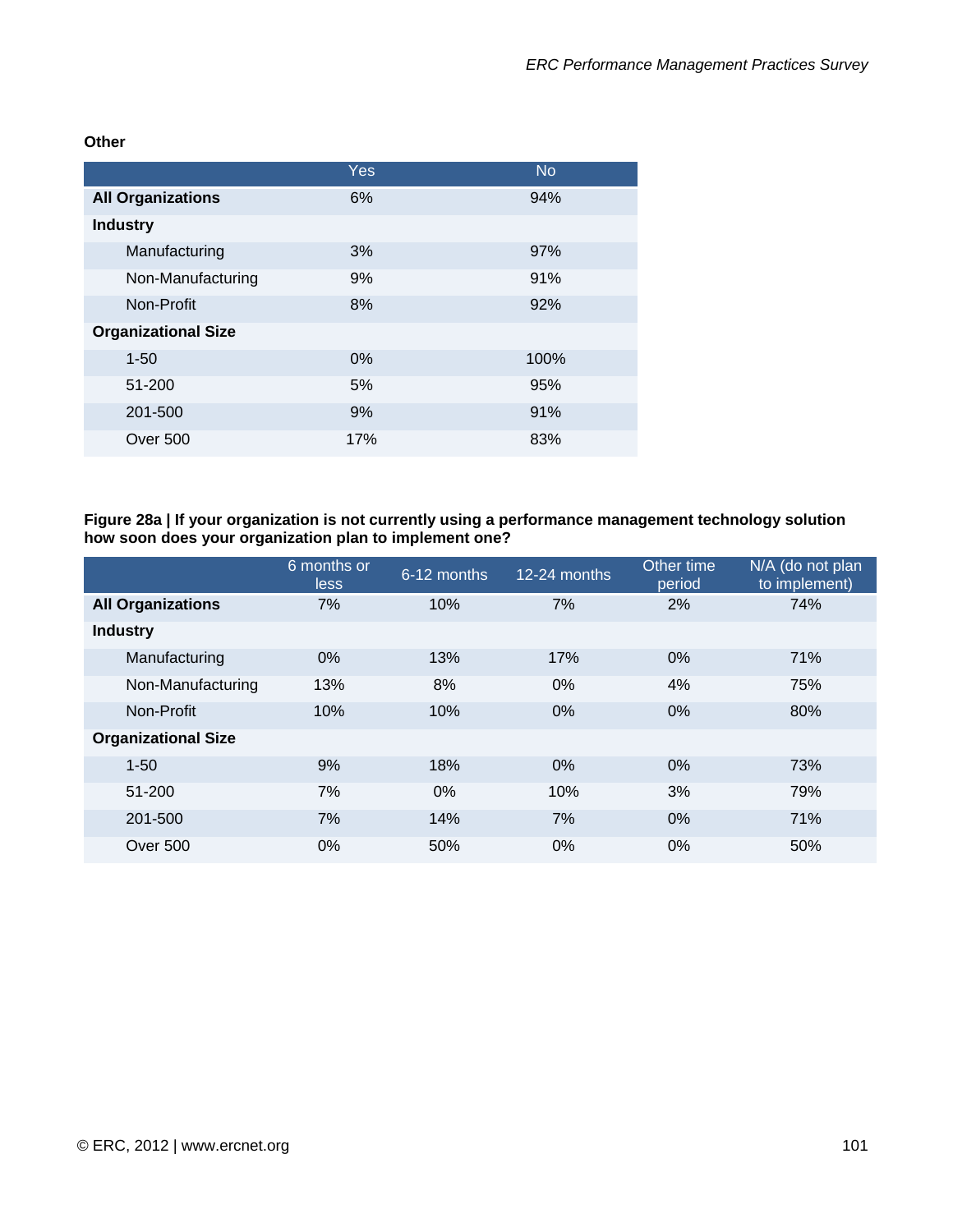**Other**

| | Yes | No |
|---|---|---|
| **All Organizations** | 6% | 94% |
| **Industry** | | |
| Manufacturing | 3% | 97% |
| Non-Manufacturing | 9% | 91% |
| Non-Profit | 8% | 92% |
| **Organizational Size** | | |
| 1-50 | 0% | 100% |
| 51-200 | 5% | 95% |
| 201-500 | 9% | 91% |
| Over 500 | 17% | 83% |

**Figure 28a | If your organization is not currently using a performance management technology solution how soon does your organization plan to implement one?**

| | 6 months or less | 6-12 months | 12-24 months | Other time period | N/A (do not plan to implement) |
|---|---|---|---|---|---|
| **All Organizations** | 7% | 10% | 7% | 2% | 74% |
| **Industry** | | | | | |
| Manufacturing | 0% | 13% | 17% | 0% | 71% |
| Non-Manufacturing | 13% | 8% | 0% | 4% | 75% |
| Non-Profit | 10% | 10% | 0% | 0% | 80% |
| **Organizational Size** | | | | | |
| 1-50 | 9% | 18% | 0% | 0% | 73% |
| 51-200 | 7% | 0% | 10% | 3% | 79% |
| 201-500 | 7% | 14% | 7% | 0% | 71% |
| Over 500 | 0% | 50% | 0% | 0% | 50% |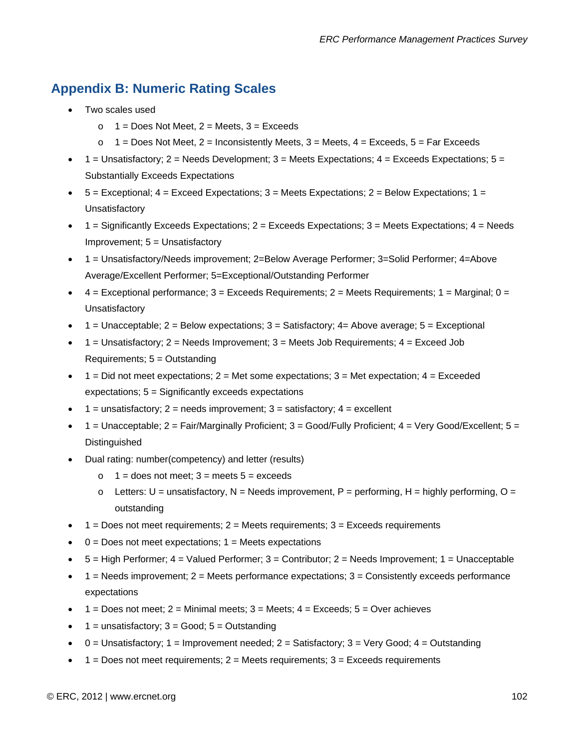## Appendix B: Numeric Rating Scales

- Two scales used
  - 1 = Does Not Meet, 2 = Meets, 3 = Exceeds
  - 1 = Does Not Meet, 2 = Inconsistently Meets, 3 = Meets, 4 = Exceeds, 5 = Far Exceeds
- 1 = Unsatisfactory; 2 = Needs Development; 3 = Meets Expectations; 4 = Exceeds Expectations; 5 = Substantially Exceeds Expectations
- 5 = Exceptional; 4 = Exceed Expectations; 3 = Meets Expectations; 2 = Below Expectations; 1 = Unsatisfactory
- 1 = Significantly Exceeds Expectations; 2 = Exceeds Expectations; 3 = Meets Expectations; 4 = Needs Improvement; 5 = Unsatisfactory
- 1 = Unsatisfactory/Needs improvement; 2=Below Average Performer; 3=Solid Performer; 4=Above Average/Excellent Performer; 5=Exceptional/Outstanding Performer
- 4 = Exceptional performance; 3 = Exceeds Requirements; 2 = Meets Requirements; 1 = Marginal; 0 = Unsatisfactory
- 1 = Unacceptable; 2 = Below expectations; 3 = Satisfactory; 4= Above average; 5 = Exceptional
- 1 = Unsatisfactory; 2 = Needs Improvement; 3 = Meets Job Requirements; 4 = Exceed Job Requirements; 5 = Outstanding
- 1 = Did not meet expectations; 2 = Met some expectations; 3 = Met expectation; 4 = Exceeded expectations; 5 = Significantly exceeds expectations
- 1 = unsatisfactory; 2 = needs improvement; 3 = satisfactory; 4 = excellent
- 1 = Unacceptable; 2 = Fair/Marginally Proficient; 3 = Good/Fully Proficient; 4 = Very Good/Excellent; 5 = Distinguished
- Dual rating: number(competency) and letter (results)
  - 1 = does not meet; 3 = meets 5 = exceeds
  - Letters: U = unsatisfactory, N = Needs improvement, P = performing, H = highly performing, O = outstanding
- 1 = Does not meet requirements; 2 = Meets requirements; 3 = Exceeds requirements
- 0 = Does not meet expectations; 1 = Meets expectations
- 5 = High Performer; 4 = Valued Performer; 3 = Contributor; 2 = Needs Improvement; 1 = Unacceptable
- 1 = Needs improvement; 2 = Meets performance expectations; 3 = Consistently exceeds performance expectations
- 1 = Does not meet; 2 = Minimal meets; 3 = Meets; 4 = Exceeds; 5 = Over achieves
- 1 = unsatisfactory; 3 = Good; 5 = Outstanding
- 0 = Unsatisfactory; 1 = Improvement needed; 2 = Satisfactory; 3 = Very Good; 4 = Outstanding
- 1 = Does not meet requirements; 2 = Meets requirements; 3 = Exceeds requirements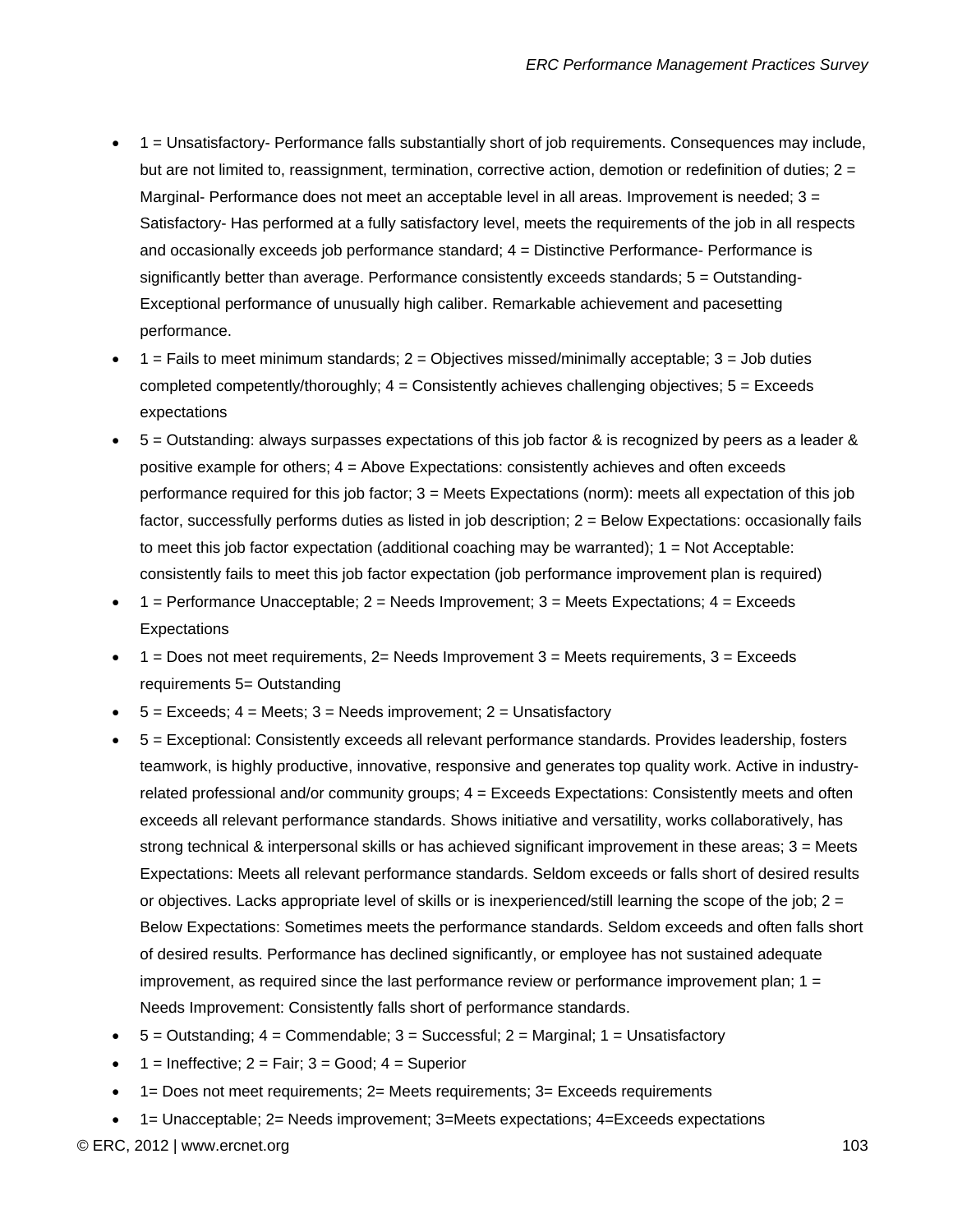- 1 = Unsatisfactory- Performance falls substantially short of job requirements. Consequences may include, but are not limited to, reassignment, termination, corrective action, demotion or redefinition of duties; 2 = Marginal- Performance does not meet an acceptable level in all areas. Improvement is needed; 3 = Satisfactory- Has performed at a fully satisfactory level, meets the requirements of the job in all respects and occasionally exceeds job performance standard; 4 = Distinctive Performance- Performance is significantly better than average. Performance consistently exceeds standards; 5 = Outstanding- Exceptional performance of unusually high caliber. Remarkable achievement and pacesetting performance.
- 1 = Fails to meet minimum standards; 2 = Objectives missed/minimally acceptable; 3 = Job duties completed competently/thoroughly; 4 = Consistently achieves challenging objectives; 5 = Exceeds expectations
- 5 = Outstanding: always surpasses expectations of this job factor & is recognized by peers as a leader & positive example for others; 4 = Above Expectations: consistently achieves and often exceeds performance required for this job factor; 3 = Meets Expectations (norm): meets all expectation of this job factor, successfully performs duties as listed in job description; 2 = Below Expectations: occasionally fails to meet this job factor expectation (additional coaching may be warranted); 1 = Not Acceptable: consistently fails to meet this job factor expectation (job performance improvement plan is required)
- 1 = Performance Unacceptable; 2 = Needs Improvement; 3 = Meets Expectations; 4 = Exceeds Expectations
- 1 = Does not meet requirements, 2= Needs Improvement 3 = Meets requirements, 3 = Exceeds requirements 5= Outstanding
- 5 = Exceeds; 4 = Meets; 3 = Needs improvement; 2 = Unsatisfactory
- 5 = Exceptional: Consistently exceeds all relevant performance standards. Provides leadership, fosters teamwork, is highly productive, innovative, responsive and generates top quality work. Active in industry-related professional and/or community groups; 4 = Exceeds Expectations: Consistently meets and often exceeds all relevant performance standards. Shows initiative and versatility, works collaboratively, has strong technical & interpersonal skills or has achieved significant improvement in these areas; 3 = Meets Expectations: Meets all relevant performance standards. Seldom exceeds or falls short of desired results or objectives. Lacks appropriate level of skills or is inexperienced/still learning the scope of the job; 2 = Below Expectations: Sometimes meets the performance standards. Seldom exceeds and often falls short of desired results. Performance has declined significantly, or employee has not sustained adequate improvement, as required since the last performance review or performance improvement plan; 1 = Needs Improvement: Consistently falls short of performance standards.
- 5 = Outstanding; 4 = Commendable; 3 = Successful; 2 = Marginal; 1 = Unsatisfactory
- 1 = Ineffective; 2 = Fair; 3 = Good; 4 = Superior
- 1= Does not meet requirements; 2= Meets requirements; 3= Exceeds requirements
- 1= Unacceptable; 2= Needs improvement; 3=Meets expectations; 4=Exceeds expectations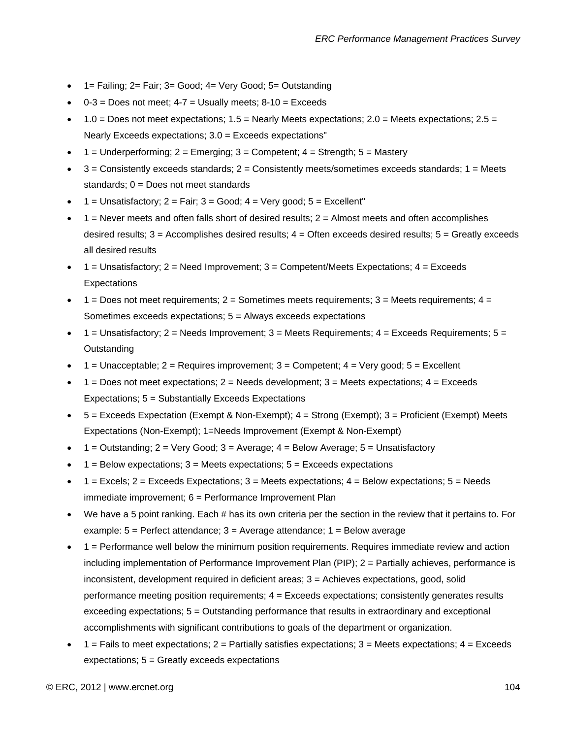- 1= Failing; 2= Fair; 3= Good; 4= Very Good; 5= Outstanding
- 0-3 = Does not meet; 4-7 = Usually meets; 8-10 = Exceeds
- 1.0 = Does not meet expectations; 1.5 = Nearly Meets expectations; 2.0 = Meets expectations; 2.5 = Nearly Exceeds expectations; 3.0 = Exceeds expectations"
- 1 = Underperforming; 2 = Emerging; 3 = Competent; 4 = Strength; 5 = Mastery
- 3 = Consistently exceeds standards; 2 = Consistently meets/sometimes exceeds standards; 1 = Meets standards; 0 = Does not meet standards
- 1 = Unsatisfactory; 2 = Fair; 3 = Good; 4 = Very good; 5 = Excellent"
- 1 = Never meets and often falls short of desired results; 2 = Almost meets and often accomplishes desired results; 3 = Accomplishes desired results; 4 = Often exceeds desired results; 5 = Greatly exceeds all desired results
- 1 = Unsatisfactory; 2 = Need Improvement; 3 = Competent/Meets Expectations; 4 = Exceeds Expectations
- 1 = Does not meet requirements; 2 = Sometimes meets requirements; 3 = Meets requirements; 4 = Sometimes exceeds expectations; 5 = Always exceeds expectations
- 1 = Unsatisfactory; 2 = Needs Improvement; 3 = Meets Requirements; 4 = Exceeds Requirements; 5 = Outstanding
- 1 = Unacceptable; 2 = Requires improvement; 3 = Competent; 4 = Very good; 5 = Excellent
- 1 = Does not meet expectations; 2 = Needs development; 3 = Meets expectations; 4 = Exceeds Expectations; 5 = Substantially Exceeds Expectations
- 5 = Exceeds Expectation (Exempt & Non-Exempt); 4 = Strong (Exempt); 3 = Proficient (Exempt) Meets Expectations (Non-Exempt); 1=Needs Improvement (Exempt & Non-Exempt)
- 1 = Outstanding; 2 = Very Good; 3 = Average; 4 = Below Average; 5 = Unsatisfactory
- 1 = Below expectations; 3 = Meets expectations; 5 = Exceeds expectations
- 1 = Excels; 2 = Exceeds Expectations; 3 = Meets expectations; 4 = Below expectations; 5 = Needs immediate improvement; 6 = Performance Improvement Plan
- We have a 5 point ranking. Each # has its own criteria per the section in the review that it pertains to. For example: 5 = Perfect attendance; 3 = Average attendance; 1 = Below average
- 1 = Performance well below the minimum position requirements. Requires immediate review and action including implementation of Performance Improvement Plan (PIP); 2 = Partially achieves, performance is inconsistent, development required in deficient areas; 3 = Achieves expectations, good, solid performance meeting position requirements; 4 = Exceeds expectations; consistently generates results exceeding expectations; 5 = Outstanding performance that results in extraordinary and exceptional accomplishments with significant contributions to goals of the department or organization.
- 1 = Fails to meet expectations; 2 = Partially satisfies expectations; 3 = Meets expectations; 4 = Exceeds expectations; 5 = Greatly exceeds expectations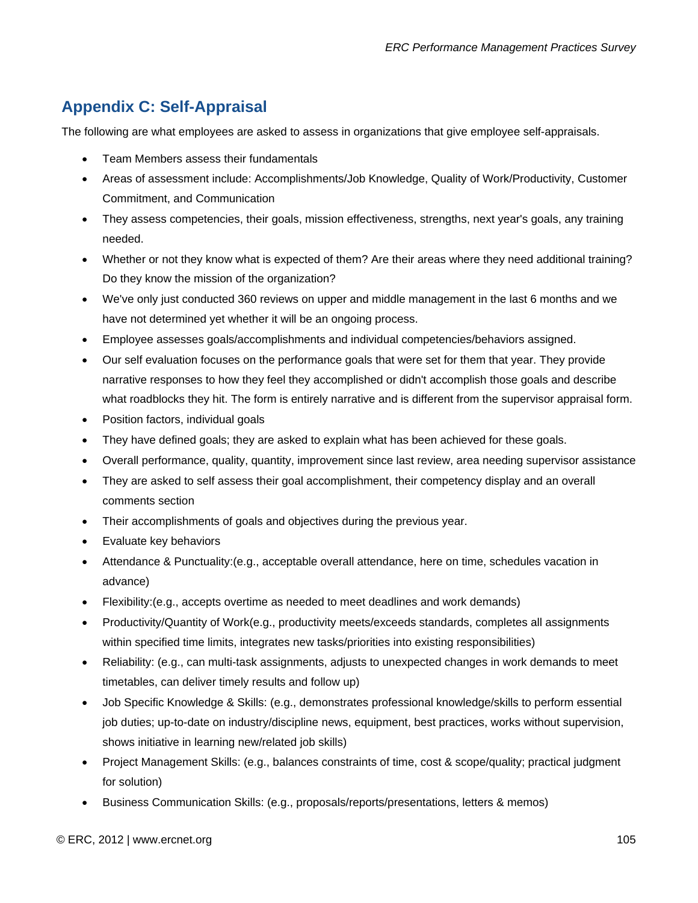## Appendix C: Self-Appraisal

The following are what employees are asked to assess in organizations that give employee self-appraisals.

- Team Members assess their fundamentals
- Areas of assessment include: Accomplishments/Job Knowledge, Quality of Work/Productivity, Customer Commitment, and Communication
- They assess competencies, their goals, mission effectiveness, strengths, next year's goals, any training needed.
- Whether or not they know what is expected of them? Are their areas where they need additional training? Do they know the mission of the organization?
- We've only just conducted 360 reviews on upper and middle management in the last 6 months and we have not determined yet whether it will be an ongoing process.
- Employee assesses goals/accomplishments and individual competencies/behaviors assigned.
- Our self evaluation focuses on the performance goals that were set for them that year. They provide narrative responses to how they feel they accomplished or didn't accomplish those goals and describe what roadblocks they hit. The form is entirely narrative and is different from the supervisor appraisal form.
- Position factors, individual goals
- They have defined goals; they are asked to explain what has been achieved for these goals.
- Overall performance, quality, quantity, improvement since last review, area needing supervisor assistance
- They are asked to self assess their goal accomplishment, their competency display and an overall comments section
- Their accomplishments of goals and objectives during the previous year.
- Evaluate key behaviors
- Attendance & Punctuality:(e.g., acceptable overall attendance, here on time, schedules vacation in advance)
- Flexibility:(e.g., accepts overtime as needed to meet deadlines and work demands)
- Productivity/Quantity of Work(e.g., productivity meets/exceeds standards, completes all assignments within specified time limits, integrates new tasks/priorities into existing responsibilities)
- Reliability: (e.g., can multi-task assignments, adjusts to unexpected changes in work demands to meet timetables, can deliver timely results and follow up)
- Job Specific Knowledge & Skills: (e.g., demonstrates professional knowledge/skills to perform essential job duties; up-to-date on industry/discipline news, equipment, best practices, works without supervision, shows initiative in learning new/related job skills)
- Project Management Skills: (e.g., balances constraints of time, cost & scope/quality; practical judgment for solution)
- Business Communication Skills: (e.g., proposals/reports/presentations, letters & memos)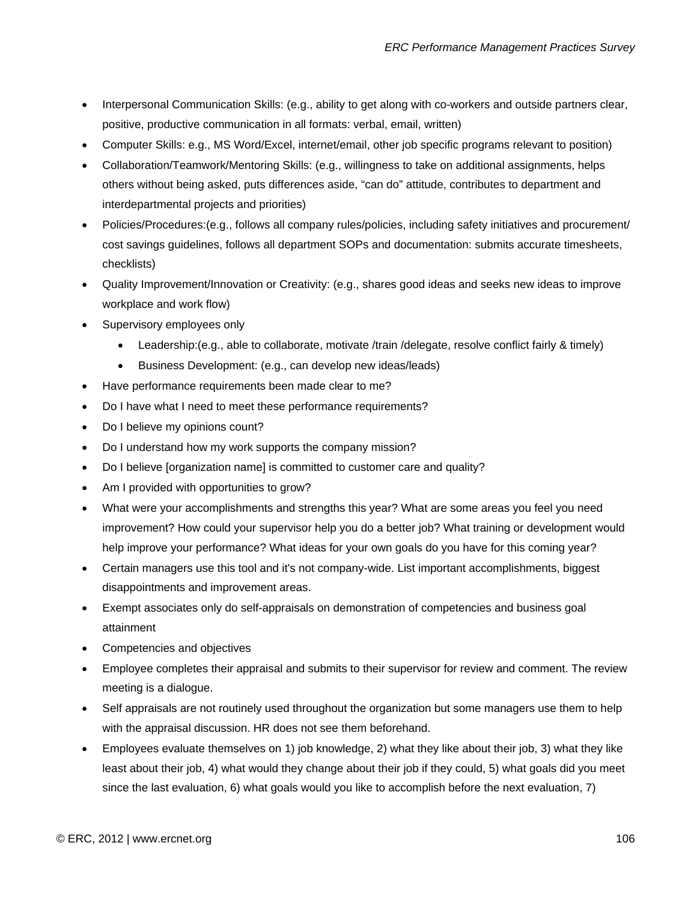- Interpersonal Communication Skills: (e.g., ability to get along with co-workers and outside partners clear, positive, productive communication in all formats: verbal, email, written)
- Computer Skills: e.g., MS Word/Excel, internet/email, other job specific programs relevant to position)
- Collaboration/Teamwork/Mentoring Skills: (e.g., willingness to take on additional assignments, helps others without being asked, puts differences aside, “can do” attitude, contributes to department and interdepartmental projects and priorities)
- Policies/Procedures:(e.g., follows all company rules/policies, including safety initiatives and procurement/ cost savings guidelines, follows all department SOPs and documentation: submits accurate timesheets, checklists)
- Quality Improvement/Innovation or Creativity: (e.g., shares good ideas and seeks new ideas to improve workplace and work flow)
- Supervisory employees only
    - Leadership:(e.g., able to collaborate, motivate /train /delegate, resolve conflict fairly & timely)
    - Business Development: (e.g., can develop new ideas/leads)
- Have performance requirements been made clear to me?
- Do I have what I need to meet these performance requirements?
- Do I believe my opinions count?
- Do I understand how my work supports the company mission?
- Do I believe [organization name] is committed to customer care and quality?
- Am I provided with opportunities to grow?
- What were your accomplishments and strengths this year? What are some areas you feel you need improvement? How could your supervisor help you do a better job? What training or development would help improve your performance? What ideas for your own goals do you have for this coming year?
- Certain managers use this tool and it's not company-wide. List important accomplishments, biggest disappointments and improvement areas.
- Exempt associates only do self-appraisals on demonstration of competencies and business goal attainment
- Competencies and objectives
- Employee completes their appraisal and submits to their supervisor for review and comment. The review meeting is a dialogue.
- Self appraisals are not routinely used throughout the organization but some managers use them to help with the appraisal discussion. HR does not see them beforehand.
- Employees evaluate themselves on 1) job knowledge, 2) what they like about their job, 3) what they like least about their job, 4) what would they change about their job if they could, 5) what goals did you meet since the last evaluation, 6) what goals would you like to accomplish before the next evaluation, 7)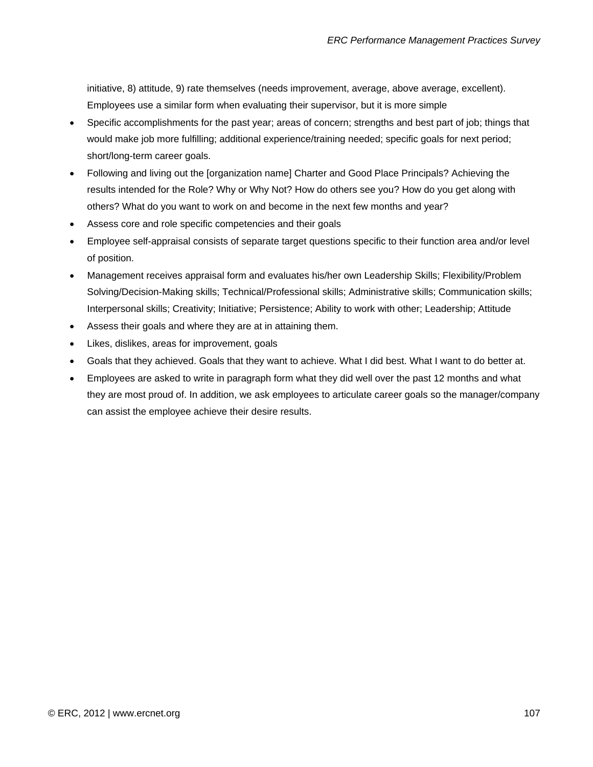initiative, 8) attitude, 9) rate themselves (needs improvement, average, above average, excellent). Employees use a similar form when evaluating their supervisor, but it is more simple

- Specific accomplishments for the past year; areas of concern; strengths and best part of job; things that would make job more fulfilling; additional experience/training needed; specific goals for next period; short/long-term career goals.
- Following and living out the [organization name] Charter and Good Place Principals? Achieving the results intended for the Role? Why or Why Not? How do others see you? How do you get along with others? What do you want to work on and become in the next few months and year?
- Assess core and role specific competencies and their goals
- Employee self-appraisal consists of separate target questions specific to their function area and/or level of position.
- Management receives appraisal form and evaluates his/her own Leadership Skills; Flexibility/Problem Solving/Decision-Making skills; Technical/Professional skills; Administrative skills; Communication skills; Interpersonal skills; Creativity; Initiative; Persistence; Ability to work with other; Leadership; Attitude
- Assess their goals and where they are at in attaining them.
- Likes, dislikes, areas for improvement, goals
- Goals that they achieved. Goals that they want to achieve. What I did best. What I want to do better at.
- Employees are asked to write in paragraph form what they did well over the past 12 months and what they are most proud of. In addition, we ask employees to articulate career goals so the manager/company can assist the employee achieve their desire results.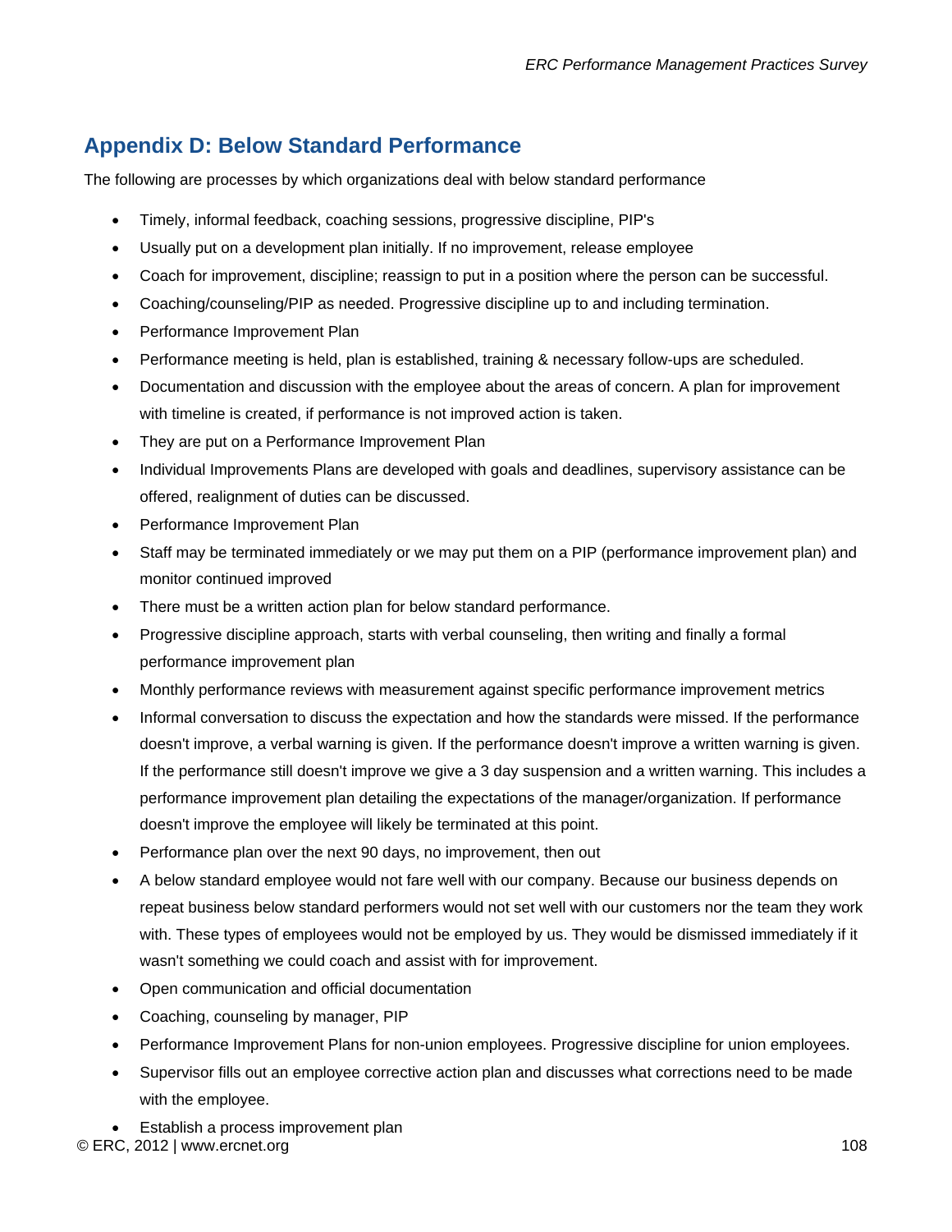## Appendix D: Below Standard Performance

The following are processes by which organizations deal with below standard performance

- Timely, informal feedback, coaching sessions, progressive discipline, PIP's
- Usually put on a development plan initially. If no improvement, release employee
- Coach for improvement, discipline; reassign to put in a position where the person can be successful.
- Coaching/counseling/PIP as needed. Progressive discipline up to and including termination.
- Performance Improvement Plan
- Performance meeting is held, plan is established, training & necessary follow-ups are scheduled.
- Documentation and discussion with the employee about the areas of concern. A plan for improvement with timeline is created, if performance is not improved action is taken.
- They are put on a Performance Improvement Plan
- Individual Improvements Plans are developed with goals and deadlines, supervisory assistance can be offered, realignment of duties can be discussed.
- Performance Improvement Plan
- Staff may be terminated immediately or we may put them on a PIP (performance improvement plan) and monitor continued improved
- There must be a written action plan for below standard performance.
- Progressive discipline approach, starts with verbal counseling, then writing and finally a formal performance improvement plan
- Monthly performance reviews with measurement against specific performance improvement metrics
- Informal conversation to discuss the expectation and how the standards were missed. If the performance doesn't improve, a verbal warning is given. If the performance doesn't improve a written warning is given. If the performance still doesn't improve we give a 3 day suspension and a written warning. This includes a performance improvement plan detailing the expectations of the manager/organization. If performance doesn't improve the employee will likely be terminated at this point.
- Performance plan over the next 90 days, no improvement, then out
- A below standard employee would not fare well with our company. Because our business depends on repeat business below standard performers would not set well with our customers nor the team they work with. These types of employees would not be employed by us. They would be dismissed immediately if it wasn't something we could coach and assist with for improvement.
- Open communication and official documentation
- Coaching, counseling by manager, PIP
- Performance Improvement Plans for non-union employees. Progressive discipline for union employees.
- Supervisor fills out an employee corrective action plan and discusses what corrections need to be made with the employee.
- Establish a process improvement plan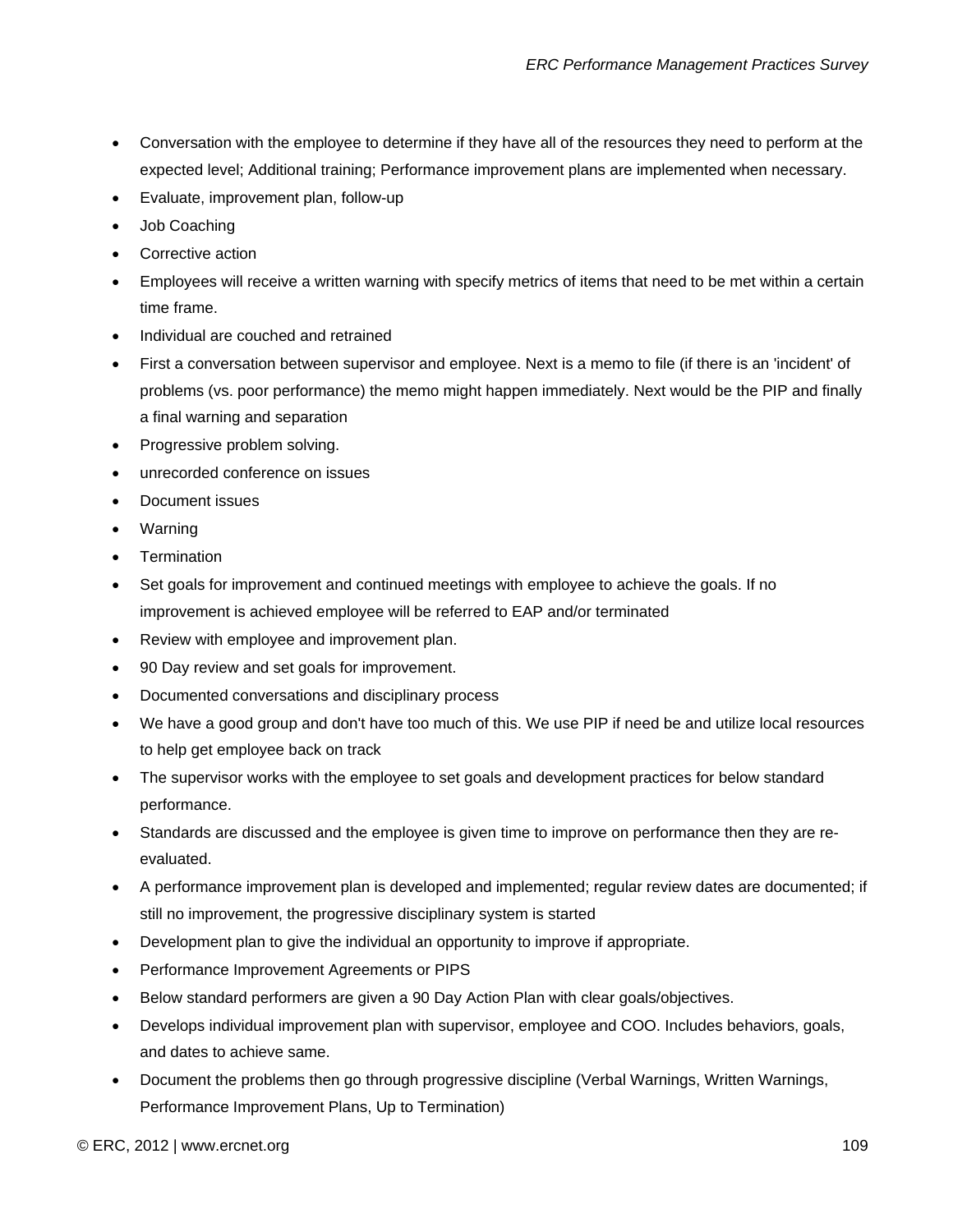- Conversation with the employee to determine if they have all of the resources they need to perform at the expected level; Additional training; Performance improvement plans are implemented when necessary.
- Evaluate, improvement plan, follow-up
- Job Coaching
- Corrective action
- Employees will receive a written warning with specify metrics of items that need to be met within a certain time frame.
- Individual are couched and retrained
- First a conversation between supervisor and employee. Next is a memo to file (if there is an 'incident' of problems (vs. poor performance) the memo might happen immediately. Next would be the PIP and finally a final warning and separation
- Progressive problem solving.
- unrecorded conference on issues
- Document issues
- Warning
- Termination
- Set goals for improvement and continued meetings with employee to achieve the goals. If no improvement is achieved employee will be referred to EAP and/or terminated
- Review with employee and improvement plan.
- 90 Day review and set goals for improvement.
- Documented conversations and disciplinary process
- We have a good group and don't have too much of this. We use PIP if need be and utilize local resources to help get employee back on track
- The supervisor works with the employee to set goals and development practices for below standard performance.
- Standards are discussed and the employee is given time to improve on performance then they are re-evaluated.
- A performance improvement plan is developed and implemented; regular review dates are documented; if still no improvement, the progressive disciplinary system is started
- Development plan to give the individual an opportunity to improve if appropriate.
- Performance Improvement Agreements or PIPS
- Below standard performers are given a 90 Day Action Plan with clear goals/objectives.
- Develops individual improvement plan with supervisor, employee and COO. Includes behaviors, goals, and dates to achieve same.
- Document the problems then go through progressive discipline (Verbal Warnings, Written Warnings, Performance Improvement Plans, Up to Termination)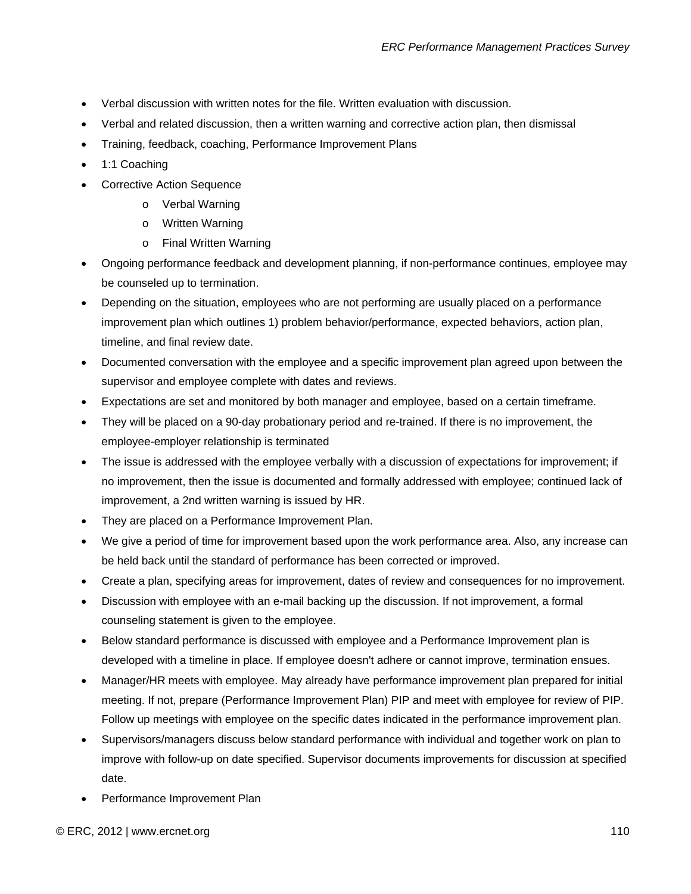- Verbal discussion with written notes for the file. Written evaluation with discussion.
- Verbal and related discussion, then a written warning and corrective action plan, then dismissal
- Training, feedback, coaching, Performance Improvement Plans
- 1:1 Coaching
- Corrective Action Sequence
    - Verbal Warning
    - Written Warning
    - Final Written Warning
- Ongoing performance feedback and development planning, if non-performance continues, employee may be counseled up to termination.
- Depending on the situation, employees who are not performing are usually placed on a performance improvement plan which outlines 1) problem behavior/performance, expected behaviors, action plan, timeline, and final review date.
- Documented conversation with the employee and a specific improvement plan agreed upon between the supervisor and employee complete with dates and reviews.
- Expectations are set and monitored by both manager and employee, based on a certain timeframe.
- They will be placed on a 90-day probationary period and re-trained. If there is no improvement, the employee-employer relationship is terminated
- The issue is addressed with the employee verbally with a discussion of expectations for improvement; if no improvement, then the issue is documented and formally addressed with employee; continued lack of improvement, a 2nd written warning is issued by HR.
- They are placed on a Performance Improvement Plan.
- We give a period of time for improvement based upon the work performance area. Also, any increase can be held back until the standard of performance has been corrected or improved.
- Create a plan, specifying areas for improvement, dates of review and consequences for no improvement.
- Discussion with employee with an e-mail backing up the discussion. If not improvement, a formal counseling statement is given to the employee.
- Below standard performance is discussed with employee and a Performance Improvement plan is developed with a timeline in place. If employee doesn't adhere or cannot improve, termination ensues.
- Manager/HR meets with employee. May already have performance improvement plan prepared for initial meeting. If not, prepare (Performance Improvement Plan) PIP and meet with employee for review of PIP. Follow up meetings with employee on the specific dates indicated in the performance improvement plan.
- Supervisors/managers discuss below standard performance with individual and together work on plan to improve with follow-up on date specified. Supervisor documents improvements for discussion at specified date.
- Performance Improvement Plan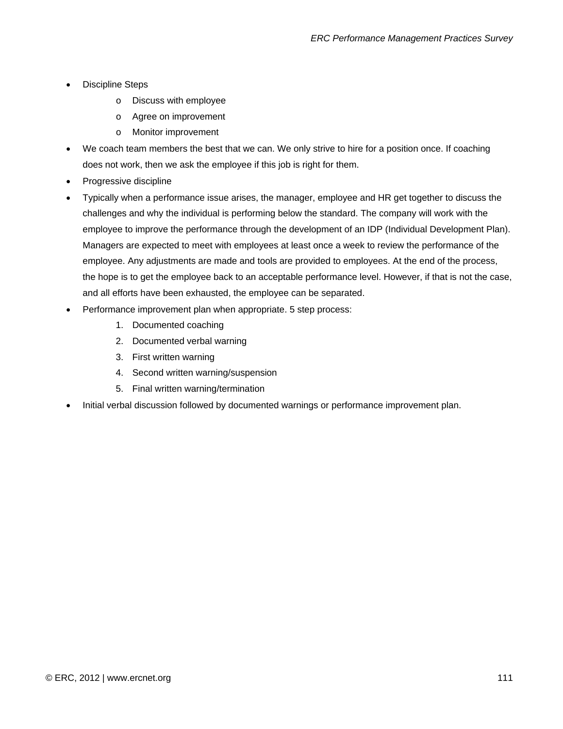- Discipline Steps
  - Discuss with employee
  - Agree on improvement
  - Monitor improvement
- We coach team members the best that we can. We only strive to hire for a position once. If coaching does not work, then we ask the employee if this job is right for them.
- Progressive discipline
- Typically when a performance issue arises, the manager, employee and HR get together to discuss the challenges and why the individual is performing below the standard. The company will work with the employee to improve the performance through the development of an IDP (Individual Development Plan). Managers are expected to meet with employees at least once a week to review the performance of the employee. Any adjustments are made and tools are provided to employees. At the end of the process, the hope is to get the employee back to an acceptable performance level. However, if that is not the case, and all efforts have been exhausted, the employee can be separated.
- Performance improvement plan when appropriate. 5 step process:
  1. Documented coaching
  2. Documented verbal warning
  3. First written warning
  4. Second written warning/suspension
  5. Final written warning/termination
- Initial verbal discussion followed by documented warnings or performance improvement plan.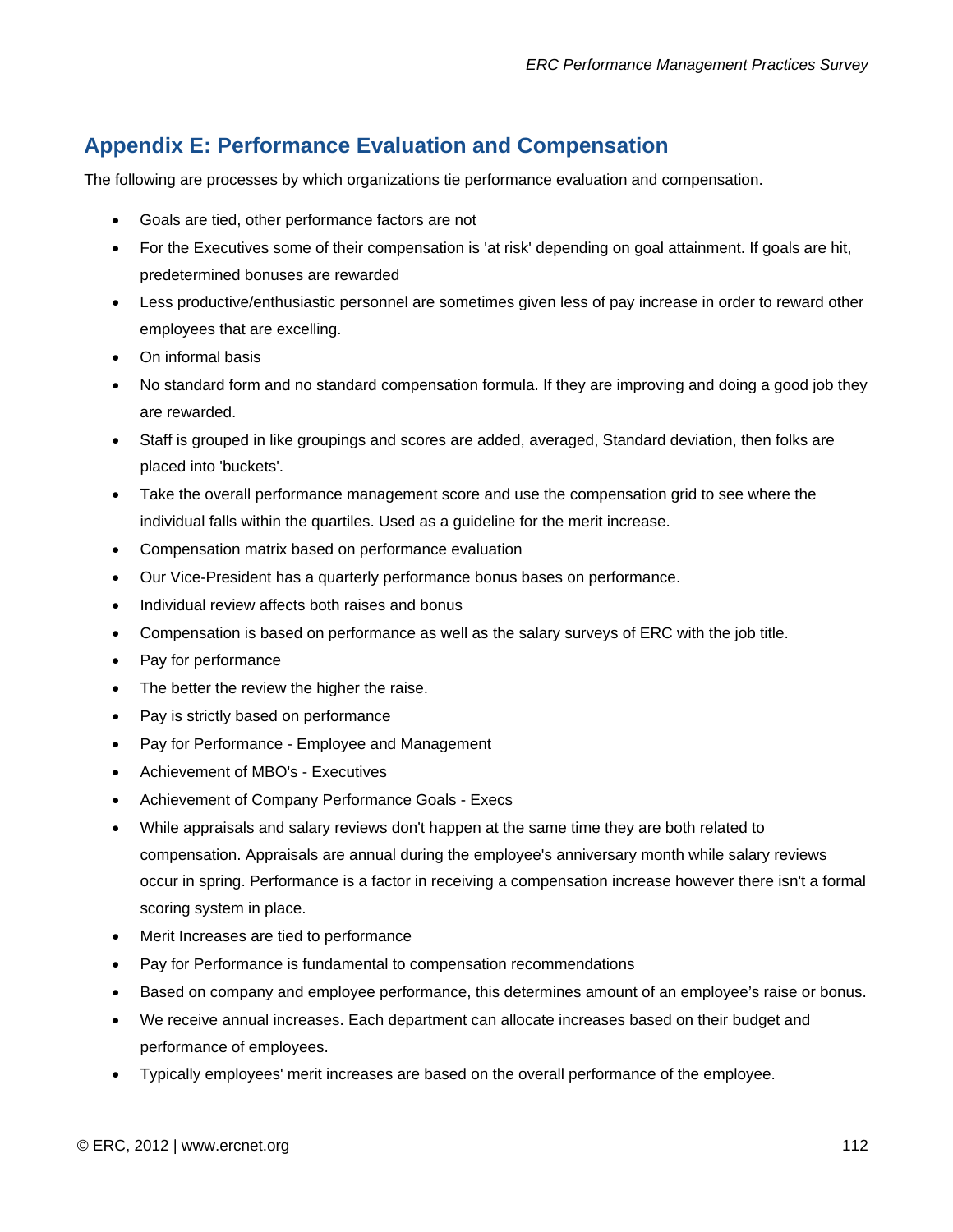## Appendix E: Performance Evaluation and Compensation

The following are processes by which organizations tie performance evaluation and compensation.

- Goals are tied, other performance factors are not
- For the Executives some of their compensation is 'at risk' depending on goal attainment. If goals are hit, predetermined bonuses are rewarded
- Less productive/enthusiastic personnel are sometimes given less of pay increase in order to reward other employees that are excelling.
- On informal basis
- No standard form and no standard compensation formula. If they are improving and doing a good job they are rewarded.
- Staff is grouped in like groupings and scores are added, averaged, Standard deviation, then folks are placed into 'buckets'.
- Take the overall performance management score and use the compensation grid to see where the individual falls within the quartiles. Used as a guideline for the merit increase.
- Compensation matrix based on performance evaluation
- Our Vice-President has a quarterly performance bonus bases on performance.
- Individual review affects both raises and bonus
- Compensation is based on performance as well as the salary surveys of ERC with the job title.
- Pay for performance
- The better the review the higher the raise.
- Pay is strictly based on performance
- Pay for Performance - Employee and Management
- Achievement of MBO's - Executives
- Achievement of Company Performance Goals - Execs
- While appraisals and salary reviews don't happen at the same time they are both related to compensation. Appraisals are annual during the employee's anniversary month while salary reviews occur in spring. Performance is a factor in receiving a compensation increase however there isn't a formal scoring system in place.
- Merit Increases are tied to performance
- Pay for Performance is fundamental to compensation recommendations
- Based on company and employee performance, this determines amount of an employee's raise or bonus.
- We receive annual increases. Each department can allocate increases based on their budget and performance of employees.
- Typically employees' merit increases are based on the overall performance of the employee.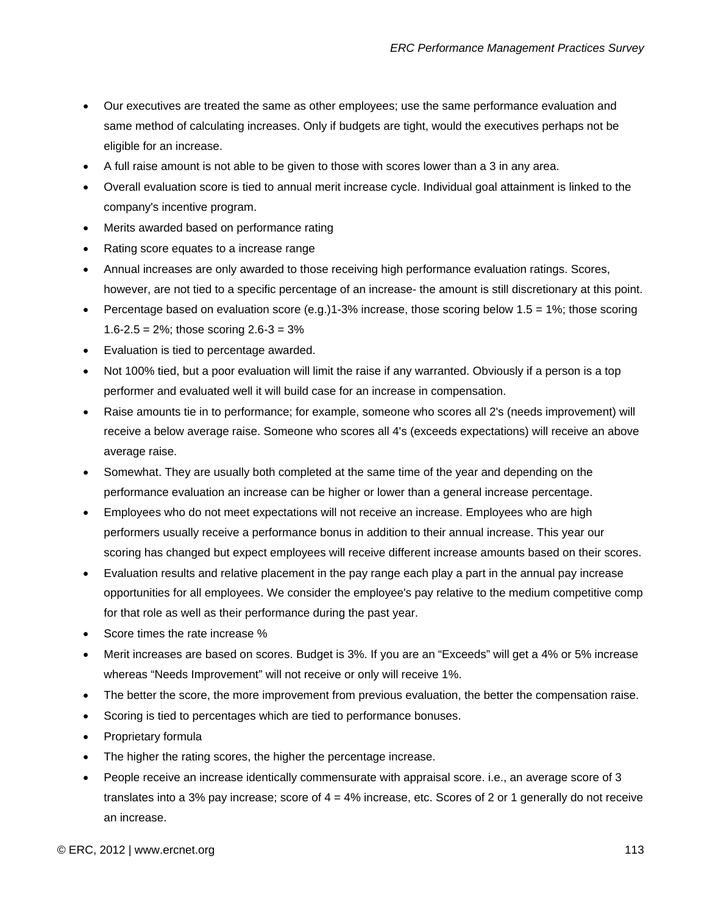- Our executives are treated the same as other employees; use the same performance evaluation and same method of calculating increases. Only if budgets are tight, would the executives perhaps not be eligible for an increase.
- A full raise amount is not able to be given to those with scores lower than a 3 in any area.
- Overall evaluation score is tied to annual merit increase cycle. Individual goal attainment is linked to the company's incentive program.
- Merits awarded based on performance rating
- Rating score equates to a increase range
- Annual increases are only awarded to those receiving high performance evaluation ratings. Scores, however, are not tied to a specific percentage of an increase- the amount is still discretionary at this point.
- Percentage based on evaluation score (e.g.)1-3% increase, those scoring below 1.5 = 1%; those scoring 1.6-2.5 = 2%; those scoring 2.6-3 = 3%
- Evaluation is tied to percentage awarded.
- Not 100% tied, but a poor evaluation will limit the raise if any warranted. Obviously if a person is a top performer and evaluated well it will build case for an increase in compensation.
- Raise amounts tie in to performance; for example, someone who scores all 2's (needs improvement) will receive a below average raise. Someone who scores all 4's (exceeds expectations) will receive an above average raise.
- Somewhat. They are usually both completed at the same time of the year and depending on the performance evaluation an increase can be higher or lower than a general increase percentage.
- Employees who do not meet expectations will not receive an increase. Employees who are high performers usually receive a performance bonus in addition to their annual increase. This year our scoring has changed but expect employees will receive different increase amounts based on their scores.
- Evaluation results and relative placement in the pay range each play a part in the annual pay increase opportunities for all employees. We consider the employee's pay relative to the medium competitive comp for that role as well as their performance during the past year.
- Score times the rate increase %
- Merit increases are based on scores. Budget is 3%. If you are an "Exceeds" will get a 4% or 5% increase whereas "Needs Improvement" will not receive or only will receive 1%.
- The better the score, the more improvement from previous evaluation, the better the compensation raise.
- Scoring is tied to percentages which are tied to performance bonuses.
- Proprietary formula
- The higher the rating scores, the higher the percentage increase.
- People receive an increase identically commensurate with appraisal score. i.e., an average score of 3 translates into a 3% pay increase; score of 4 = 4% increase, etc. Scores of 2 or 1 generally do not receive an increase.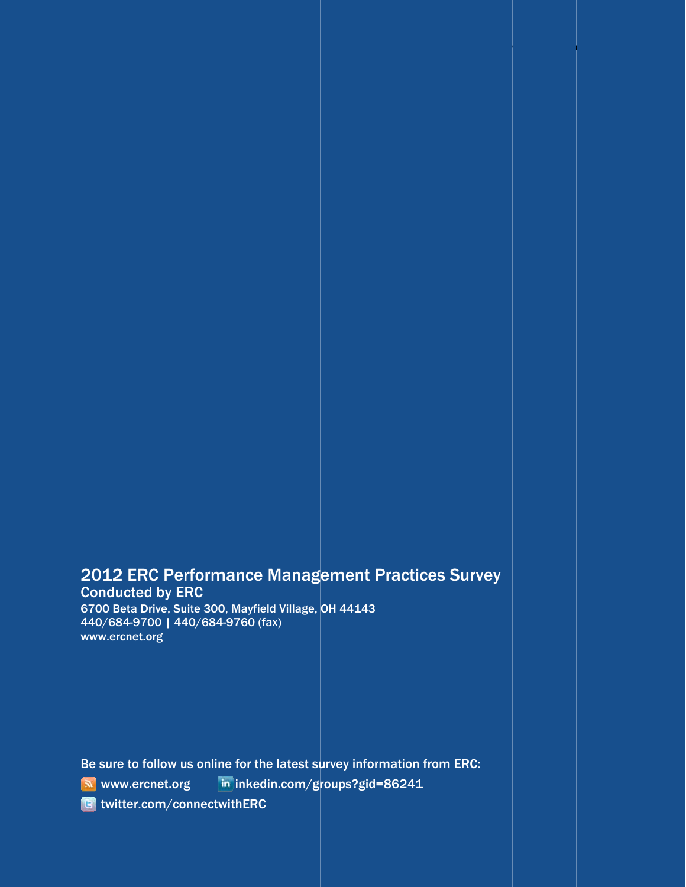2012 ERC Performance Management Practices Survey

Conducted by ERC

6700 Beta Drive, Suite 300, Mayfield Village, OH 44143

440/684-9700 | 440/684-9760 (fax)

www.ercnet.org

Be sure to follow us online for the latest survey information from ERC:

www.ercnet.org

linkedin.com/groups?gid=86241

twitter.com/connectwithERC